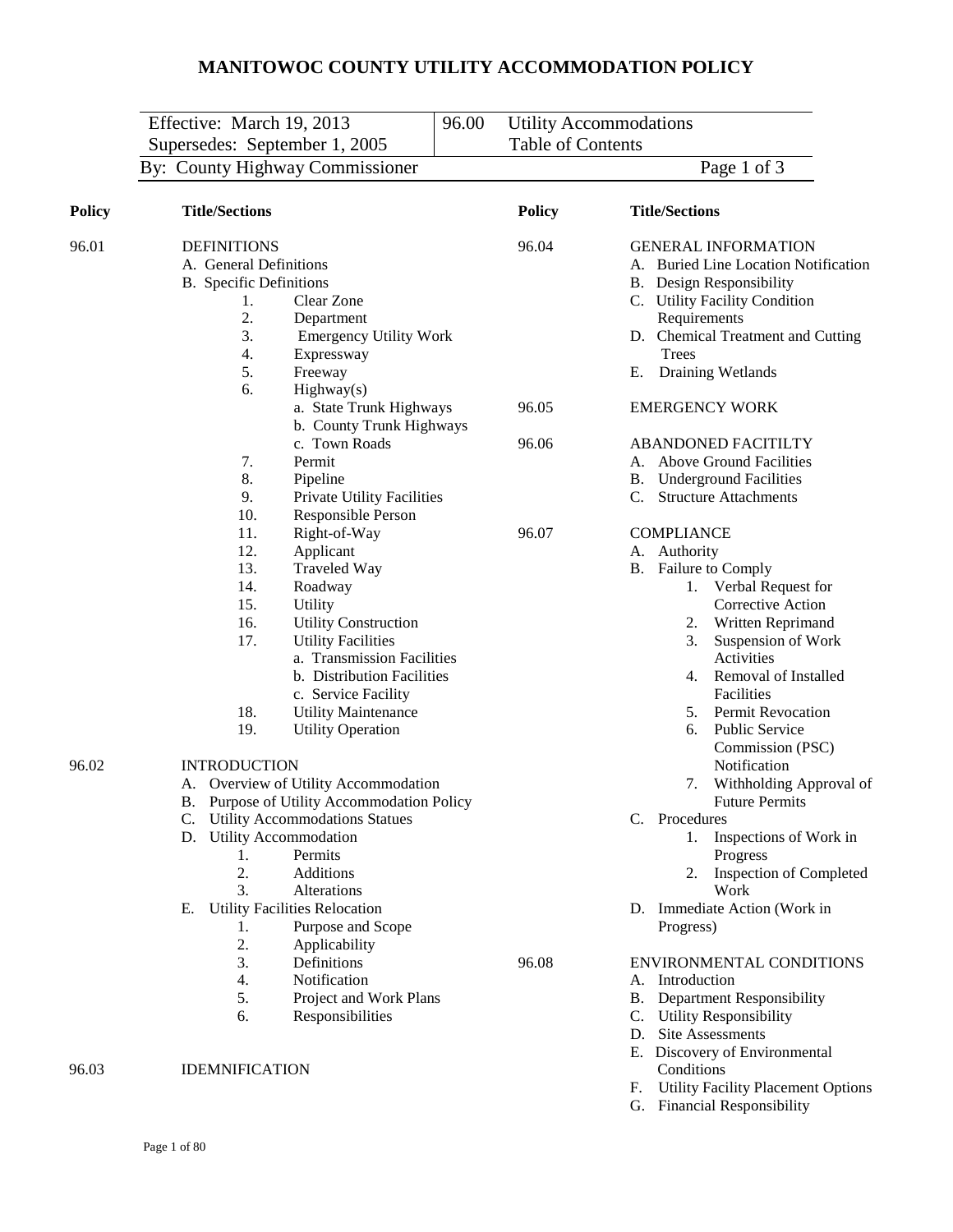# MANITOWOC COUNTY UTILITY ACCOMMODATION POLICY

| Effective: March 19, 2013 | 96.00 | Utility Accommodations |
|---|---|---|
| Supersedes: September 1, 2005 | | Table of Contents |
| By: County Highway Commissioner | | Page 1 of 3 |

| Policy | Title/Sections |
|---|---|
| 96.01 | DEFINITIONS |

- A. General Definitions
- B. Specific Definitions
  1. Clear Zone
  2. Department
  3. Emergency Utility Work
  4. Expressway
  5. Freeway
  6. Highway(s)
     - a. State Trunk Highways
     - b. County Trunk Highways
     - c. Town Roads
  7. Permit
  8. Pipeline
  9. Private Utility Facilities
  10. Responsible Person
  11. Right-of-Way
  12. Applicant
  13. Traveled Way
  14. Roadway
  15. Utility
  16. Utility Construction
  17. Utility Facilities
      - a. Transmission Facilities
      - b. Distribution Facilities
      - c. Service Facility
  18. Utility Maintenance
  19. Utility Operation

**96.02** INTRODUCTION

- A. Overview of Utility Accommodation
- B. Purpose of Utility Accommodation Policy
- C. Utility Accommodations Statues
- D. Utility Accommodation
  1. Permits
  2. Additions
  3. Alterations
- E. Utility Facilities Relocation
  1. Purpose and Scope
  2. Applicability
  3. Definitions
  4. Notification
  5. Project and Work Plans
  6. Responsibilities

**96.03** IDEMNIFICATION

**96.04** GENERAL INFORMATION

- A. Buried Line Location Notification
- B. Design Responsibility
- C. Utility Facility Condition Requirements
- D. Chemical Treatment and Cutting Trees
- E. Draining Wetlands

**96.05** EMERGENCY WORK

**96.06** ABANDONED FACITILTY

- A. Above Ground Facilities
- B. Underground Facilities
- C. Structure Attachments

**96.07** COMPLIANCE

- A. Authority
- B. Failure to Comply
  1. Verbal Request for Corrective Action
  2. Written Reprimand
  3. Suspension of Work Activities
  4. Removal of Installed Facilities
  5. Permit Revocation
  6. Public Service Commission (PSC) Notification
  7. Withholding Approval of Future Permits
- C. Procedures
  1. Inspections of Work in Progress
  2. Inspection of Completed Work
- D. Immediate Action (Work in Progress)

**96.08** ENVIRONMENTAL CONDITIONS

- A. Introduction
- B. Department Responsibility
- C. Utility Responsibility
- D. Site Assessments
- E. Discovery of Environmental Conditions
- F. Utility Facility Placement Options
- G. Financial Responsibility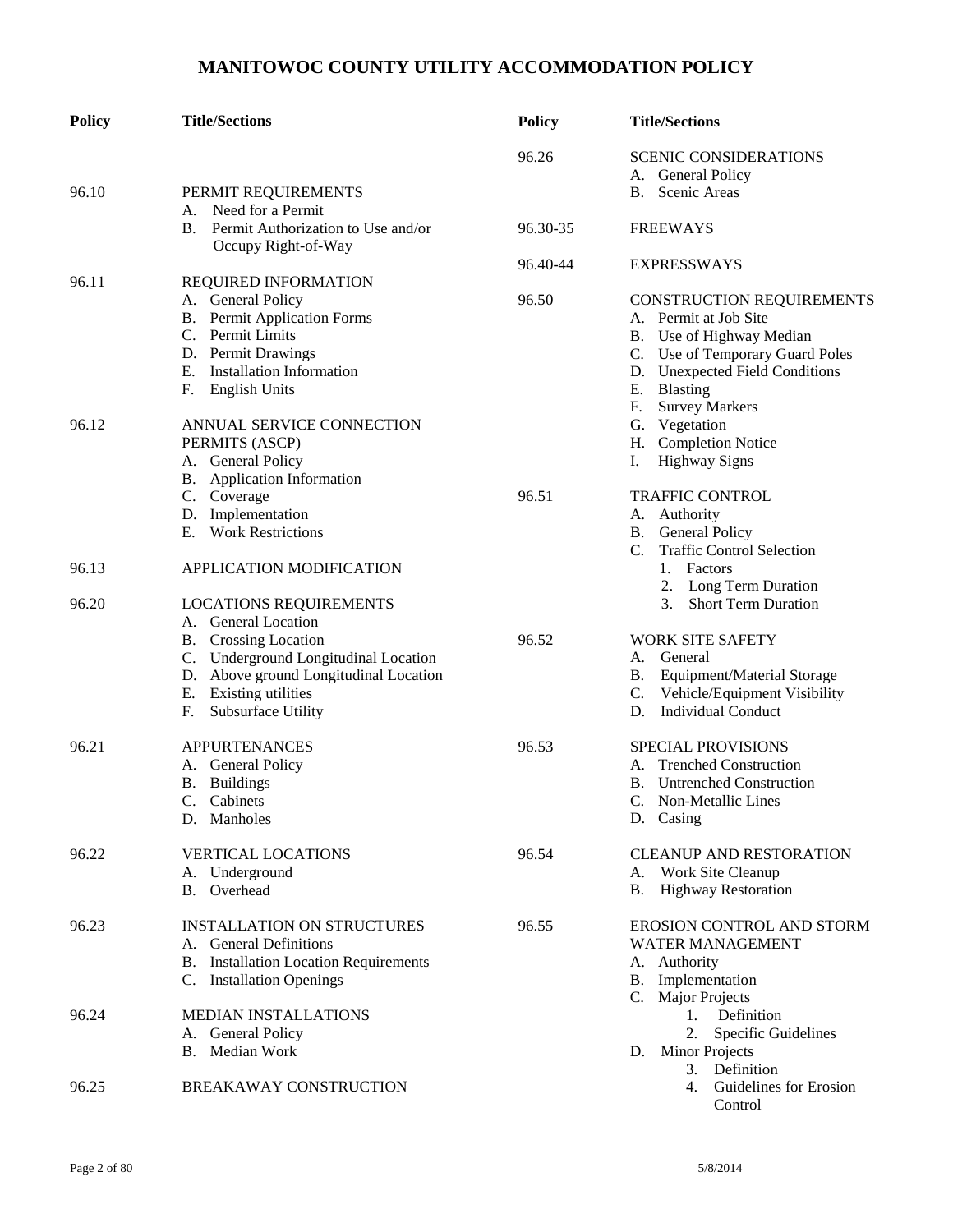# MANITOWOC COUNTY UTILITY ACCOMMODATION POLICY

| Policy | Title/Sections |
|---|---|
| 96.10 | PERMIT REQUIREMENTS<br>A. Need for a Permit<br>B. Permit Authorization to Use and/or Occupy Right-of-Way |
| 96.11 | REQUIRED INFORMATION<br>A. General Policy<br>B. Permit Application Forms<br>C. Permit Limits<br>D. Permit Drawings<br>E. Installation Information<br>F. English Units |
| 96.12 | ANNUAL SERVICE CONNECTION PERMITS (ASCP)<br>A. General Policy<br>B. Application Information<br>C. Coverage<br>D. Implementation<br>E. Work Restrictions |
| 96.13 | APPLICATION MODIFICATION |
| 96.20 | LOCATIONS REQUIREMENTS<br>A. General Location<br>B. Crossing Location<br>C. Underground Longitudinal Location<br>D. Above ground Longitudinal Location<br>E. Existing utilities<br>F. Subsurface Utility |
| 96.21 | APPURTENANCES<br>A. General Policy<br>B. Buildings<br>C. Cabinets<br>D. Manholes |
| 96.22 | VERTICAL LOCATIONS<br>A. Underground<br>B. Overhead |
| 96.23 | INSTALLATION ON STRUCTURES<br>A. General Definitions<br>B. Installation Location Requirements<br>C. Installation Openings |
| 96.24 | MEDIAN INSTALLATIONS<br>A. General Policy<br>B. Median Work |
| 96.25 | BREAKAWAY CONSTRUCTION |
| 96.26 | SCENIC CONSIDERATIONS<br>A. General Policy<br>B. Scenic Areas |
| 96.30-35 | FREEWAYS |
| 96.40-44 | EXPRESSWAYS |
| 96.50 | CONSTRUCTION REQUIREMENTS<br>A. Permit at Job Site<br>B. Use of Highway Median<br>C. Use of Temporary Guard Poles<br>D. Unexpected Field Conditions<br>E. Blasting<br>F. Survey Markers<br>G. Vegetation<br>H. Completion Notice<br>I. Highway Signs |
| 96.51 | TRAFFIC CONTROL<br>A. Authority<br>B. General Policy<br>C. Traffic Control Selection<br>1. Factors<br>2. Long Term Duration<br>3. Short Term Duration |
| 96.52 | WORK SITE SAFETY<br>A. General<br>B. Equipment/Material Storage<br>C. Vehicle/Equipment Visibility<br>D. Individual Conduct |
| 96.53 | SPECIAL PROVISIONS<br>A. Trenched Construction<br>B. Untrenched Construction<br>C. Non-Metallic Lines<br>D. Casing |
| 96.54 | CLEANUP AND RESTORATION<br>A. Work Site Cleanup<br>B. Highway Restoration |
| 96.55 | EROSION CONTROL AND STORM WATER MANAGEMENT<br>A. Authority<br>B. Implementation<br>C. Major Projects<br>1. Definition<br>2. Specific Guidelines<br>D. Minor Projects<br>3. Definition<br>4. Guidelines for Erosion Control |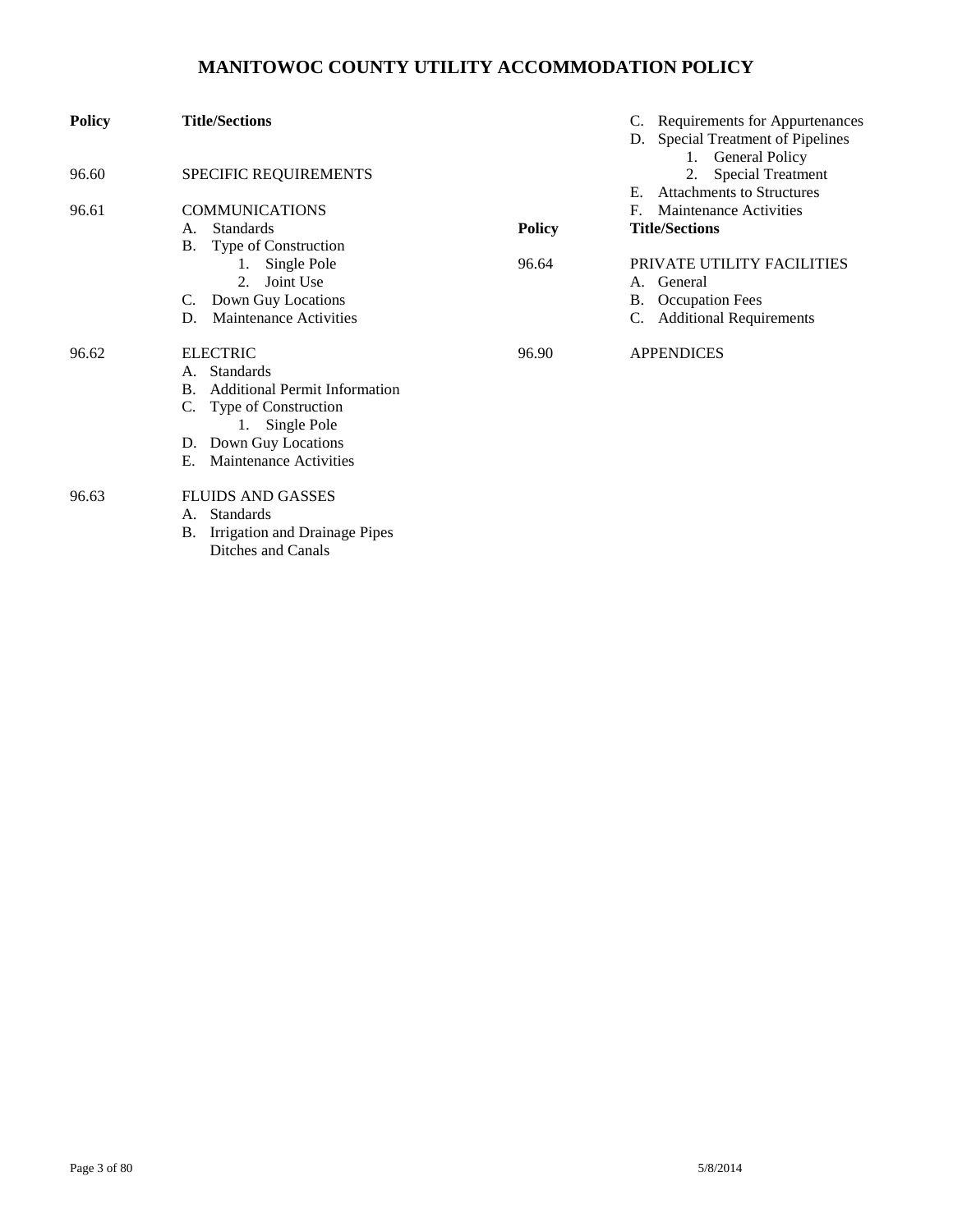# MANITOWOC COUNTY UTILITY ACCOMMODATION POLICY

| Policy | Title/Sections |
|---|---|
| 96.60 | SPECIFIC REQUIREMENTS |
| 96.61 | COMMUNICATIONS<br>A. Standards<br>B. Type of Construction<br>1. Single Pole<br>2. Joint Use<br>C. Down Guy Locations<br>D. Maintenance Activities |
| 96.62 | ELECTRIC<br>A. Standards<br>B. Additional Permit Information<br>C. Type of Construction<br>1. Single Pole<br>D. Down Guy Locations<br>E. Maintenance Activities |
| 96.63 | FLUIDS AND GASSES<br>A. Standards<br>B. Irrigation and Drainage Pipes Ditches and Canals<br>C. Requirements for Appurtenances<br>D. Special Treatment of Pipelines<br>1. General Policy<br>2. Special Treatment<br>E. Attachments to Structures<br>F. Maintenance Activities |

| Policy | Title/Sections |
|---|---|
| 96.64 | PRIVATE UTILITY FACILITIES<br>A. General<br>B. Occupation Fees<br>C. Additional Requirements |
| 96.90 | APPENDICES |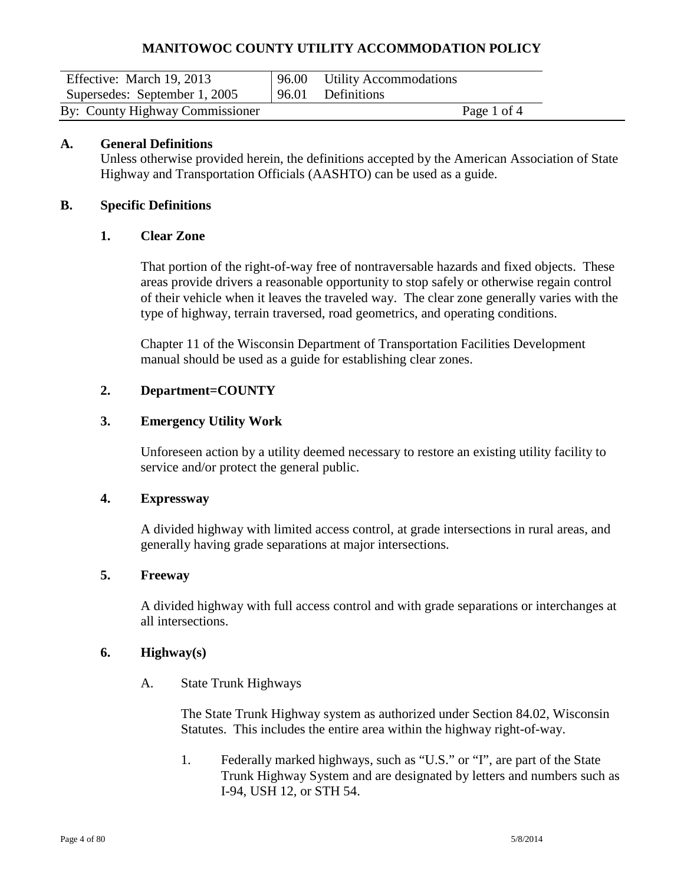# MANITOWOC COUNTY UTILITY ACCOMMODATION POLICY

| Effective: March 19, 2013 | 96.00 Utility Accommodations |
| --- | --- |
| Supersedes: September 1, 2005 | 96.01 Definitions |
| By: County Highway Commissioner | Page 1 of 4 |

## A. General Definitions

Unless otherwise provided herein, the definitions accepted by the American Association of State Highway and Transportation Officials (AASHTO) can be used as a guide.

## B. Specific Definitions

### 1. Clear Zone

That portion of the right-of-way free of nontraversable hazards and fixed objects. These areas provide drivers a reasonable opportunity to stop safely or otherwise regain control of their vehicle when it leaves the traveled way. The clear zone generally varies with the type of highway, terrain traversed, road geometrics, and operating conditions.

Chapter 11 of the Wisconsin Department of Transportation Facilities Development manual should be used as a guide for establishing clear zones.

### 2. Department=COUNTY

### 3. Emergency Utility Work

Unforeseen action by a utility deemed necessary to restore an existing utility facility to service and/or protect the general public.

### 4. Expressway

A divided highway with limited access control, at grade intersections in rural areas, and generally having grade separations at major intersections.

### 5. Freeway

A divided highway with full access control and with grade separations or interchanges at all intersections.

### 6. Highway(s)

A. State Trunk Highways

The State Trunk Highway system as authorized under Section 84.02, Wisconsin Statutes. This includes the entire area within the highway right-of-way.

1. Federally marked highways, such as "U.S." or "I", are part of the State Trunk Highway System and are designated by letters and numbers such as I-94, USH 12, or STH 54.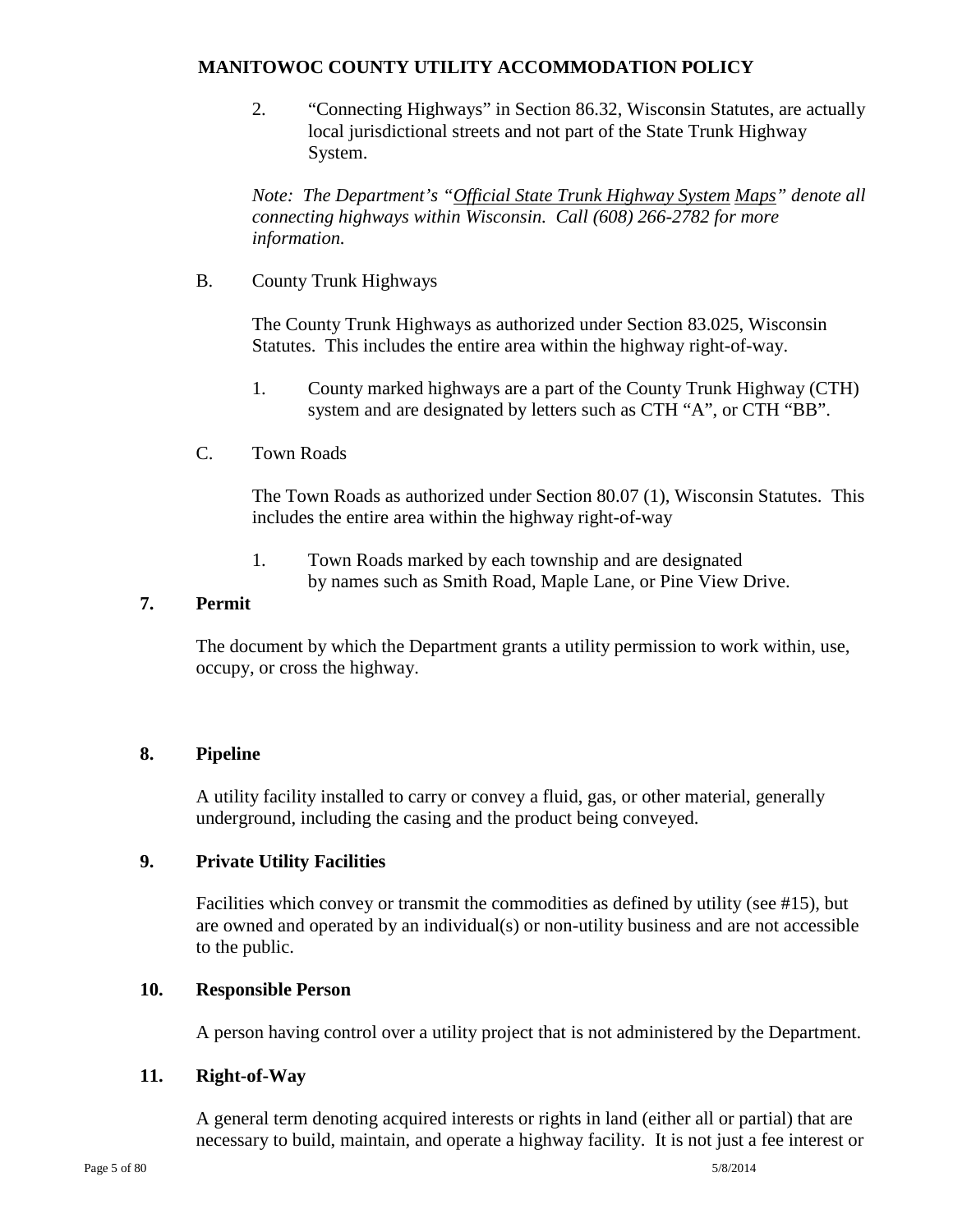2. "Connecting Highways" in Section 86.32, Wisconsin Statutes, are actually local jurisdictional streets and not part of the State Trunk Highway System.

*Note: The Department's "Official State Trunk Highway System Maps" denote all connecting highways within Wisconsin. Call (608) 266-2782 for more information.*

B. County Trunk Highways

The County Trunk Highways as authorized under Section 83.025, Wisconsin Statutes. This includes the entire area within the highway right-of-way.

1. County marked highways are a part of the County Trunk Highway (CTH) system and are designated by letters such as CTH "A", or CTH "BB".

C. Town Roads

The Town Roads as authorized under Section 80.07 (1), Wisconsin Statutes. This includes the entire area within the highway right-of-way

1. Town Roads marked by each township and are designated by names such as Smith Road, Maple Lane, or Pine View Drive.

### 7. Permit

The document by which the Department grants a utility permission to work within, use, occupy, or cross the highway.

### 8. Pipeline

A utility facility installed to carry or convey a fluid, gas, or other material, generally underground, including the casing and the product being conveyed.

### 9. Private Utility Facilities

Facilities which convey or transmit the commodities as defined by utility (see #15), but are owned and operated by an individual(s) or non-utility business and are not accessible to the public.

### 10. Responsible Person

A person having control over a utility project that is not administered by the Department.

### 11. Right-of-Way

A general term denoting acquired interests or rights in land (either all or partial) that are necessary to build, maintain, and operate a highway facility. It is not just a fee interest or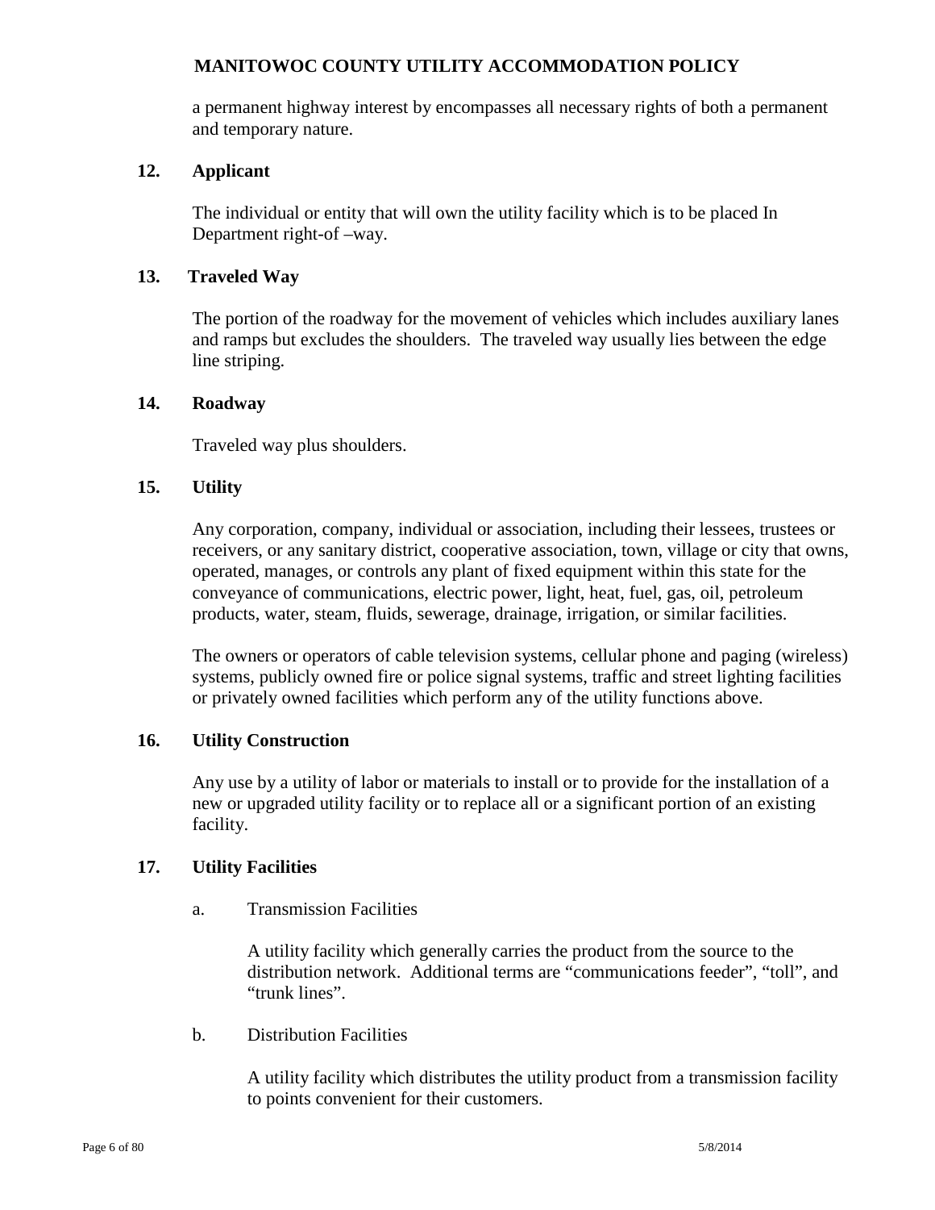a permanent highway interest by encompasses all necessary rights of both a permanent and temporary nature.

### 12. Applicant

The individual or entity that will own the utility facility which is to be placed In Department right-of –way.

### 13. Traveled Way

The portion of the roadway for the movement of vehicles which includes auxiliary lanes and ramps but excludes the shoulders. The traveled way usually lies between the edge line striping.

### 14. Roadway

Traveled way plus shoulders.

### 15. Utility

Any corporation, company, individual or association, including their lessees, trustees or receivers, or any sanitary district, cooperative association, town, village or city that owns, operated, manages, or controls any plant of fixed equipment within this state for the conveyance of communications, electric power, light, heat, fuel, gas, oil, petroleum products, water, steam, fluids, sewerage, drainage, irrigation, or similar facilities.

The owners or operators of cable television systems, cellular phone and paging (wireless) systems, publicly owned fire or police signal systems, traffic and street lighting facilities or privately owned facilities which perform any of the utility functions above.

### 16. Utility Construction

Any use by a utility of labor or materials to install or to provide for the installation of a new or upgraded utility facility or to replace all or a significant portion of an existing facility.

### 17. Utility Facilities

a. Transmission Facilities

A utility facility which generally carries the product from the source to the distribution network. Additional terms are "communications feeder", "toll", and "trunk lines".

b. Distribution Facilities

A utility facility which distributes the utility product from a transmission facility to points convenient for their customers.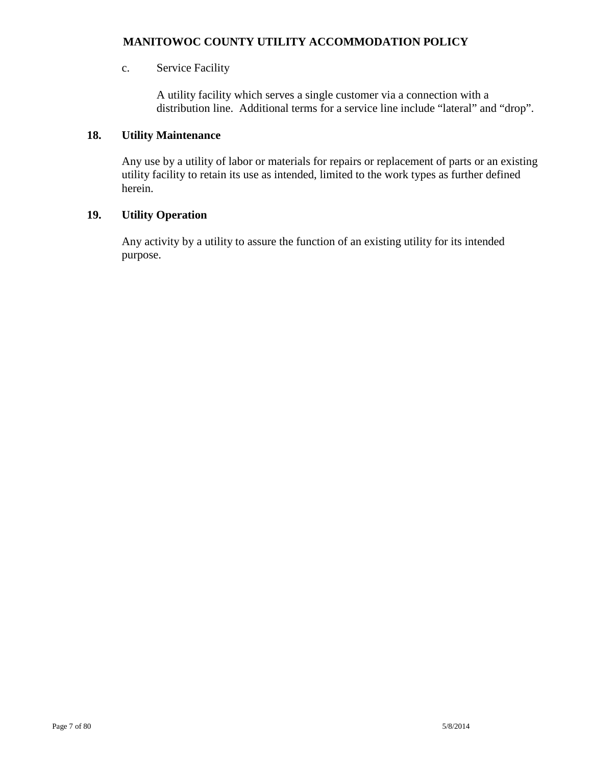c. Service Facility

A utility facility which serves a single customer via a connection with a distribution line. Additional terms for a service line include “lateral” and “drop”.

### 18. Utility Maintenance

Any use by a utility of labor or materials for repairs or replacement of parts or an existing utility facility to retain its use as intended, limited to the work types as further defined herein.

### 19. Utility Operation

Any activity by a utility to assure the function of an existing utility for its intended purpose.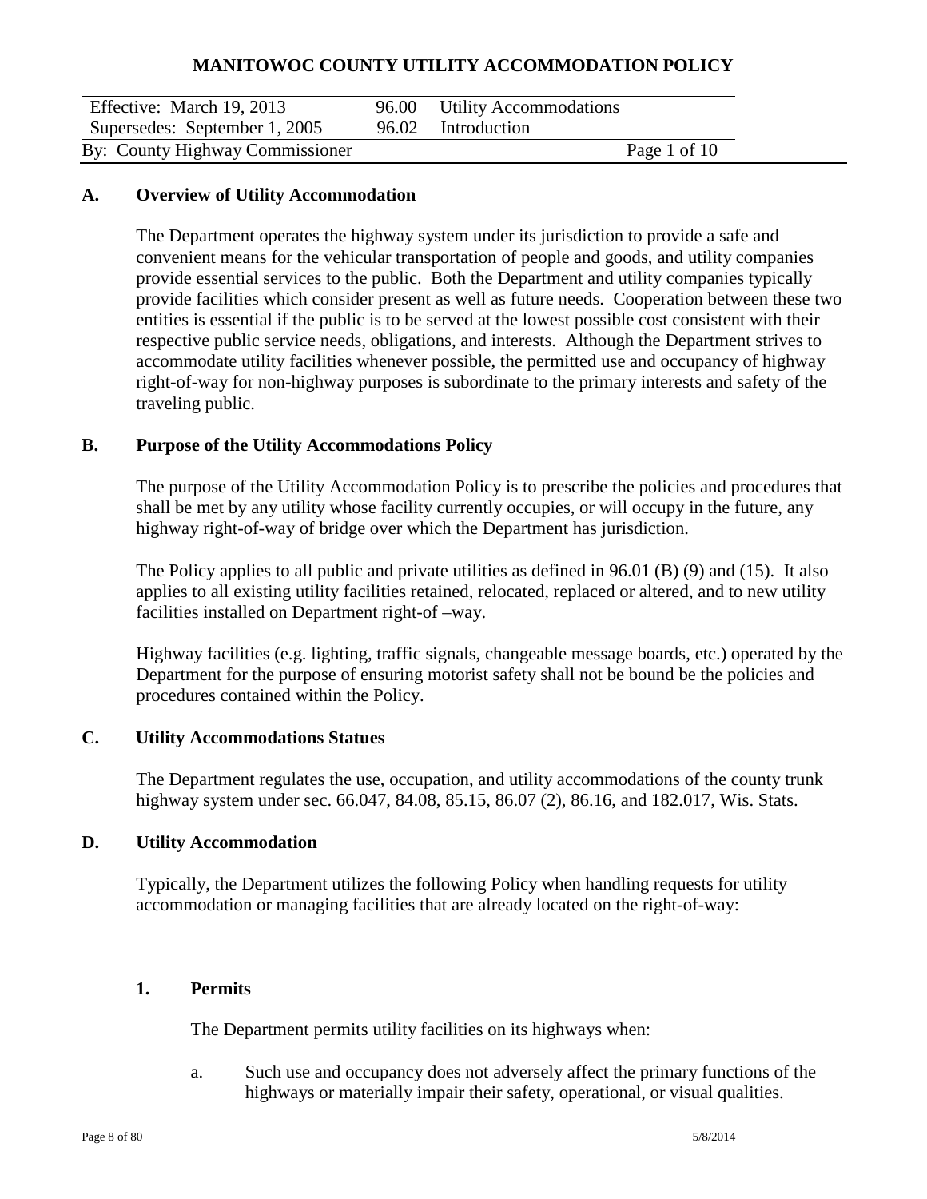# MANITOWOC COUNTY UTILITY ACCOMMODATION POLICY

| Effective: March 19, 2013 | 96.00 Utility Accommodations |
|---|---|
| Supersedes: September 1, 2005 | 96.02 Introduction |
| By: County Highway Commissioner | Page 1 of 10 |

## A. Overview of Utility Accommodation

The Department operates the highway system under its jurisdiction to provide a safe and convenient means for the vehicular transportation of people and goods, and utility companies provide essential services to the public. Both the Department and utility companies typically provide facilities which consider present as well as future needs. Cooperation between these two entities is essential if the public is to be served at the lowest possible cost consistent with their respective public service needs, obligations, and interests. Although the Department strives to accommodate utility facilities whenever possible, the permitted use and occupancy of highway right-of-way for non-highway purposes is subordinate to the primary interests and safety of the traveling public.

## B. Purpose of the Utility Accommodations Policy

The purpose of the Utility Accommodation Policy is to prescribe the policies and procedures that shall be met by any utility whose facility currently occupies, or will occupy in the future, any highway right-of-way of bridge over which the Department has jurisdiction.

The Policy applies to all public and private utilities as defined in 96.01 (B) (9) and (15). It also applies to all existing utility facilities retained, relocated, replaced or altered, and to new utility facilities installed on Department right-of –way.

Highway facilities (e.g. lighting, traffic signals, changeable message boards, etc.) operated by the Department for the purpose of ensuring motorist safety shall not be bound be the policies and procedures contained within the Policy.

## C. Utility Accommodations Statues

The Department regulates the use, occupation, and utility accommodations of the county trunk highway system under sec. 66.047, 84.08, 85.15, 86.07 (2), 86.16, and 182.017, Wis. Stats.

## D. Utility Accommodation

Typically, the Department utilizes the following Policy when handling requests for utility accommodation or managing facilities that are already located on the right-of-way:

### 1. Permits

The Department permits utility facilities on its highways when:

a. Such use and occupancy does not adversely affect the primary functions of the highways or materially impair their safety, operational, or visual qualities.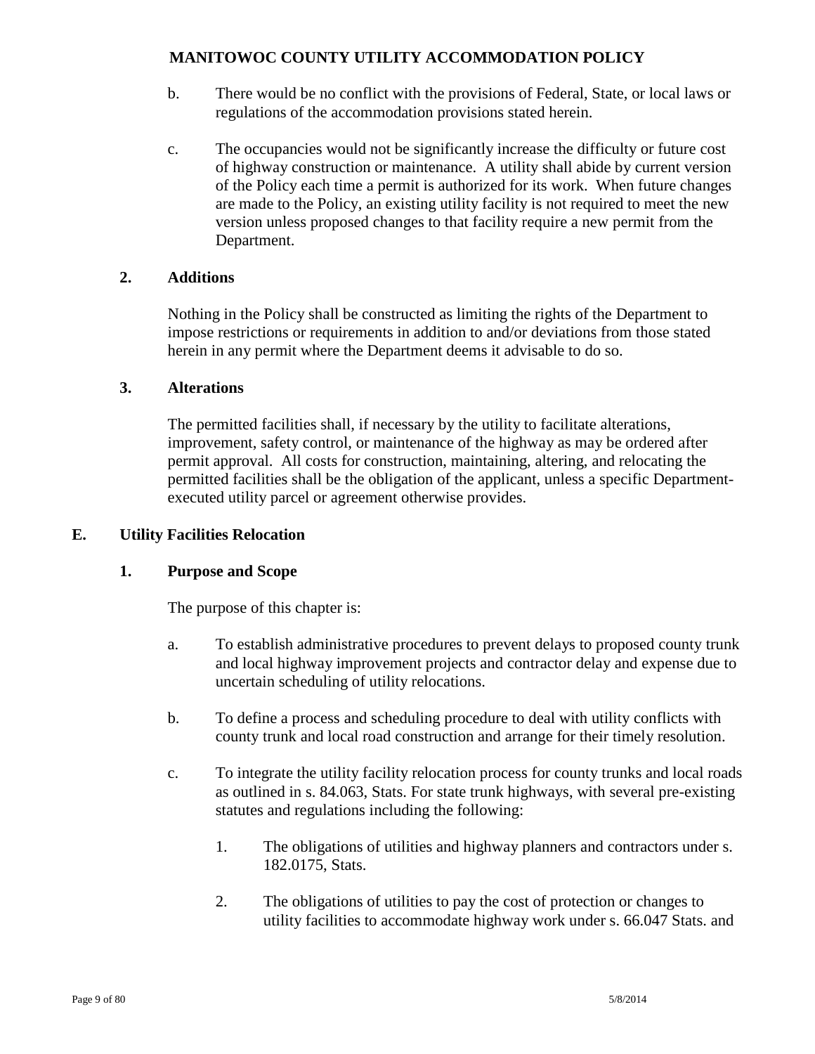b. There would be no conflict with the provisions of Federal, State, or local laws or regulations of the accommodation provisions stated herein.

c. The occupancies would not be significantly increase the difficulty or future cost of highway construction or maintenance. A utility shall abide by current version of the Policy each time a permit is authorized for its work. When future changes are made to the Policy, an existing utility facility is not required to meet the new version unless proposed changes to that facility require a new permit from the Department.

### 2. Additions

Nothing in the Policy shall be constructed as limiting the rights of the Department to impose restrictions or requirements in addition to and/or deviations from those stated herein in any permit where the Department deems it advisable to do so.

### 3. Alterations

The permitted facilities shall, if necessary by the utility to facilitate alterations, improvement, safety control, or maintenance of the highway as may be ordered after permit approval. All costs for construction, maintaining, altering, and relocating the permitted facilities shall be the obligation of the applicant, unless a specific Department-executed utility parcel or agreement otherwise provides.

## E. Utility Facilities Relocation

### 1. Purpose and Scope

The purpose of this chapter is:

a. To establish administrative procedures to prevent delays to proposed county trunk and local highway improvement projects and contractor delay and expense due to uncertain scheduling of utility relocations.

b. To define a process and scheduling procedure to deal with utility conflicts with county trunk and local road construction and arrange for their timely resolution.

c. To integrate the utility facility relocation process for county trunks and local roads as outlined in s. 84.063, Stats. For state trunk highways, with several pre-existing statutes and regulations including the following:

1. The obligations of utilities and highway planners and contractors under s. 182.0175, Stats.

2. The obligations of utilities to pay the cost of protection or changes to utility facilities to accommodate highway work under s. 66.047 Stats. and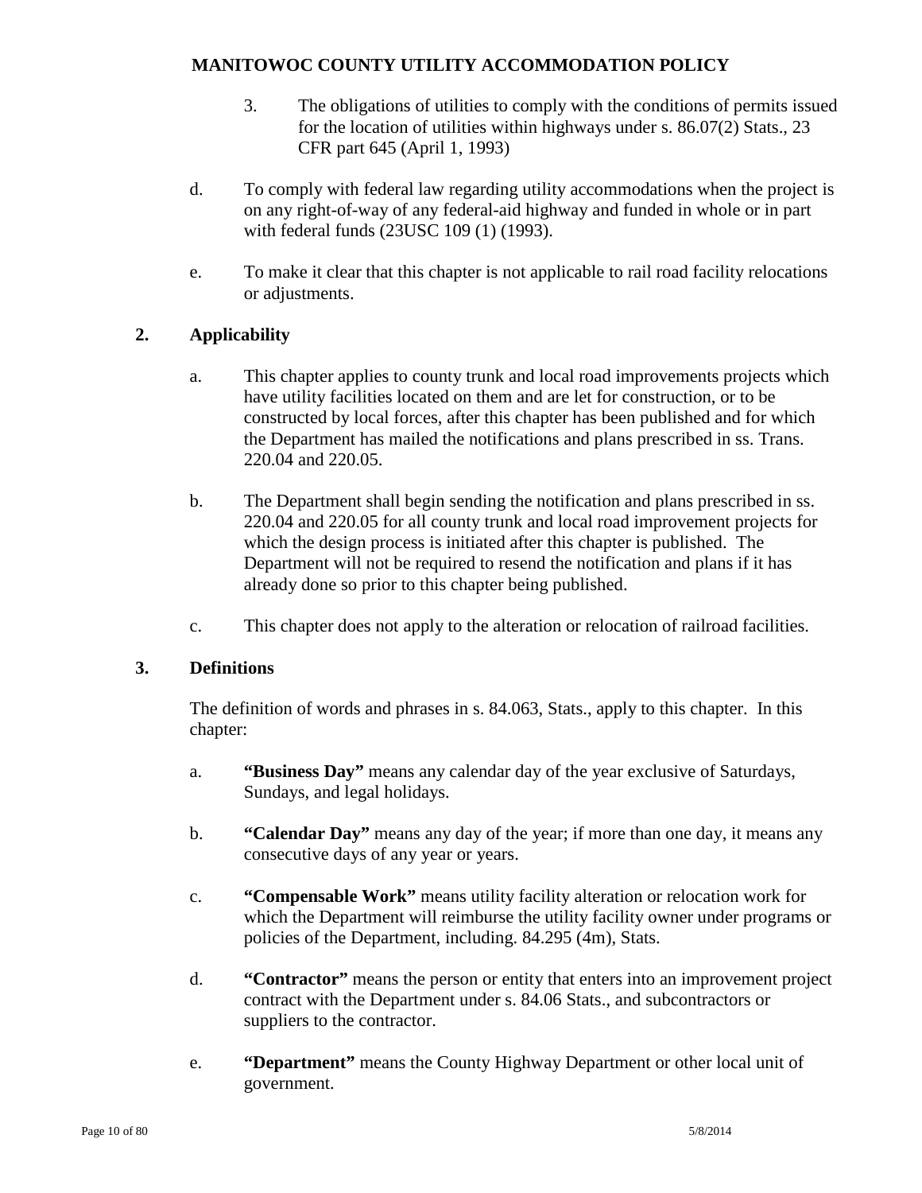3. The obligations of utilities to comply with the conditions of permits issued for the location of utilities within highways under s. 86.07(2) Stats., 23 CFR part 645 (April 1, 1993)

d. To comply with federal law regarding utility accommodations when the project is on any right-of-way of any federal-aid highway and funded in whole or in part with federal funds (23USC 109 (1) (1993).

e. To make it clear that this chapter is not applicable to rail road facility relocations or adjustments.

## 2. Applicability

a. This chapter applies to county trunk and local road improvements projects which have utility facilities located on them and are let for construction, or to be constructed by local forces, after this chapter has been published and for which the Department has mailed the notifications and plans prescribed in ss. Trans. 220.04 and 220.05.

b. The Department shall begin sending the notification and plans prescribed in ss. 220.04 and 220.05 for all county trunk and local road improvement projects for which the design process is initiated after this chapter is published. The Department will not be required to resend the notification and plans if it has already done so prior to this chapter being published.

c. This chapter does not apply to the alteration or relocation of railroad facilities.

## 3. Definitions

The definition of words and phrases in s. 84.063, Stats., apply to this chapter. In this chapter:

a. **"Business Day"** means any calendar day of the year exclusive of Saturdays, Sundays, and legal holidays.

b. **"Calendar Day"** means any day of the year; if more than one day, it means any consecutive days of any year or years.

c. **"Compensable Work"** means utility facility alteration or relocation work for which the Department will reimburse the utility facility owner under programs or policies of the Department, including. 84.295 (4m), Stats.

d. **"Contractor"** means the person or entity that enters into an improvement project contract with the Department under s. 84.06 Stats., and subcontractors or suppliers to the contractor.

e. **"Department"** means the County Highway Department or other local unit of government.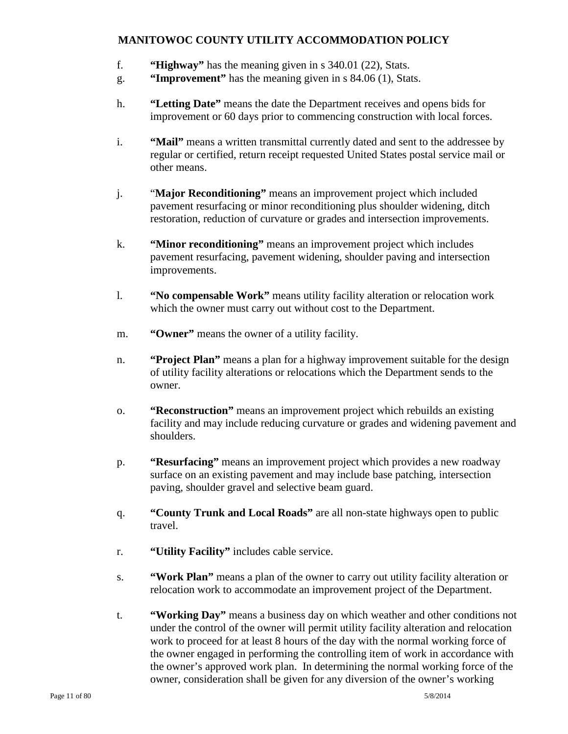f. **"Highway"** has the meaning given in s 340.01 (22), Stats.

g. **"Improvement"** has the meaning given in s 84.06 (1), Stats.

h. **"Letting Date"** means the date the Department receives and opens bids for improvement or 60 days prior to commencing construction with local forces.

i. **"Mail"** means a written transmittal currently dated and sent to the addressee by regular or certified, return receipt requested United States postal service mail or other means.

j. "**Major Reconditioning"** means an improvement project which included pavement resurfacing or minor reconditioning plus shoulder widening, ditch restoration, reduction of curvature or grades and intersection improvements.

k. **"Minor reconditioning"** means an improvement project which includes pavement resurfacing, pavement widening, shoulder paving and intersection improvements.

l. **"No compensable Work"** means utility facility alteration or relocation work which the owner must carry out without cost to the Department.

m. **"Owner"** means the owner of a utility facility.

n. **"Project Plan"** means a plan for a highway improvement suitable for the design of utility facility alterations or relocations which the Department sends to the owner.

o. **"Reconstruction"** means an improvement project which rebuilds an existing facility and may include reducing curvature or grades and widening pavement and shoulders.

p. **"Resurfacing"** means an improvement project which provides a new roadway surface on an existing pavement and may include base patching, intersection paving, shoulder gravel and selective beam guard.

q. **"County Trunk and Local Roads"** are all non-state highways open to public travel.

r. **"Utility Facility"** includes cable service.

s. **"Work Plan"** means a plan of the owner to carry out utility facility alteration or relocation work to accommodate an improvement project of the Department.

t. **"Working Day"** means a business day on which weather and other conditions not under the control of the owner will permit utility facility alteration and relocation work to proceed for at least 8 hours of the day with the normal working force of the owner engaged in performing the controlling item of work in accordance with the owner's approved work plan. In determining the normal working force of the owner, consideration shall be given for any diversion of the owner's working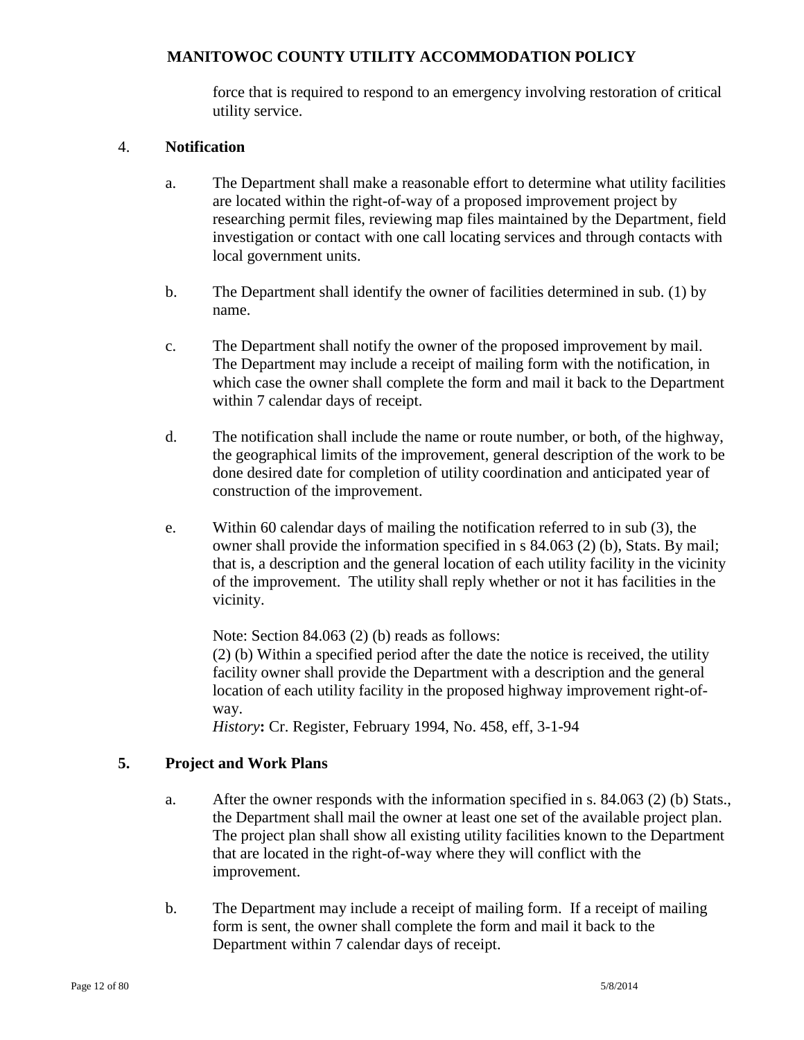force that is required to respond to an emergency involving restoration of critical utility service.

## 4. Notification

a. The Department shall make a reasonable effort to determine what utility facilities are located within the right-of-way of a proposed improvement project by researching permit files, reviewing map files maintained by the Department, field investigation or contact with one call locating services and through contacts with local government units.

b. The Department shall identify the owner of facilities determined in sub. (1) by name.

c. The Department shall notify the owner of the proposed improvement by mail. The Department may include a receipt of mailing form with the notification, in which case the owner shall complete the form and mail it back to the Department within 7 calendar days of receipt.

d. The notification shall include the name or route number, or both, of the highway, the geographical limits of the improvement, general description of the work to be done desired date for completion of utility coordination and anticipated year of construction of the improvement.

e. Within 60 calendar days of mailing the notification referred to in sub (3), the owner shall provide the information specified in s 84.063 (2) (b), Stats. By mail; that is, a description and the general location of each utility facility in the vicinity of the improvement. The utility shall reply whether or not it has facilities in the vicinity.

   Note: Section 84.063 (2) (b) reads as follows:
   (2) (b) Within a specified period after the date the notice is received, the utility facility owner shall provide the Department with a description and the general location of each utility facility in the proposed highway improvement right-of-way.
   *History*: Cr. Register, February 1994, No. 458, eff, 3-1-94

## 5. Project and Work Plans

a. After the owner responds with the information specified in s. 84.063 (2) (b) Stats., the Department shall mail the owner at least one set of the available project plan. The project plan shall show all existing utility facilities known to the Department that are located in the right-of-way where they will conflict with the improvement.

b. The Department may include a receipt of mailing form. If a receipt of mailing form is sent, the owner shall complete the form and mail it back to the Department within 7 calendar days of receipt.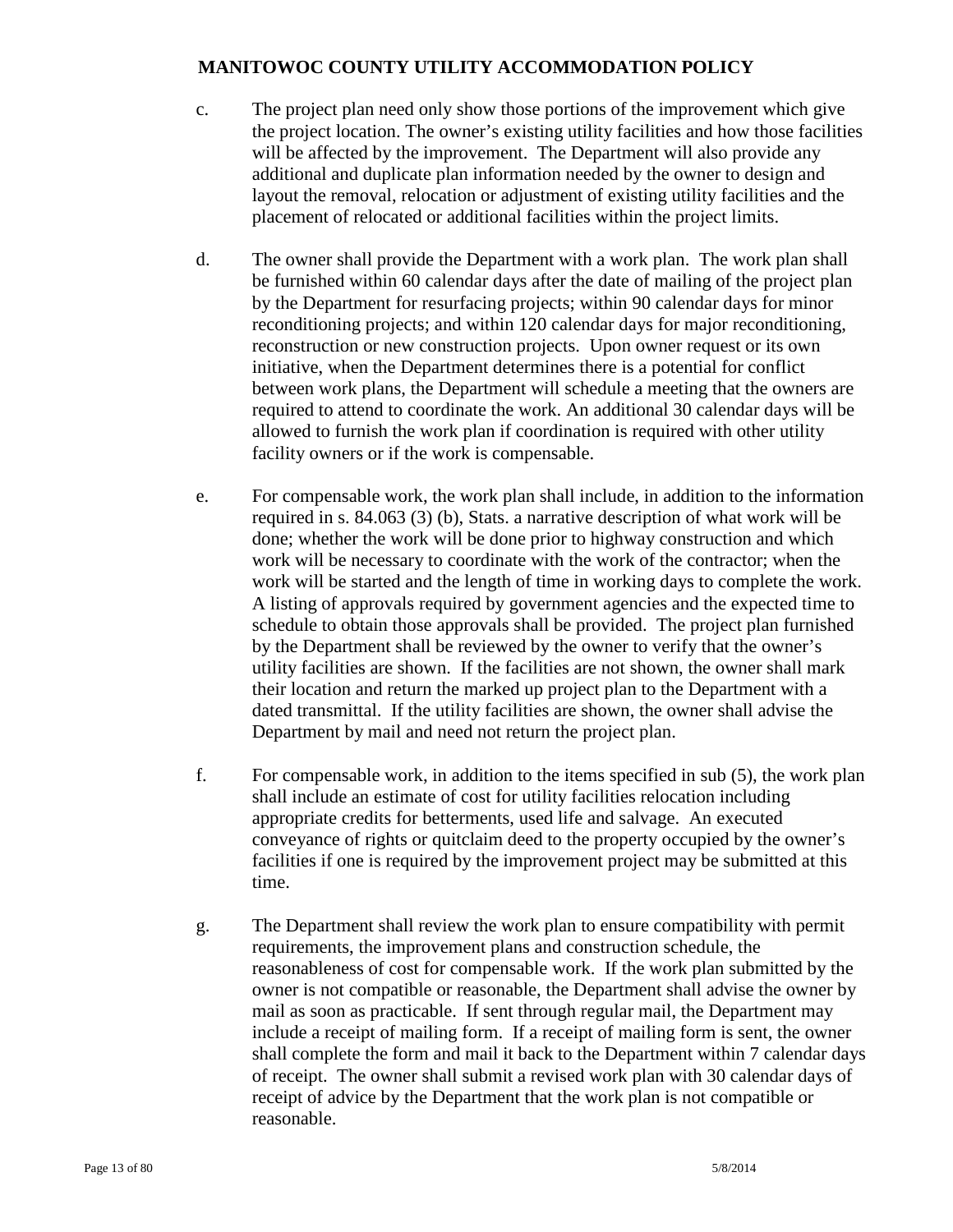c. The project plan need only show those portions of the improvement which give the project location. The owner's existing utility facilities and how those facilities will be affected by the improvement. The Department will also provide any additional and duplicate plan information needed by the owner to design and layout the removal, relocation or adjustment of existing utility facilities and the placement of relocated or additional facilities within the project limits.

d. The owner shall provide the Department with a work plan. The work plan shall be furnished within 60 calendar days after the date of mailing of the project plan by the Department for resurfacing projects; within 90 calendar days for minor reconditioning projects; and within 120 calendar days for major reconditioning, reconstruction or new construction projects. Upon owner request or its own initiative, when the Department determines there is a potential for conflict between work plans, the Department will schedule a meeting that the owners are required to attend to coordinate the work. An additional 30 calendar days will be allowed to furnish the work plan if coordination is required with other utility facility owners or if the work is compensable.

e. For compensable work, the work plan shall include, in addition to the information required in s. 84.063 (3) (b), Stats. a narrative description of what work will be done; whether the work will be done prior to highway construction and which work will be necessary to coordinate with the work of the contractor; when the work will be started and the length of time in working days to complete the work. A listing of approvals required by government agencies and the expected time to schedule to obtain those approvals shall be provided. The project plan furnished by the Department shall be reviewed by the owner to verify that the owner's utility facilities are shown. If the facilities are not shown, the owner shall mark their location and return the marked up project plan to the Department with a dated transmittal. If the utility facilities are shown, the owner shall advise the Department by mail and need not return the project plan.

f. For compensable work, in addition to the items specified in sub (5), the work plan shall include an estimate of cost for utility facilities relocation including appropriate credits for betterments, used life and salvage. An executed conveyance of rights or quitclaim deed to the property occupied by the owner's facilities if one is required by the improvement project may be submitted at this time.

g. The Department shall review the work plan to ensure compatibility with permit requirements, the improvement plans and construction schedule, the reasonableness of cost for compensable work. If the work plan submitted by the owner is not compatible or reasonable, the Department shall advise the owner by mail as soon as practicable. If sent through regular mail, the Department may include a receipt of mailing form. If a receipt of mailing form is sent, the owner shall complete the form and mail it back to the Department within 7 calendar days of receipt. The owner shall submit a revised work plan with 30 calendar days of receipt of advice by the Department that the work plan is not compatible or reasonable.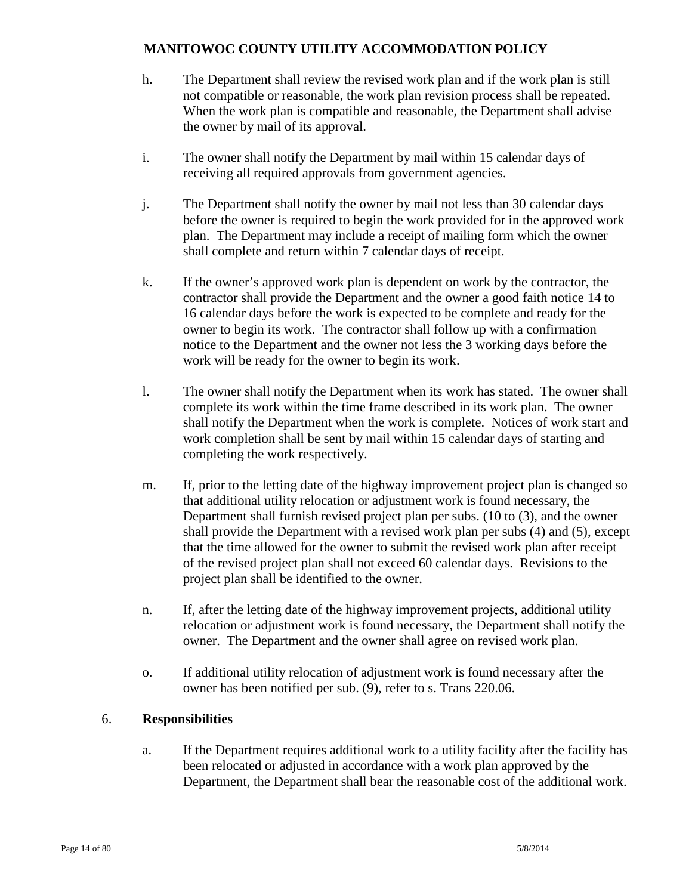h. The Department shall review the revised work plan and if the work plan is still not compatible or reasonable, the work plan revision process shall be repeated. When the work plan is compatible and reasonable, the Department shall advise the owner by mail of its approval.

i. The owner shall notify the Department by mail within 15 calendar days of receiving all required approvals from government agencies.

j. The Department shall notify the owner by mail not less than 30 calendar days before the owner is required to begin the work provided for in the approved work plan. The Department may include a receipt of mailing form which the owner shall complete and return within 7 calendar days of receipt.

k. If the owner's approved work plan is dependent on work by the contractor, the contractor shall provide the Department and the owner a good faith notice 14 to 16 calendar days before the work is expected to be complete and ready for the owner to begin its work. The contractor shall follow up with a confirmation notice to the Department and the owner not less the 3 working days before the work will be ready for the owner to begin its work.

l. The owner shall notify the Department when its work has stated. The owner shall complete its work within the time frame described in its work plan. The owner shall notify the Department when the work is complete. Notices of work start and work completion shall be sent by mail within 15 calendar days of starting and completing the work respectively.

m. If, prior to the letting date of the highway improvement project plan is changed so that additional utility relocation or adjustment work is found necessary, the Department shall furnish revised project plan per subs. (10 to (3), and the owner shall provide the Department with a revised work plan per subs (4) and (5), except that the time allowed for the owner to submit the revised work plan after receipt of the revised project plan shall not exceed 60 calendar days. Revisions to the project plan shall be identified to the owner.

n. If, after the letting date of the highway improvement projects, additional utility relocation or adjustment work is found necessary, the Department shall notify the owner. The Department and the owner shall agree on revised work plan.

o. If additional utility relocation of adjustment work is found necessary after the owner has been notified per sub. (9), refer to s. Trans 220.06.

6. **Responsibilities**

a. If the Department requires additional work to a utility facility after the facility has been relocated or adjusted in accordance with a work plan approved by the Department, the Department shall bear the reasonable cost of the additional work.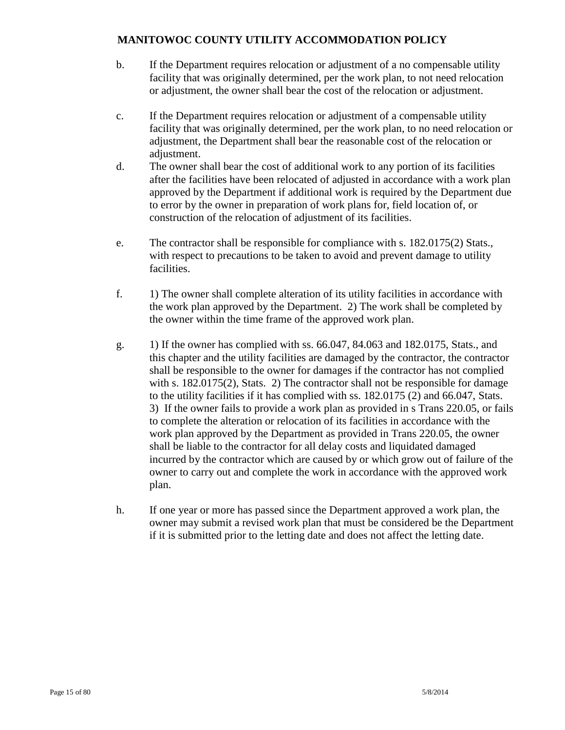b. If the Department requires relocation or adjustment of a no compensable utility facility that was originally determined, per the work plan, to not need relocation or adjustment, the owner shall bear the cost of the relocation or adjustment.

c. If the Department requires relocation or adjustment of a compensable utility facility that was originally determined, per the work plan, to no need relocation or adjustment, the Department shall bear the reasonable cost of the relocation or adjustment.

d. The owner shall bear the cost of additional work to any portion of its facilities after the facilities have been relocated of adjusted in accordance with a work plan approved by the Department if additional work is required by the Department due to error by the owner in preparation of work plans for, field location of, or construction of the relocation of adjustment of its facilities.

e. The contractor shall be responsible for compliance with s. 182.0175(2) Stats., with respect to precautions to be taken to avoid and prevent damage to utility facilities.

f. 1) The owner shall complete alteration of its utility facilities in accordance with the work plan approved by the Department. 2) The work shall be completed by the owner within the time frame of the approved work plan.

g. 1) If the owner has complied with ss. 66.047, 84.063 and 182.0175, Stats., and this chapter and the utility facilities are damaged by the contractor, the contractor shall be responsible to the owner for damages if the contractor has not complied with s. 182.0175(2), Stats. 2) The contractor shall not be responsible for damage to the utility facilities if it has complied with ss. 182.0175 (2) and 66.047, Stats. 3) If the owner fails to provide a work plan as provided in s Trans 220.05, or fails to complete the alteration or relocation of its facilities in accordance with the work plan approved by the Department as provided in Trans 220.05, the owner shall be liable to the contractor for all delay costs and liquidated damaged incurred by the contractor which are caused by or which grow out of failure of the owner to carry out and complete the work in accordance with the approved work plan.

h. If one year or more has passed since the Department approved a work plan, the owner may submit a revised work plan that must be considered be the Department if it is submitted prior to the letting date and does not affect the letting date.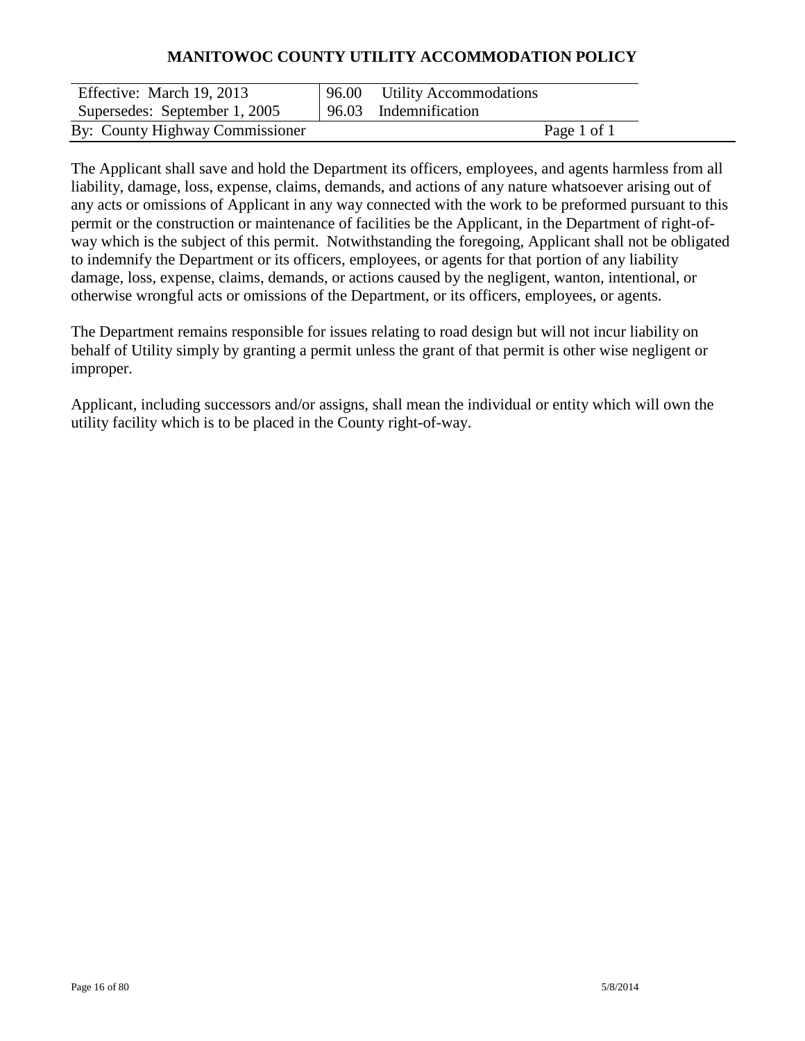# MANITOWOC COUNTY UTILITY ACCOMMODATION POLICY

| Effective: March 19, 2013 | 96.00 Utility Accommodations |
|---|---|
| Supersedes: September 1, 2005 | 96.03 Indemnification |
| By: County Highway Commissioner | Page 1 of 1 |

The Applicant shall save and hold the Department its officers, employees, and agents harmless from all liability, damage, loss, expense, claims, demands, and actions of any nature whatsoever arising out of any acts or omissions of Applicant in any way connected with the work to be preformed pursuant to this permit or the construction or maintenance of facilities be the Applicant, in the Department of right-of-way which is the subject of this permit. Notwithstanding the foregoing, Applicant shall not be obligated to indemnify the Department or its officers, employees, or agents for that portion of any liability damage, loss, expense, claims, demands, or actions caused by the negligent, wanton, intentional, or otherwise wrongful acts or omissions of the Department, or its officers, employees, or agents.

The Department remains responsible for issues relating to road design but will not incur liability on behalf of Utility simply by granting a permit unless the grant of that permit is other wise negligent or improper.

Applicant, including successors and/or assigns, shall mean the individual or entity which will own the utility facility which is to be placed in the County right-of-way.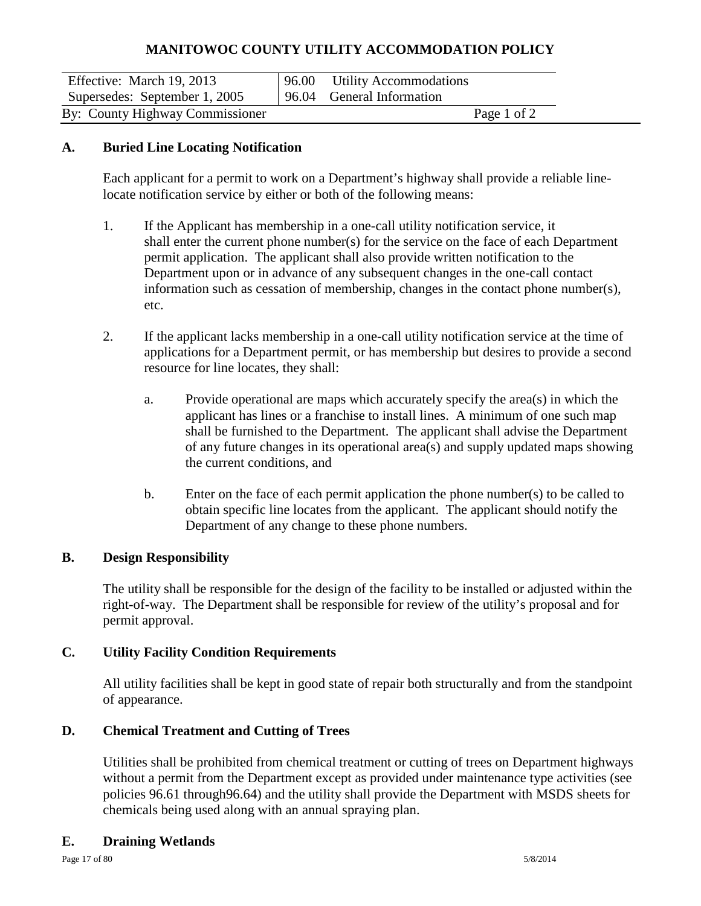# MANITOWOC COUNTY UTILITY ACCOMMODATION POLICY

| Effective: March 19, 2013 | 96.00 Utility Accommodations |
|---|---|
| Supersedes: September 1, 2005 | 96.04 General Information |
| By: County Highway Commissioner | Page 1 of 2 |

## A. Buried Line Locating Notification

Each applicant for a permit to work on a Department's highway shall provide a reliable line-locate notification service by either or both of the following means:

1. If the Applicant has membership in a one-call utility notification service, it shall enter the current phone number(s) for the service on the face of each Department permit application. The applicant shall also provide written notification to the Department upon or in advance of any subsequent changes in the one-call contact information such as cessation of membership, changes in the contact phone number(s), etc.

2. If the applicant lacks membership in a one-call utility notification service at the time of applications for a Department permit, or has membership but desires to provide a second resource for line locates, they shall:

   a. Provide operational are maps which accurately specify the area(s) in which the applicant has lines or a franchise to install lines. A minimum of one such map shall be furnished to the Department. The applicant shall advise the Department of any future changes in its operational area(s) and supply updated maps showing the current conditions, and

   b. Enter on the face of each permit application the phone number(s) to be called to obtain specific line locates from the applicant. The applicant should notify the Department of any change to these phone numbers.

## B. Design Responsibility

The utility shall be responsible for the design of the facility to be installed or adjusted within the right-of-way. The Department shall be responsible for review of the utility's proposal and for permit approval.

## C. Utility Facility Condition Requirements

All utility facilities shall be kept in good state of repair both structurally and from the standpoint of appearance.

## D. Chemical Treatment and Cutting of Trees

Utilities shall be prohibited from chemical treatment or cutting of trees on Department highways without a permit from the Department except as provided under maintenance type activities (see policies 96.61 through96.64) and the utility shall provide the Department with MSDS sheets for chemicals being used along with an annual spraying plan.

## E. Draining Wetlands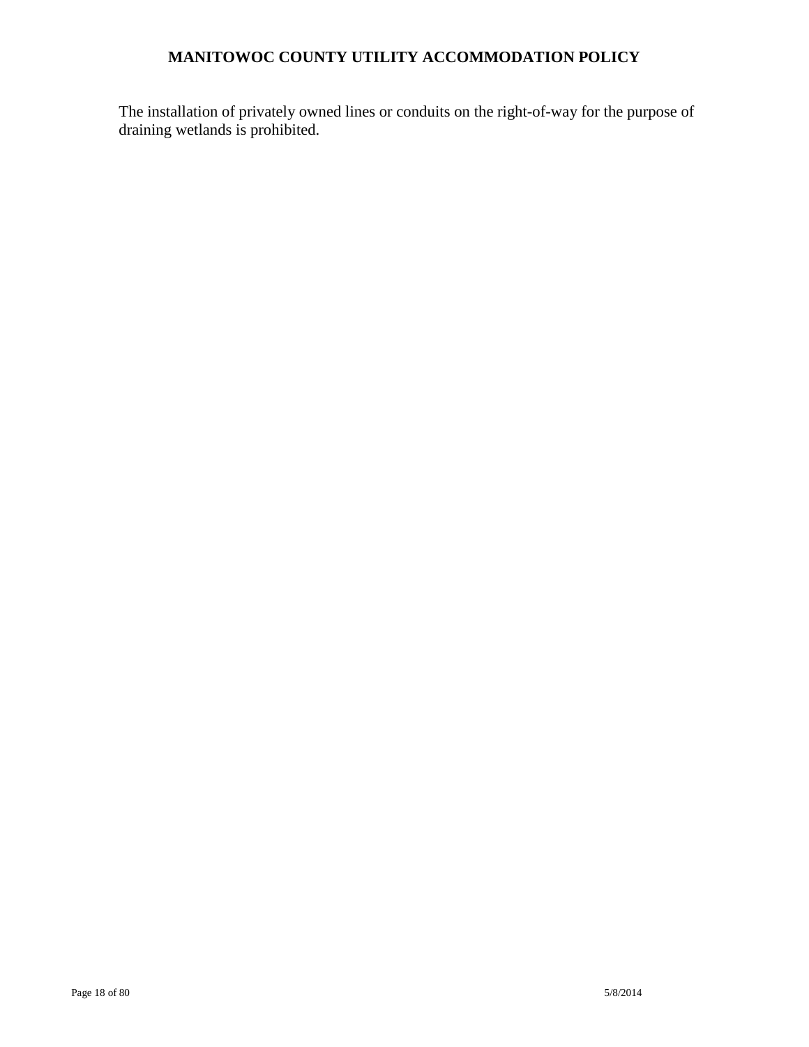The installation of privately owned lines or conduits on the right-of-way for the purpose of draining wetlands is prohibited.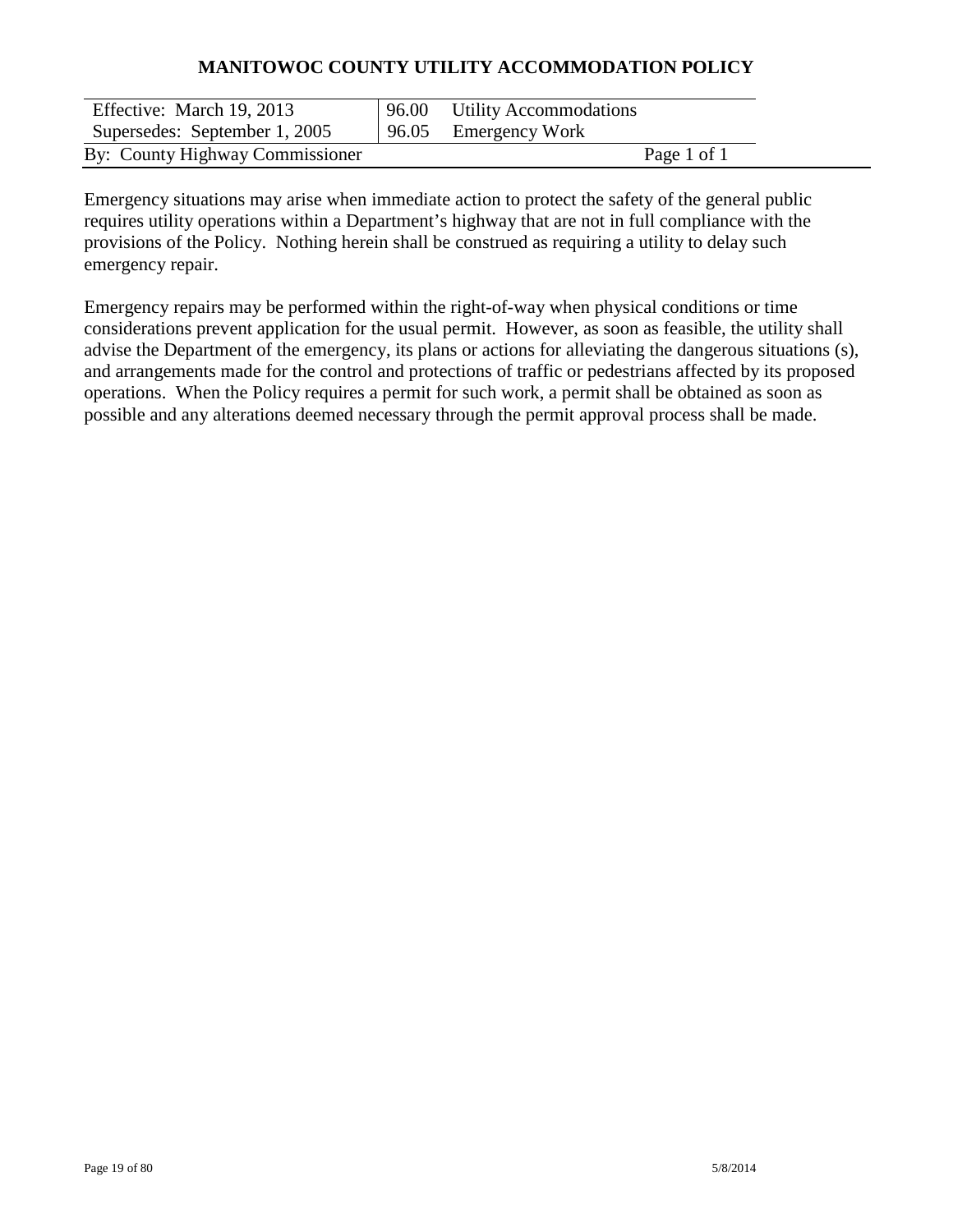# MANITOWOC COUNTY UTILITY ACCOMMODATION POLICY

| Effective: March 19, 2013 | 96.00 Utility Accommodations |
|---|---|
| Supersedes: September 1, 2005 | 96.05 Emergency Work |
| By: County Highway Commissioner | Page 1 of 1 |

Emergency situations may arise when immediate action to protect the safety of the general public requires utility operations within a Department's highway that are not in full compliance with the provisions of the Policy. Nothing herein shall be construed as requiring a utility to delay such emergency repair.

Emergency repairs may be performed within the right-of-way when physical conditions or time considerations prevent application for the usual permit. However, as soon as feasible, the utility shall advise the Department of the emergency, its plans or actions for alleviating the dangerous situations (s), and arrangements made for the control and protections of traffic or pedestrians affected by its proposed operations. When the Policy requires a permit for such work, a permit shall be obtained as soon as possible and any alterations deemed necessary through the permit approval process shall be made.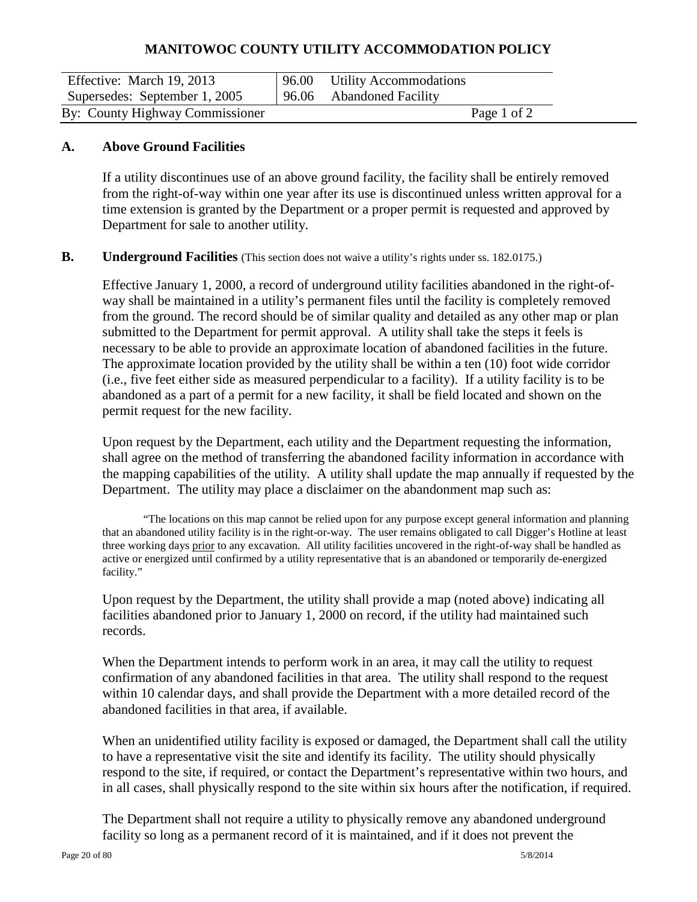# MANITOWOC COUNTY UTILITY ACCOMMODATION POLICY

| Effective: March 19, 2013 | 96.00 Utility Accommodations |
|---|---|
| Supersedes: September 1, 2005 | 96.06 Abandoned Facility |
| By: County Highway Commissioner | Page 1 of 2 |

## A. Above Ground Facilities

If a utility discontinues use of an above ground facility, the facility shall be entirely removed from the right-of-way within one year after its use is discontinued unless written approval for a time extension is granted by the Department or a proper permit is requested and approved by Department for sale to another utility.

## B. Underground Facilities (This section does not waive a utility's rights under ss. 182.0175.)

Effective January 1, 2000, a record of underground utility facilities abandoned in the right-of-way shall be maintained in a utility's permanent files until the facility is completely removed from the ground. The record should be of similar quality and detailed as any other map or plan submitted to the Department for permit approval. A utility shall take the steps it feels is necessary to be able to provide an approximate location of abandoned facilities in the future. The approximate location provided by the utility shall be within a ten (10) foot wide corridor (i.e., five feet either side as measured perpendicular to a facility). If a utility facility is to be abandoned as a part of a permit for a new facility, it shall be field located and shown on the permit request for the new facility.

Upon request by the Department, each utility and the Department requesting the information, shall agree on the method of transferring the abandoned facility information in accordance with the mapping capabilities of the utility. A utility shall update the map annually if requested by the Department. The utility may place a disclaimer on the abandonment map such as:

> "The locations on this map cannot be relied upon for any purpose except general information and planning that an abandoned utility facility is in the right-or-way. The user remains obligated to call Digger's Hotline at least three working days prior to any excavation. All utility facilities uncovered in the right-of-way shall be handled as active or energized until confirmed by a utility representative that is an abandoned or temporarily de-energized facility."

Upon request by the Department, the utility shall provide a map (noted above) indicating all facilities abandoned prior to January 1, 2000 on record, if the utility had maintained such records.

When the Department intends to perform work in an area, it may call the utility to request confirmation of any abandoned facilities in that area. The utility shall respond to the request within 10 calendar days, and shall provide the Department with a more detailed record of the abandoned facilities in that area, if available.

When an unidentified utility facility is exposed or damaged, the Department shall call the utility to have a representative visit the site and identify its facility. The utility should physically respond to the site, if required, or contact the Department's representative within two hours, and in all cases, shall physically respond to the site within six hours after the notification, if required.

The Department shall not require a utility to physically remove any abandoned underground facility so long as a permanent record of it is maintained, and if it does not prevent the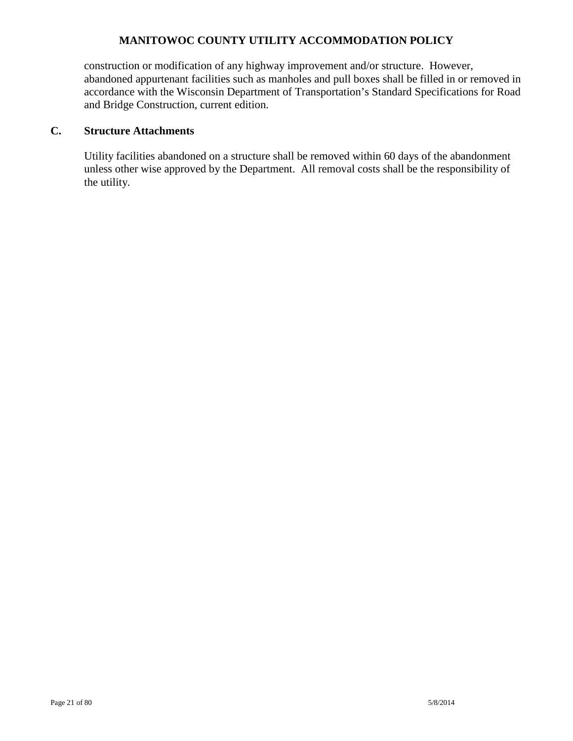construction or modification of any highway improvement and/or structure. However, abandoned appurtenant facilities such as manholes and pull boxes shall be filled in or removed in accordance with the Wisconsin Department of Transportation's Standard Specifications for Road and Bridge Construction, current edition.

## C. Structure Attachments

Utility facilities abandoned on a structure shall be removed within 60 days of the abandonment unless other wise approved by the Department. All removal costs shall be the responsibility of the utility.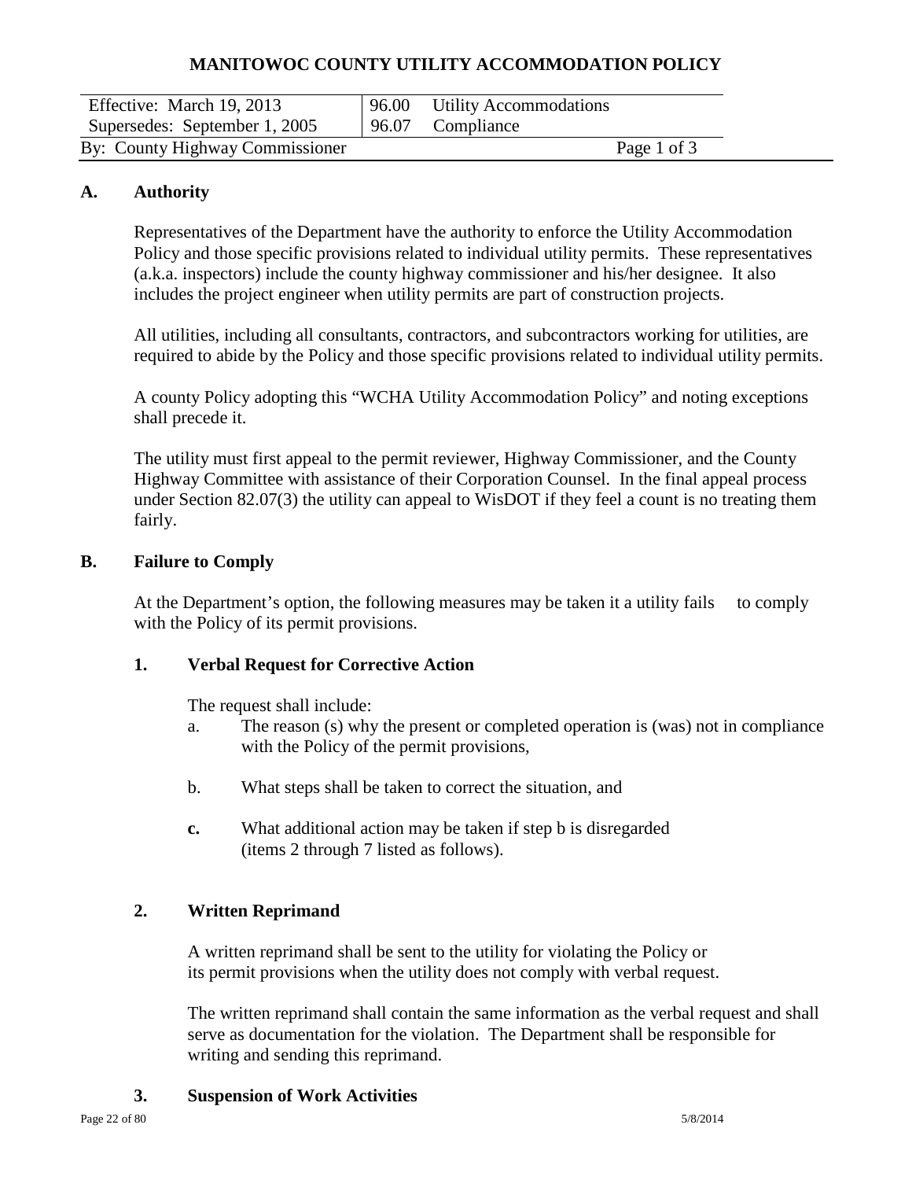**MANITOWOC COUNTY UTILITY ACCOMMODATION POLICY**

| Effective: March 19, 2013 | 96.00 Utility Accommodations |
|---|---|
| Supersedes: September 1, 2005 | 96.07 Compliance |
| By: County Highway Commissioner | Page 1 of 3 |

## A. Authority

Representatives of the Department have the authority to enforce the Utility Accommodation Policy and those specific provisions related to individual utility permits. These representatives (a.k.a. inspectors) include the county highway commissioner and his/her designee. It also includes the project engineer when utility permits are part of construction projects.

All utilities, including all consultants, contractors, and subcontractors working for utilities, are required to abide by the Policy and those specific provisions related to individual utility permits.

A county Policy adopting this "WCHA Utility Accommodation Policy" and noting exceptions shall precede it.

The utility must first appeal to the permit reviewer, Highway Commissioner, and the County Highway Committee with assistance of their Corporation Counsel. In the final appeal process under Section 82.07(3) the utility can appeal to WisDOT if they feel a count is no treating them fairly.

## B. Failure to Comply

At the Department's option, the following measures may be taken it a utility fails to comply with the Policy of its permit provisions.

### 1. Verbal Request for Corrective Action

The request shall include:

a. The reason (s) why the present or completed operation is (was) not in compliance with the Policy of the permit provisions,

b. What steps shall be taken to correct the situation, and

**c.** What additional action may be taken if step b is disregarded (items 2 through 7 listed as follows).

### 2. Written Reprimand

A written reprimand shall be sent to the utility for violating the Policy or its permit provisions when the utility does not comply with verbal request.

The written reprimand shall contain the same information as the verbal request and shall serve as documentation for the violation. The Department shall be responsible for writing and sending this reprimand.

### 3. Suspension of Work Activities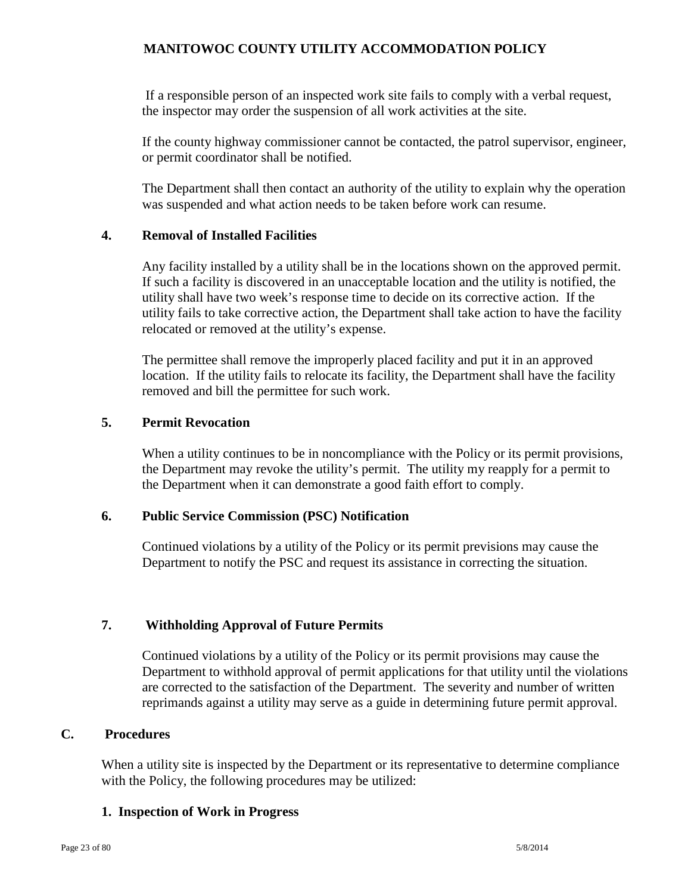If a responsible person of an inspected work site fails to comply with a verbal request, the inspector may order the suspension of all work activities at the site.

If the county highway commissioner cannot be contacted, the patrol supervisor, engineer, or permit coordinator shall be notified.

The Department shall then contact an authority of the utility to explain why the operation was suspended and what action needs to be taken before work can resume.

### 4. Removal of Installed Facilities

Any facility installed by a utility shall be in the locations shown on the approved permit. If such a facility is discovered in an unacceptable location and the utility is notified, the utility shall have two week's response time to decide on its corrective action. If the utility fails to take corrective action, the Department shall take action to have the facility relocated or removed at the utility's expense.

The permittee shall remove the improperly placed facility and put it in an approved location. If the utility fails to relocate its facility, the Department shall have the facility removed and bill the permittee for such work.

### 5. Permit Revocation

When a utility continues to be in noncompliance with the Policy or its permit provisions, the Department may revoke the utility's permit. The utility my reapply for a permit to the Department when it can demonstrate a good faith effort to comply.

### 6. Public Service Commission (PSC) Notification

Continued violations by a utility of the Policy or its permit previsions may cause the Department to notify the PSC and request its assistance in correcting the situation.

### 7. Withholding Approval of Future Permits

Continued violations by a utility of the Policy or its permit provisions may cause the Department to withhold approval of permit applications for that utility until the violations are corrected to the satisfaction of the Department. The severity and number of written reprimands against a utility may serve as a guide in determining future permit approval.

## C. Procedures

When a utility site is inspected by the Department or its representative to determine compliance with the Policy, the following procedures may be utilized:

### 1. Inspection of Work in Progress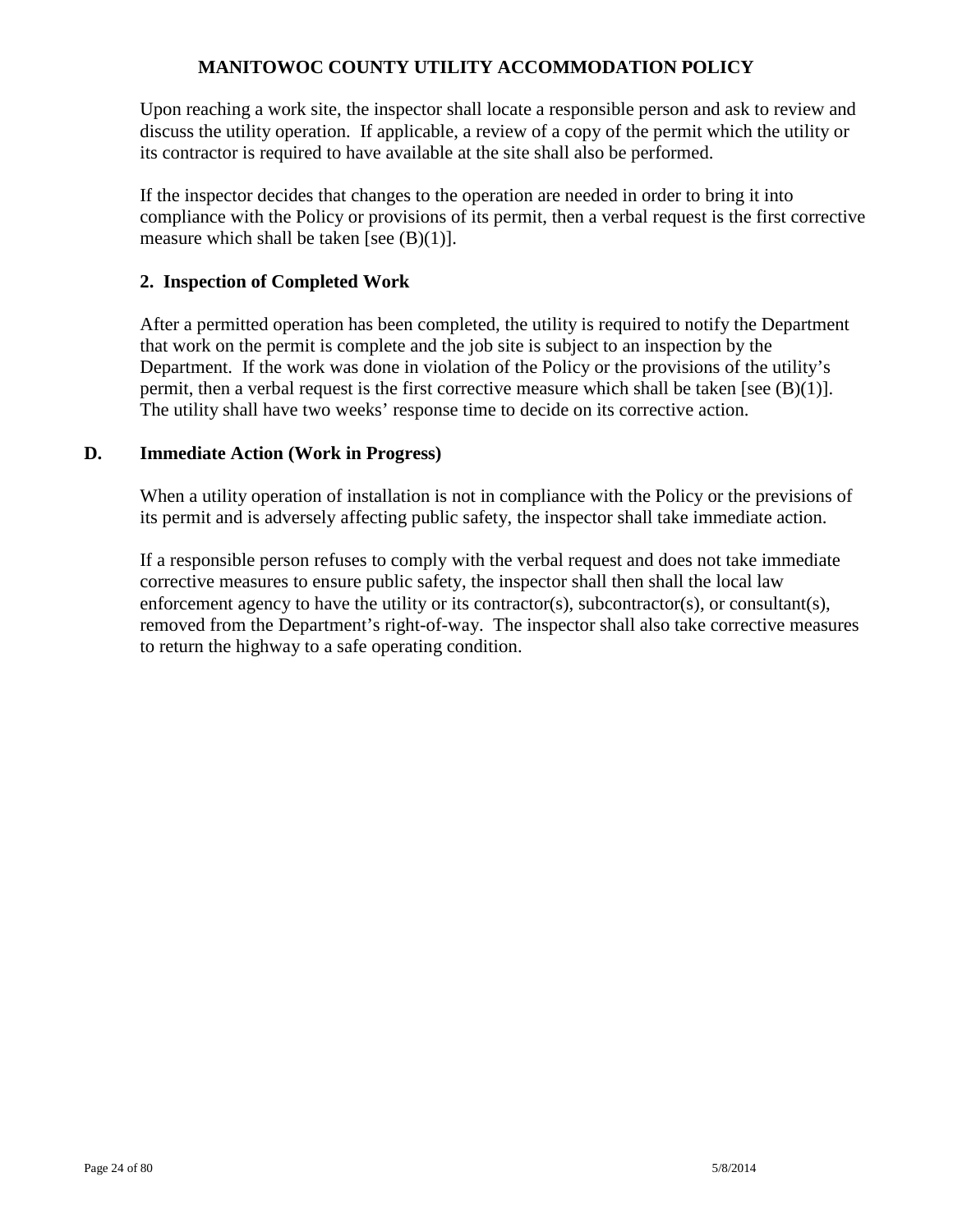Upon reaching a work site, the inspector shall locate a responsible person and ask to review and discuss the utility operation. If applicable, a review of a copy of the permit which the utility or its contractor is required to have available at the site shall also be performed.

If the inspector decides that changes to the operation are needed in order to bring it into compliance with the Policy or provisions of its permit, then a verbal request is the first corrective measure which shall be taken [see (B)(1)].

### 2. Inspection of Completed Work

After a permitted operation has been completed, the utility is required to notify the Department that work on the permit is complete and the job site is subject to an inspection by the Department. If the work was done in violation of the Policy or the provisions of the utility's permit, then a verbal request is the first corrective measure which shall be taken [see (B)(1)]. The utility shall have two weeks' response time to decide on its corrective action.

## D. Immediate Action (Work in Progress)

When a utility operation of installation is not in compliance with the Policy or the previsions of its permit and is adversely affecting public safety, the inspector shall take immediate action.

If a responsible person refuses to comply with the verbal request and does not take immediate corrective measures to ensure public safety, the inspector shall then shall the local law enforcement agency to have the utility or its contractor(s), subcontractor(s), or consultant(s), removed from the Department's right-of-way. The inspector shall also take corrective measures to return the highway to a safe operating condition.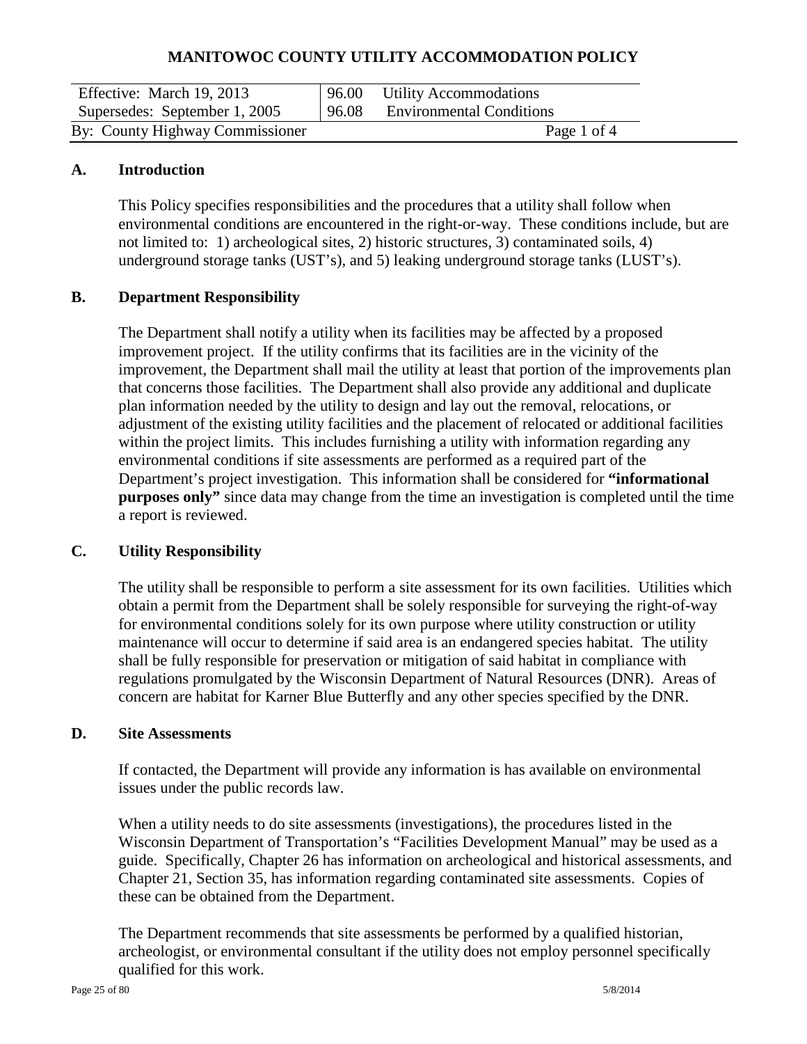# MANITOWOC COUNTY UTILITY ACCOMMODATION POLICY

| Effective: March 19, 2013 | 96.00 Utility Accommodations |
| --- | --- |
| Supersedes: September 1, 2005 | 96.08 Environmental Conditions |
| By: County Highway Commissioner | Page 1 of 4 |

## A. Introduction

This Policy specifies responsibilities and the procedures that a utility shall follow when environmental conditions are encountered in the right-or-way. These conditions include, but are not limited to: 1) archeological sites, 2) historic structures, 3) contaminated soils, 4) underground storage tanks (UST's), and 5) leaking underground storage tanks (LUST's).

## B. Department Responsibility

The Department shall notify a utility when its facilities may be affected by a proposed improvement project. If the utility confirms that its facilities are in the vicinity of the improvement, the Department shall mail the utility at least that portion of the improvements plan that concerns those facilities. The Department shall also provide any additional and duplicate plan information needed by the utility to design and lay out the removal, relocations, or adjustment of the existing utility facilities and the placement of relocated or additional facilities within the project limits. This includes furnishing a utility with information regarding any environmental conditions if site assessments are performed as a required part of the Department's project investigation. This information shall be considered for **"informational purposes only"** since data may change from the time an investigation is completed until the time a report is reviewed.

## C. Utility Responsibility

The utility shall be responsible to perform a site assessment for its own facilities. Utilities which obtain a permit from the Department shall be solely responsible for surveying the right-of-way for environmental conditions solely for its own purpose where utility construction or utility maintenance will occur to determine if said area is an endangered species habitat. The utility shall be fully responsible for preservation or mitigation of said habitat in compliance with regulations promulgated by the Wisconsin Department of Natural Resources (DNR). Areas of concern are habitat for Karner Blue Butterfly and any other species specified by the DNR.

## D. Site Assessments

If contacted, the Department will provide any information is has available on environmental issues under the public records law.

When a utility needs to do site assessments (investigations), the procedures listed in the Wisconsin Department of Transportation's "Facilities Development Manual" may be used as a guide. Specifically, Chapter 26 has information on archeological and historical assessments, and Chapter 21, Section 35, has information regarding contaminated site assessments. Copies of these can be obtained from the Department.

The Department recommends that site assessments be performed by a qualified historian, archeologist, or environmental consultant if the utility does not employ personnel specifically qualified for this work.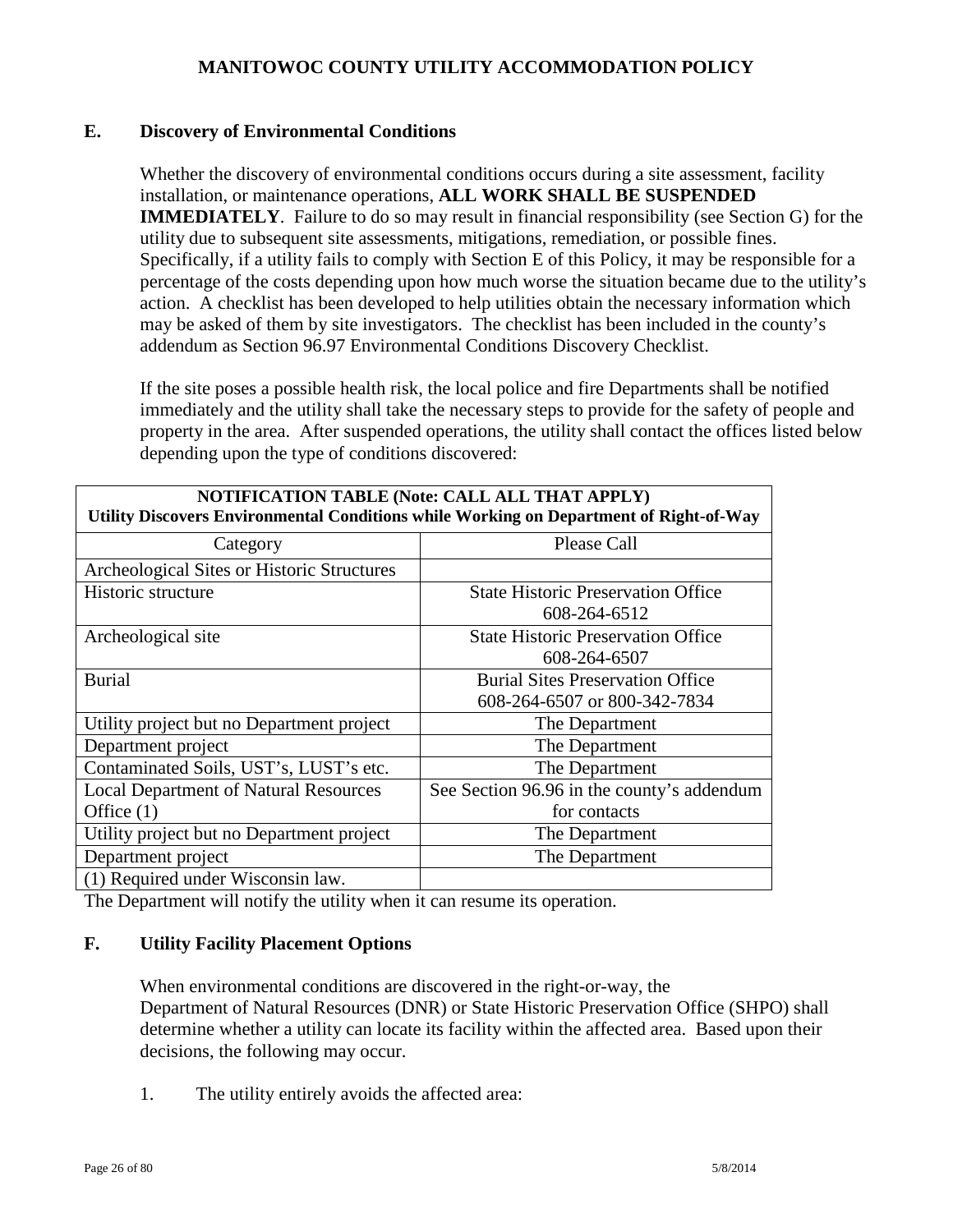## E. Discovery of Environmental Conditions

Whether the discovery of environmental conditions occurs during a site assessment, facility installation, or maintenance operations, **ALL WORK SHALL BE SUSPENDED IMMEDIATELY**. Failure to do so may result in financial responsibility (see Section G) for the utility due to subsequent site assessments, mitigations, remediation, or possible fines. Specifically, if a utility fails to comply with Section E of this Policy, it may be responsible for a percentage of the costs depending upon how much worse the situation became due to the utility's action. A checklist has been developed to help utilities obtain the necessary information which may be asked of them by site investigators. The checklist has been included in the county's addendum as Section 96.97 Environmental Conditions Discovery Checklist.

If the site poses a possible health risk, the local police and fire Departments shall be notified immediately and the utility shall take the necessary steps to provide for the safety of people and property in the area. After suspended operations, the utility shall contact the offices listed below depending upon the type of conditions discovered:

| **NOTIFICATION TABLE (Note: CALL ALL THAT APPLY)**<br>**Utility Discovers Environmental Conditions while Working on Department of Right-of-Way** | |
|---|---|
| Category | Please Call |
| Archeological Sites or Historic Structures | |
| Historic structure | State Historic Preservation Office<br>608-264-6512 |
| Archeological site | State Historic Preservation Office<br>608-264-6507 |
| Burial | Burial Sites Preservation Office<br>608-264-6507 or 800-342-7834 |
| Utility project but no Department project | The Department |
| Department project | The Department |
| Contaminated Soils, UST's, LUST's etc. | The Department |
| Local Department of Natural Resources Office (1) | See Section 96.96 in the county's addendum for contacts |
| Utility project but no Department project | The Department |
| Department project | The Department |
| (1) Required under Wisconsin law. | |

The Department will notify the utility when it can resume its operation.

## F. Utility Facility Placement Options

When environmental conditions are discovered in the right-or-way, the Department of Natural Resources (DNR) or State Historic Preservation Office (SHPO) shall determine whether a utility can locate its facility within the affected area. Based upon their decisions, the following may occur.

1. The utility entirely avoids the affected area: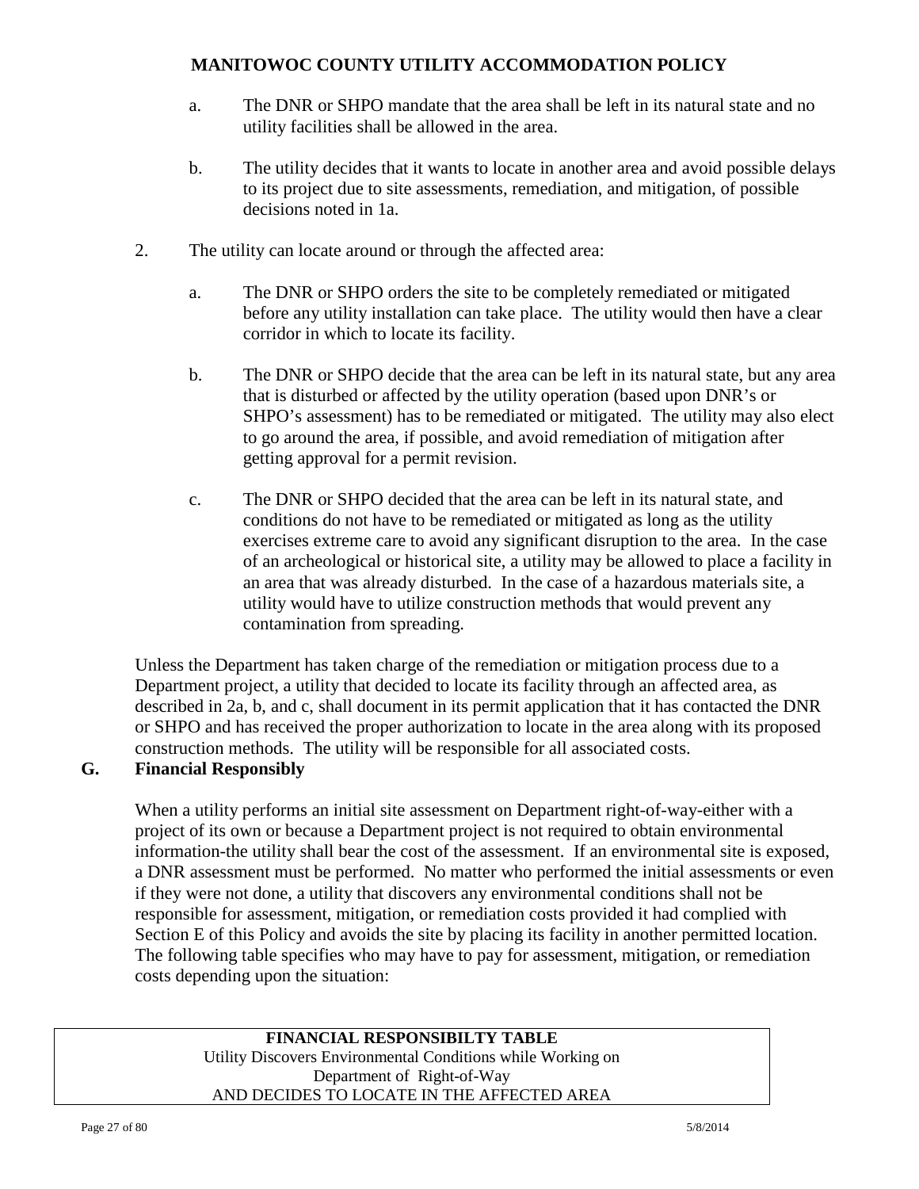a. The DNR or SHPO mandate that the area shall be left in its natural state and no utility facilities shall be allowed in the area.

b. The utility decides that it wants to locate in another area and avoid possible delays to its project due to site assessments, remediation, and mitigation, of possible decisions noted in 1a.

2. The utility can locate around or through the affected area:

a. The DNR or SHPO orders the site to be completely remediated or mitigated before any utility installation can take place. The utility would then have a clear corridor in which to locate its facility.

b. The DNR or SHPO decide that the area can be left in its natural state, but any area that is disturbed or affected by the utility operation (based upon DNR's or SHPO's assessment) has to be remediated or mitigated. The utility may also elect to go around the area, if possible, and avoid remediation of mitigation after getting approval for a permit revision.

c. The DNR or SHPO decided that the area can be left in its natural state, and conditions do not have to be remediated or mitigated as long as the utility exercises extreme care to avoid any significant disruption to the area. In the case of an archeological or historical site, a utility may be allowed to place a facility in an area that was already disturbed. In the case of a hazardous materials site, a utility would have to utilize construction methods that would prevent any contamination from spreading.

Unless the Department has taken charge of the remediation or mitigation process due to a Department project, a utility that decided to locate its facility through an affected area, as described in 2a, b, and c, shall document in its permit application that it has contacted the DNR or SHPO and has received the proper authorization to locate in the area along with its proposed construction methods. The utility will be responsible for all associated costs.

## G. Financial Responsibly

When a utility performs an initial site assessment on Department right-of-way-either with a project of its own or because a Department project is not required to obtain environmental information-the utility shall bear the cost of the assessment. If an environmental site is exposed, a DNR assessment must be performed. No matter who performed the initial assessments or even if they were not done, a utility that discovers any environmental conditions shall not be responsible for assessment, mitigation, or remediation costs provided it had complied with Section E of this Policy and avoids the site by placing its facility in another permitted location. The following table specifies who may have to pay for assessment, mitigation, or remediation costs depending upon the situation:

| **FINANCIAL RESPONSIBILTY TABLE**<br>Utility Discovers Environmental Conditions while Working on<br>Department of Right-of-Way<br>AND DECIDES TO LOCATE IN THE AFFECTED AREA |
|---|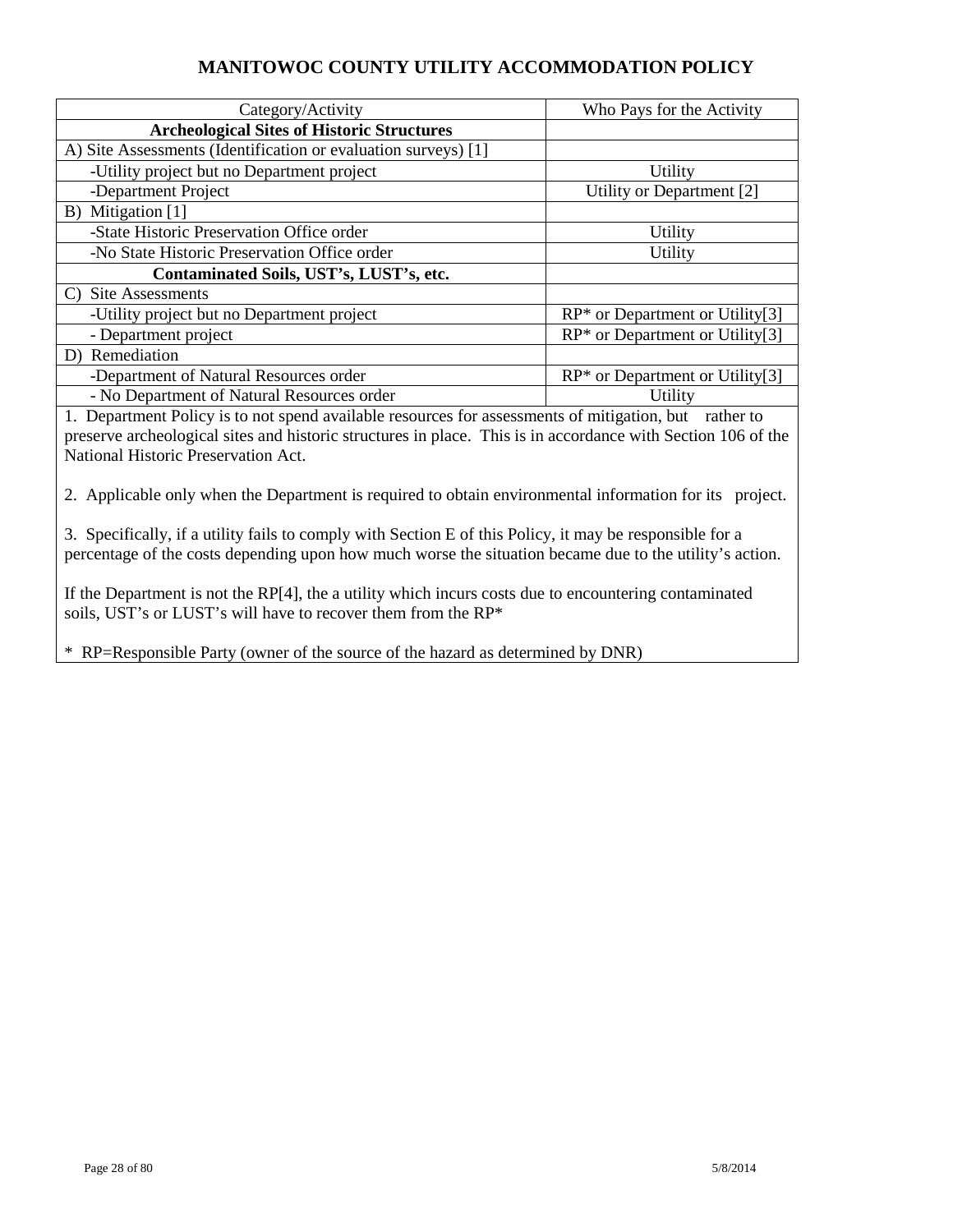# MANITOWOC COUNTY UTILITY ACCOMMODATION POLICY

| Category/Activity | Who Pays for the Activity |
|---|---|
| **Archeological Sites of Historic Structures** | |
| A) Site Assessments (Identification or evaluation surveys) [1] | |
| -Utility project but no Department project | Utility |
| -Department Project | Utility or Department [2] |
| B) Mitigation [1] | |
| -State Historic Preservation Office order | Utility |
| -No State Historic Preservation Office order | Utility |
| **Contaminated Soils, UST's, LUST's, etc.** | |
| C) Site Assessments | |
| -Utility project but no Department project | RP* or Department or Utility[3] |
| - Department project | RP* or Department or Utility[3] |
| D) Remediation | |
| -Department of Natural Resources order | RP* or Department or Utility[3] |
| - No Department of Natural Resources order | Utility |

1. Department Policy is to not spend available resources for assessments of mitigation, but rather to preserve archeological sites and historic structures in place. This is in accordance with Section 106 of the National Historic Preservation Act.

2. Applicable only when the Department is required to obtain environmental information for its project.

3. Specifically, if a utility fails to comply with Section E of this Policy, it may be responsible for a percentage of the costs depending upon how much worse the situation became due to the utility's action.

If the Department is not the RP[4], the a utility which incurs costs due to encountering contaminated soils, UST's or LUST's will have to recover them from the RP*

* RP=Responsible Party (owner of the source of the hazard as determined by DNR)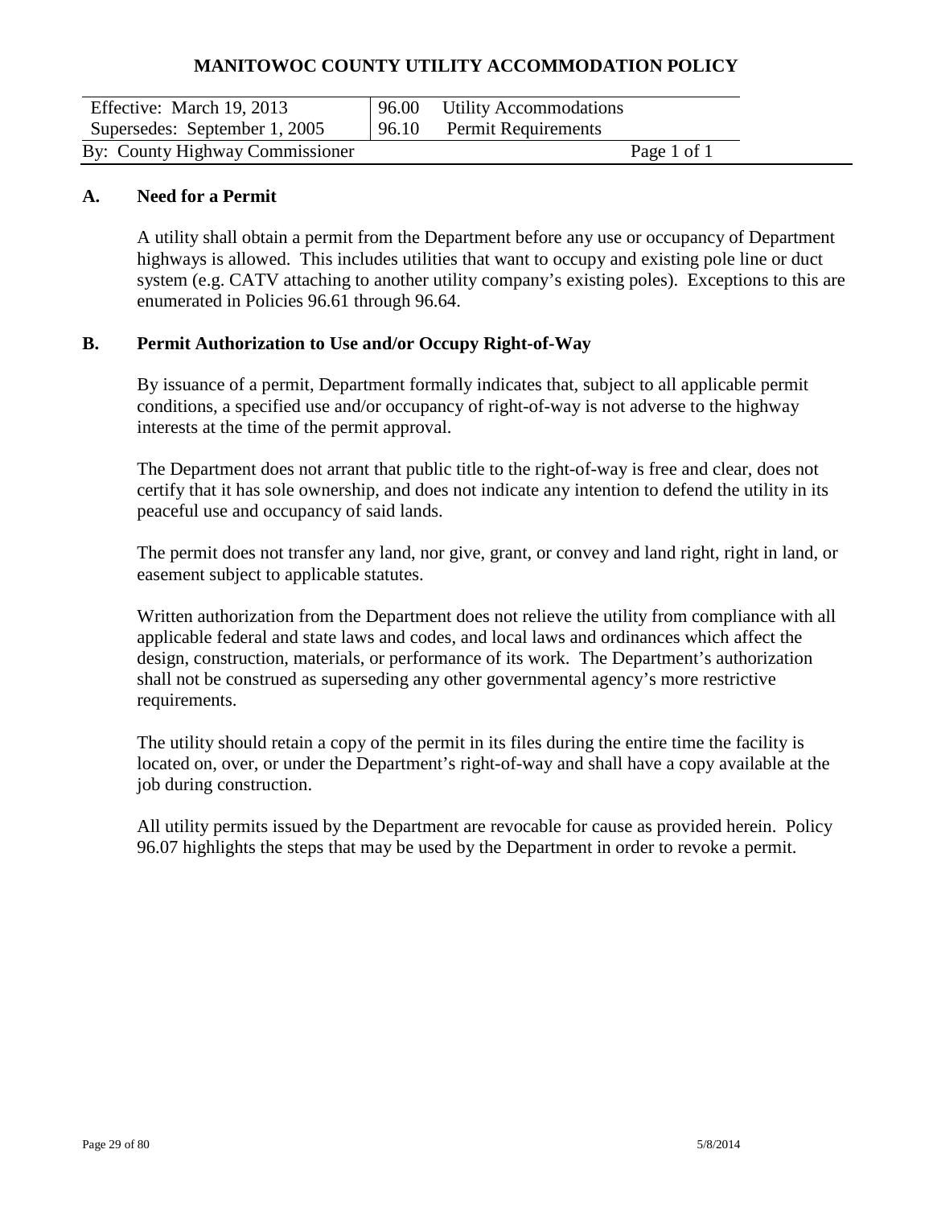# MANITOWOC COUNTY UTILITY ACCOMMODATION POLICY

| Effective: March 19, 2013 | 96.00 Utility Accommodations |
|---|---|
| Supersedes: September 1, 2005 | 96.10 Permit Requirements |
| By: County Highway Commissioner | Page 1 of 1 |

## A. Need for a Permit

A utility shall obtain a permit from the Department before any use or occupancy of Department highways is allowed. This includes utilities that want to occupy and existing pole line or duct system (e.g. CATV attaching to another utility company's existing poles). Exceptions to this are enumerated in Policies 96.61 through 96.64.

## B. Permit Authorization to Use and/or Occupy Right-of-Way

By issuance of a permit, Department formally indicates that, subject to all applicable permit conditions, a specified use and/or occupancy of right-of-way is not adverse to the highway interests at the time of the permit approval.

The Department does not arrant that public title to the right-of-way is free and clear, does not certify that it has sole ownership, and does not indicate any intention to defend the utility in its peaceful use and occupancy of said lands.

The permit does not transfer any land, nor give, grant, or convey and land right, right in land, or easement subject to applicable statutes.

Written authorization from the Department does not relieve the utility from compliance with all applicable federal and state laws and codes, and local laws and ordinances which affect the design, construction, materials, or performance of its work. The Department's authorization shall not be construed as superseding any other governmental agency's more restrictive requirements.

The utility should retain a copy of the permit in its files during the entire time the facility is located on, over, or under the Department's right-of-way and shall have a copy available at the job during construction.

All utility permits issued by the Department are revocable for cause as provided herein. Policy 96.07 highlights the steps that may be used by the Department in order to revoke a permit.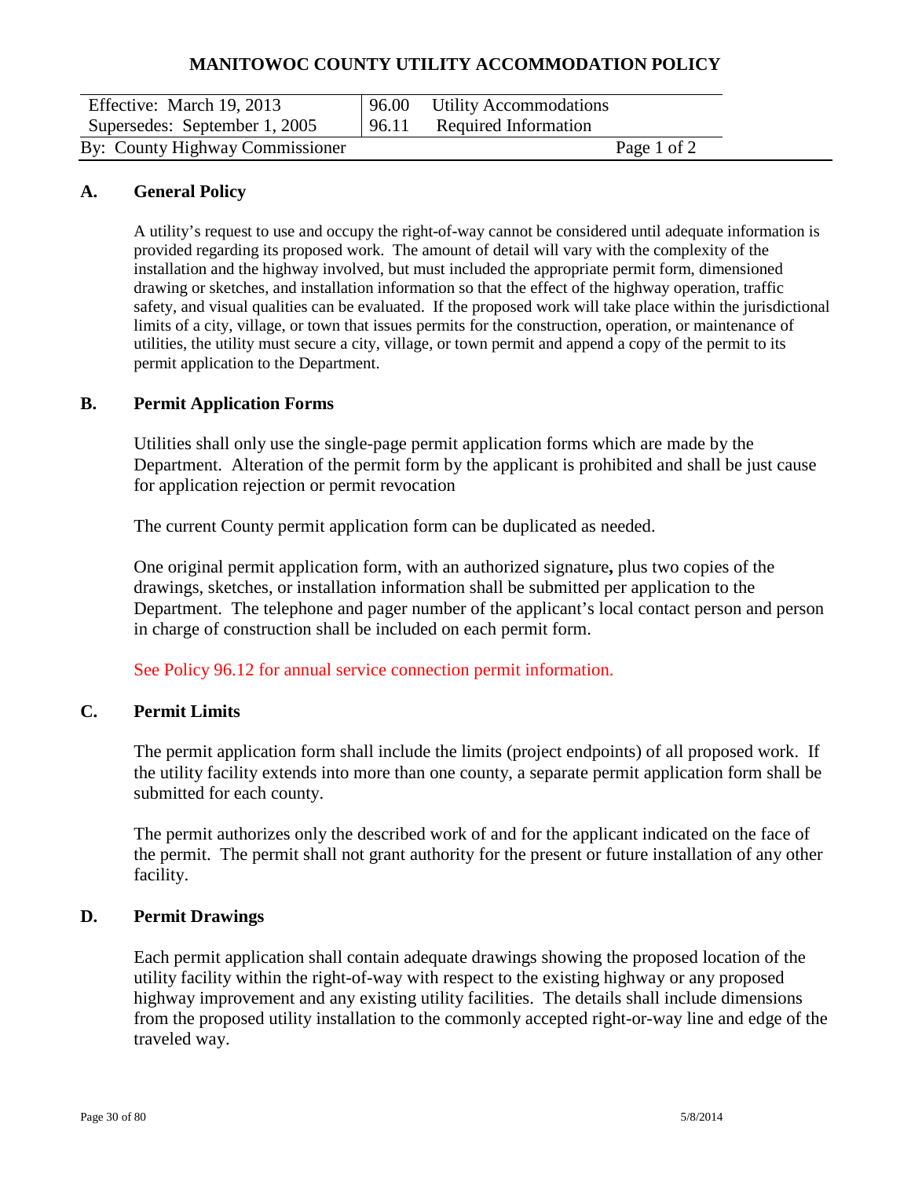# MANITOWOC COUNTY UTILITY ACCOMMODATION POLICY

| Effective: March 19, 2013 | 96.00 Utility Accommodations |
|---|---|
| Supersedes: September 1, 2005 | 96.11 Required Information |
| By: County Highway Commissioner | Page 1 of 2 |

## A. General Policy

A utility's request to use and occupy the right-of-way cannot be considered until adequate information is provided regarding its proposed work. The amount of detail will vary with the complexity of the installation and the highway involved, but must included the appropriate permit form, dimensioned drawing or sketches, and installation information so that the effect of the highway operation, traffic safety, and visual qualities can be evaluated. If the proposed work will take place within the jurisdictional limits of a city, village, or town that issues permits for the construction, operation, or maintenance of utilities, the utility must secure a city, village, or town permit and append a copy of the permit to its permit application to the Department.

## B. Permit Application Forms

Utilities shall only use the single-page permit application forms which are made by the Department. Alteration of the permit form by the applicant is prohibited and shall be just cause for application rejection or permit revocation

The current County permit application form can be duplicated as needed.

One original permit application form, with an authorized signature**,** plus two copies of the drawings, sketches, or installation information shall be submitted per application to the Department. The telephone and pager number of the applicant's local contact person and person in charge of construction shall be included on each permit form.

See Policy 96.12 for annual service connection permit information.

## C. Permit Limits

The permit application form shall include the limits (project endpoints) of all proposed work. If the utility facility extends into more than one county, a separate permit application form shall be submitted for each county.

The permit authorizes only the described work of and for the applicant indicated on the face of the permit. The permit shall not grant authority for the present or future installation of any other facility.

## D. Permit Drawings

Each permit application shall contain adequate drawings showing the proposed location of the utility facility within the right-of-way with respect to the existing highway or any proposed highway improvement and any existing utility facilities. The details shall include dimensions from the proposed utility installation to the commonly accepted right-or-way line and edge of the traveled way.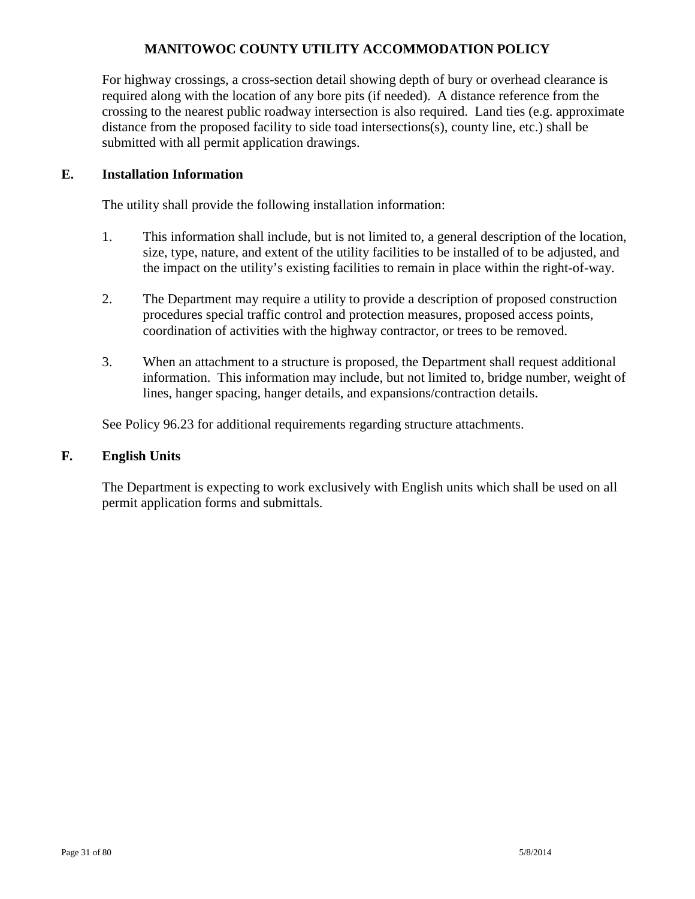For highway crossings, a cross-section detail showing depth of bury or overhead clearance is required along with the location of any bore pits (if needed). A distance reference from the crossing to the nearest public roadway intersection is also required. Land ties (e.g. approximate distance from the proposed facility to side toad intersections(s), county line, etc.) shall be submitted with all permit application drawings.

## E. Installation Information

The utility shall provide the following installation information:

1. This information shall include, but is not limited to, a general description of the location, size, type, nature, and extent of the utility facilities to be installed of to be adjusted, and the impact on the utility's existing facilities to remain in place within the right-of-way.

2. The Department may require a utility to provide a description of proposed construction procedures special traffic control and protection measures, proposed access points, coordination of activities with the highway contractor, or trees to be removed.

3. When an attachment to a structure is proposed, the Department shall request additional information. This information may include, but not limited to, bridge number, weight of lines, hanger spacing, hanger details, and expansions/contraction details.

See Policy 96.23 for additional requirements regarding structure attachments.

## F. English Units

The Department is expecting to work exclusively with English units which shall be used on all permit application forms and submittals.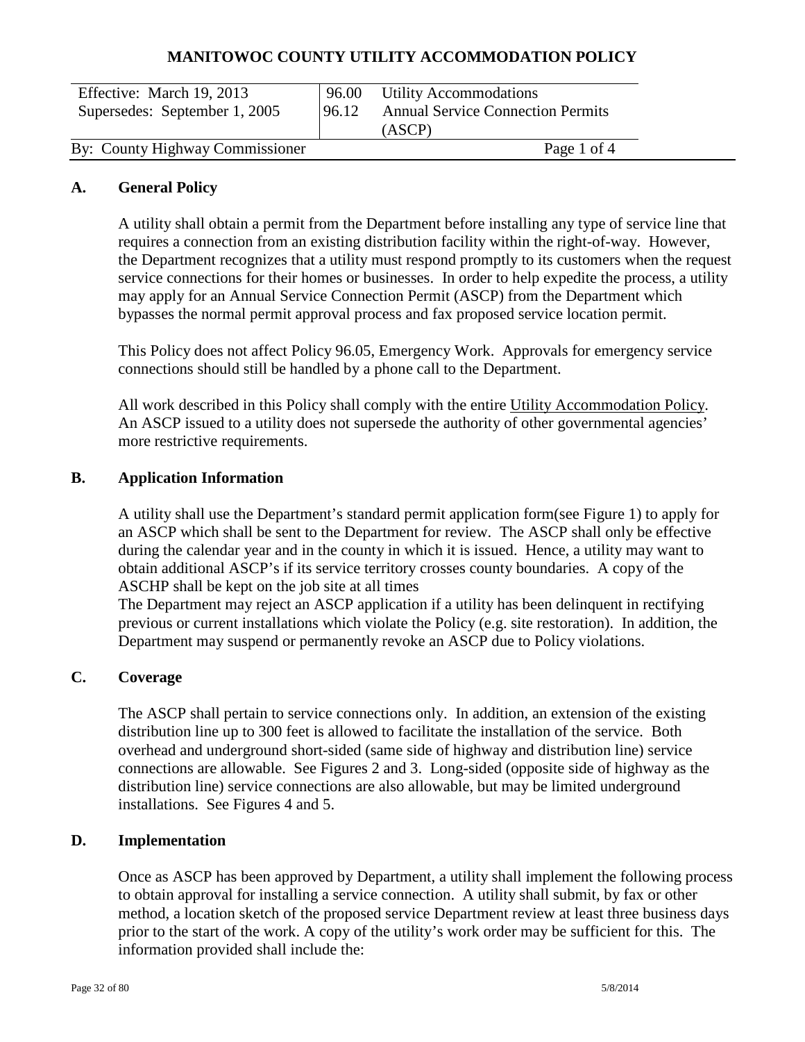# MANITOWOC COUNTY UTILITY ACCOMMODATION POLICY

| Effective: March 19, 2013 | 96.00 | Utility Accommodations |
|---|---|---|
| Supersedes: September 1, 2005 | 96.12 | Annual Service Connection Permits (ASCP) |
| By: County Highway Commissioner | | Page 1 of 4 |

## A. General Policy

A utility shall obtain a permit from the Department before installing any type of service line that requires a connection from an existing distribution facility within the right-of-way. However, the Department recognizes that a utility must respond promptly to its customers when the request service connections for their homes or businesses. In order to help expedite the process, a utility may apply for an Annual Service Connection Permit (ASCP) from the Department which bypasses the normal permit approval process and fax proposed service location permit.

This Policy does not affect Policy 96.05, Emergency Work. Approvals for emergency service connections should still be handled by a phone call to the Department.

All work described in this Policy shall comply with the entire Utility Accommodation Policy. An ASCP issued to a utility does not supersede the authority of other governmental agencies' more restrictive requirements.

## B. Application Information

A utility shall use the Department's standard permit application form(see Figure 1) to apply for an ASCP which shall be sent to the Department for review. The ASCP shall only be effective during the calendar year and in the county in which it is issued. Hence, a utility may want to obtain additional ASCP's if its service territory crosses county boundaries. A copy of the ASCHP shall be kept on the job site at all times
The Department may reject an ASCP application if a utility has been delinquent in rectifying previous or current installations which violate the Policy (e.g. site restoration). In addition, the Department may suspend or permanently revoke an ASCP due to Policy violations.

## C. Coverage

The ASCP shall pertain to service connections only. In addition, an extension of the existing distribution line up to 300 feet is allowed to facilitate the installation of the service. Both overhead and underground short-sided (same side of highway and distribution line) service connections are allowable. See Figures 2 and 3. Long-sided (opposite side of highway as the distribution line) service connections are also allowable, but may be limited underground installations. See Figures 4 and 5.

## D. Implementation

Once as ASCP has been approved by Department, a utility shall implement the following process to obtain approval for installing a service connection. A utility shall submit, by fax or other method, a location sketch of the proposed service Department review at least three business days prior to the start of the work. A copy of the utility's work order may be sufficient for this. The information provided shall include the: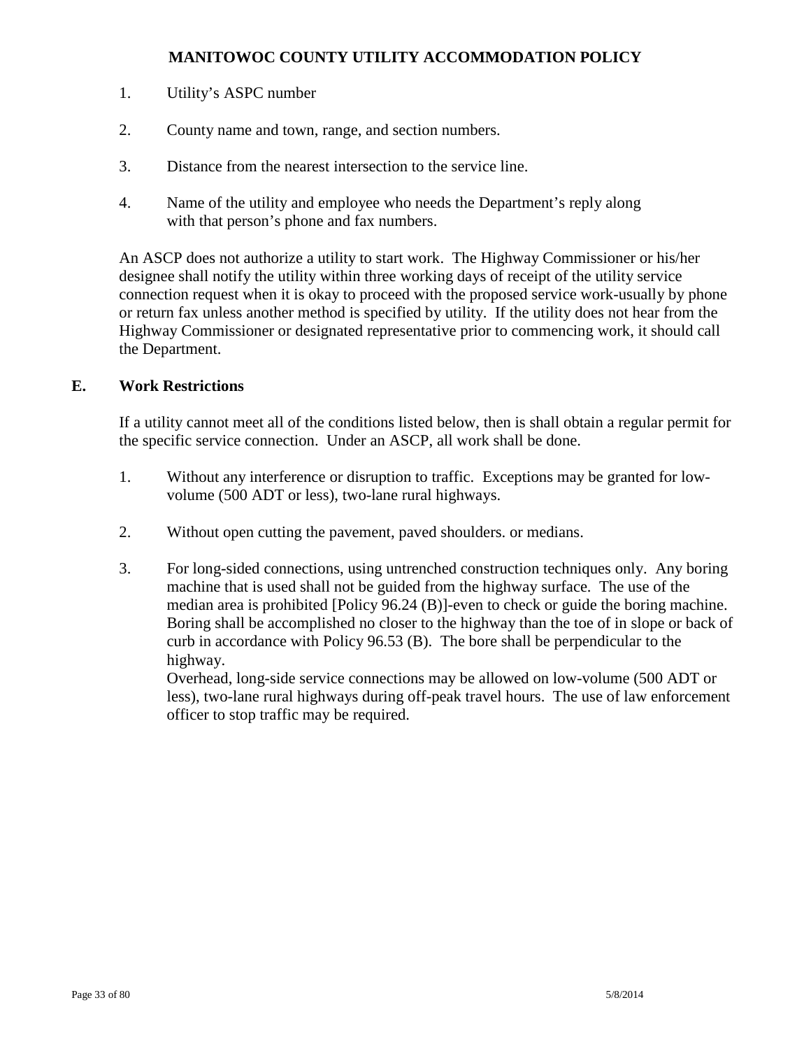1. Utility's ASPC number

2. County name and town, range, and section numbers.

3. Distance from the nearest intersection to the service line.

4. Name of the utility and employee who needs the Department's reply along with that person's phone and fax numbers.

An ASCP does not authorize a utility to start work. The Highway Commissioner or his/her designee shall notify the utility within three working days of receipt of the utility service connection request when it is okay to proceed with the proposed service work-usually by phone or return fax unless another method is specified by utility. If the utility does not hear from the Highway Commissioner or designated representative prior to commencing work, it should call the Department.

## E. Work Restrictions

If a utility cannot meet all of the conditions listed below, then is shall obtain a regular permit for the specific service connection. Under an ASCP, all work shall be done.

1. Without any interference or disruption to traffic. Exceptions may be granted for low-volume (500 ADT or less), two-lane rural highways.

2. Without open cutting the pavement, paved shoulders. or medians.

3. For long-sided connections, using untrenched construction techniques only. Any boring machine that is used shall not be guided from the highway surface. The use of the median area is prohibited [Policy 96.24 (B)]-even to check or guide the boring machine. Boring shall be accomplished no closer to the highway than the toe of in slope or back of curb in accordance with Policy 96.53 (B). The bore shall be perpendicular to the highway.
   Overhead, long-side service connections may be allowed on low-volume (500 ADT or less), two-lane rural highways during off-peak travel hours. The use of law enforcement officer to stop traffic may be required.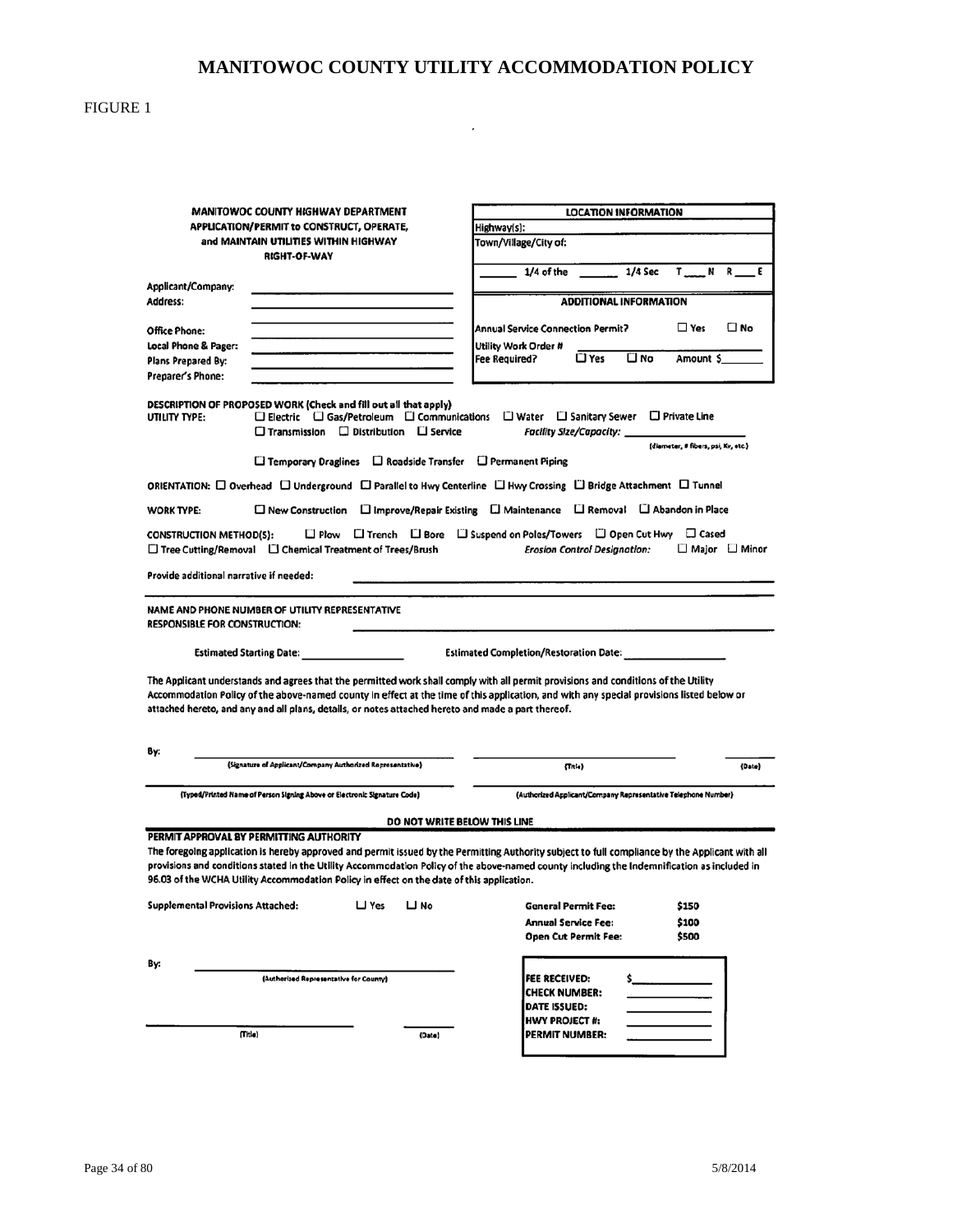# MANITOWOC COUNTY UTILITY ACCOMMODATION POLICY

FIGURE 1

**MANITOWOC COUNTY HIGHWAY DEPARTMENT**
**APPLICATION/PERMIT to CONSTRUCT, OPERATE, and MAINTAIN UTILITIES WITHIN HIGHWAY RIGHT-OF-WAY**

Applicant/Company: ____________________
Address: ____________________
____________________
Office Phone: ____________________
Local Phone & Pager: ____________________
Plans Prepared By: ____________________
Preparer's Phone: ____________________

**LOCATION INFORMATION**

Highway(s):
Town/Village/City of:
_______ 1/4 of the _______ 1/4 Sec T____N R____E

**ADDITIONAL INFORMATION**

Annual Service Connection Permit? ☐ Yes ☐ No
Utility Work Order # ____________________
Fee Required? ☐ Yes ☐ No Amount $_______

**DESCRIPTION OF PROPOSED WORK (Check and fill out all that apply)**

UTILITY TYPE: ☐ Electric ☐ Gas/Petroleum ☐ Communications ☐ Water ☐ Sanitary Sewer ☐ Private Line
☐ Transmission ☐ Distribution ☐ Service *Facility Size/Capacity:* ____________________ (diameter, # fibers, psi, Kv, etc.)
☐ Temporary Draglines ☐ Roadside Transfer ☐ Permanent Piping

ORIENTATION: ☐ Overhead ☐ Underground ☐ Parallel to Hwy Centerline ☐ Hwy Crossing ☐ Bridge Attachment ☐ Tunnel

WORK TYPE: ☐ New Construction ☐ Improve/Repair Existing ☐ Maintenance ☐ Removal ☐ Abandon in Place

CONSTRUCTION METHOD(S): ☐ Plow ☐ Trench ☐ Bore ☐ Suspend on Poles/Towers ☐ Open Cut Hwy ☐ Cased
☐ Tree Cutting/Removal ☐ Chemical Treatment of Trees/Brush *Erosion Control Designation:* ☐ Major ☐ Minor

Provide additional narrative if needed: ____________________

NAME AND PHONE NUMBER OF UTILITY REPRESENTATIVE RESPONSIBLE FOR CONSTRUCTION: ____________________

Estimated Starting Date: ____________ Estimated Completion/Restoration Date: ____________

The Applicant understands and agrees that the permitted work shall comply with all permit provisions and conditions of the Utility Accommodation Policy of the above-named county in effect at the time of this application, and with any special provisions listed below or attached hereto, and any and all plans, details, or notes attached hereto and made a part thereof.

By: ____________________ (Signature of Applicant/Company Authorized Representative) ____________________ (Title) __________ (Date)

____________________ (Typed/Printed Name of Person Signing Above or Electronic Signature Code) ____________________ (Authorized Applicant/Company Representative Telephone Number)

**DO NOT WRITE BELOW THIS LINE**

**PERMIT APPROVAL BY PERMITTING AUTHORITY**

The foregoing application is hereby approved and permit issued by the Permitting Authority subject to full compliance by the Applicant with all provisions and conditions stated in the Utility Accommodation Policy of the above-named county including the Indemnification as included in 96.03 of the WCHA Utility Accommodation Policy in effect on the date of this application.

Supplemental Provisions Attached: ☐ Yes ☐ No

| | |
|---|---|
| General Permit Fee: | $150 |
| Annual Service Fee: | $100 |
| Open Cut Permit Fee: | $500 |

By: ____________________ (Authorized Representative for County)

____________________ (Title) __________ (Date)

FEE RECEIVED: $__________
CHECK NUMBER: __________
DATE ISSUED: __________
HWY PROJECT #: __________
PERMIT NUMBER: __________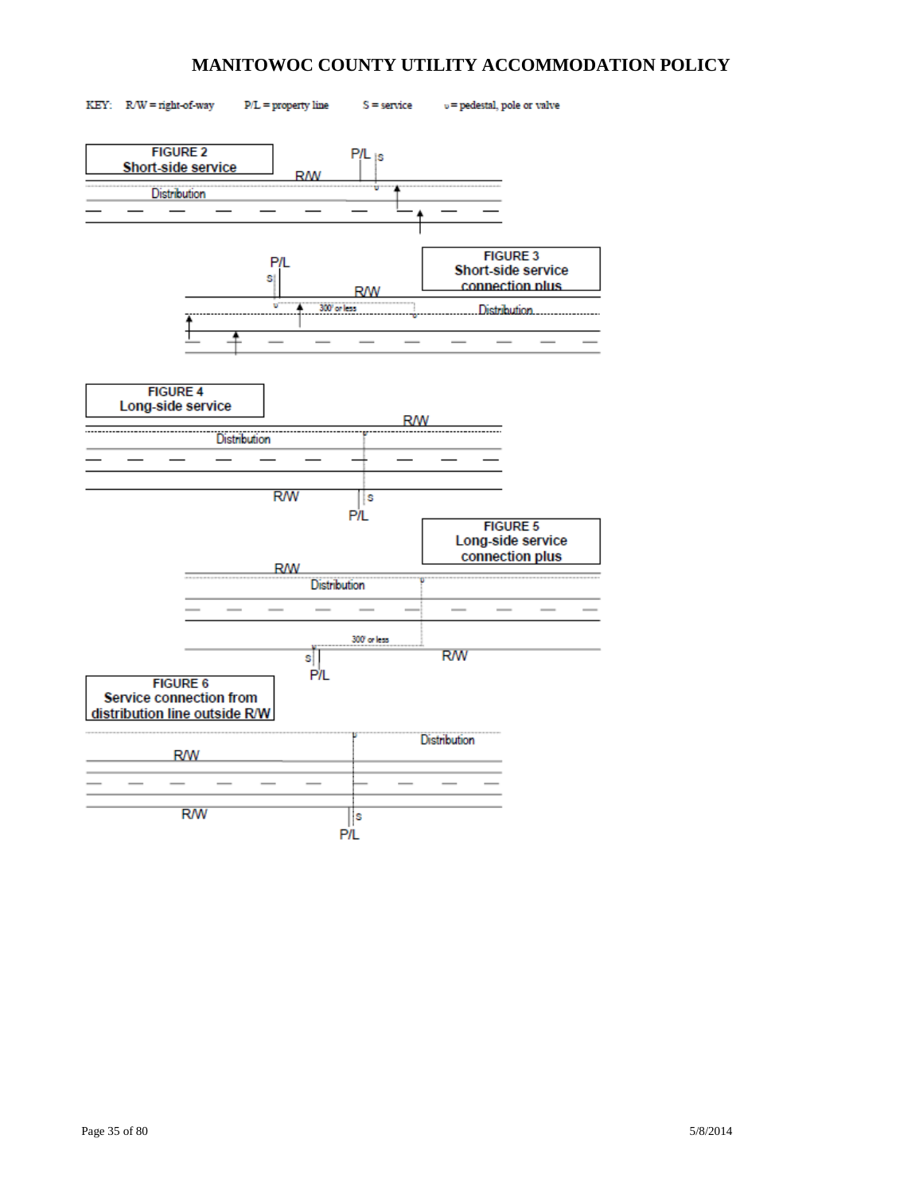KEY: R/W = right-of-way P/L = property line S = service ᵕ = pedestal, pole or valve

FIGURE 2
Short-side service

P/L S
R/W
Distribution

FIGURE 3
Short-side service connection plus

P/L
S
R/W
300' or less
Distribution

FIGURE 4
Long-side service

R/W
Distribution
R/W
S
P/L

FIGURE 5
Long-side service connection plus

R/W
Distribution
300' or less
R/W
S
P/L

FIGURE 6
Service connection from distribution line outside R/W

Distribution
R/W
R/W
S
P/L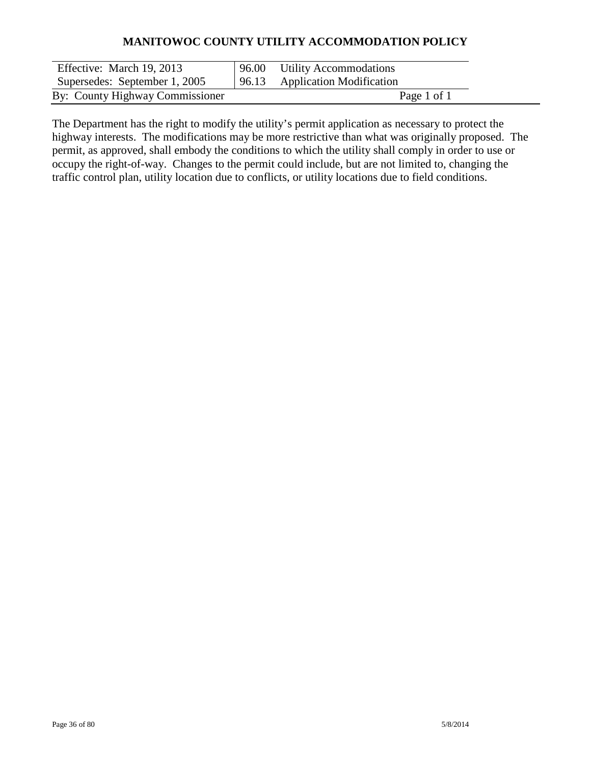**MANITOWOC COUNTY UTILITY ACCOMMODATION POLICY**

| Effective: March 19, 2013 | 96.00 Utility Accommodations |
|---|---|
| Supersedes: September 1, 2005 | 96.13 Application Modification |
| By: County Highway Commissioner | Page 1 of 1 |

The Department has the right to modify the utility's permit application as necessary to protect the highway interests. The modifications may be more restrictive than what was originally proposed. The permit, as approved, shall embody the conditions to which the utility shall comply in order to use or occupy the right-of-way. Changes to the permit could include, but are not limited to, changing the traffic control plan, utility location due to conflicts, or utility locations due to field conditions.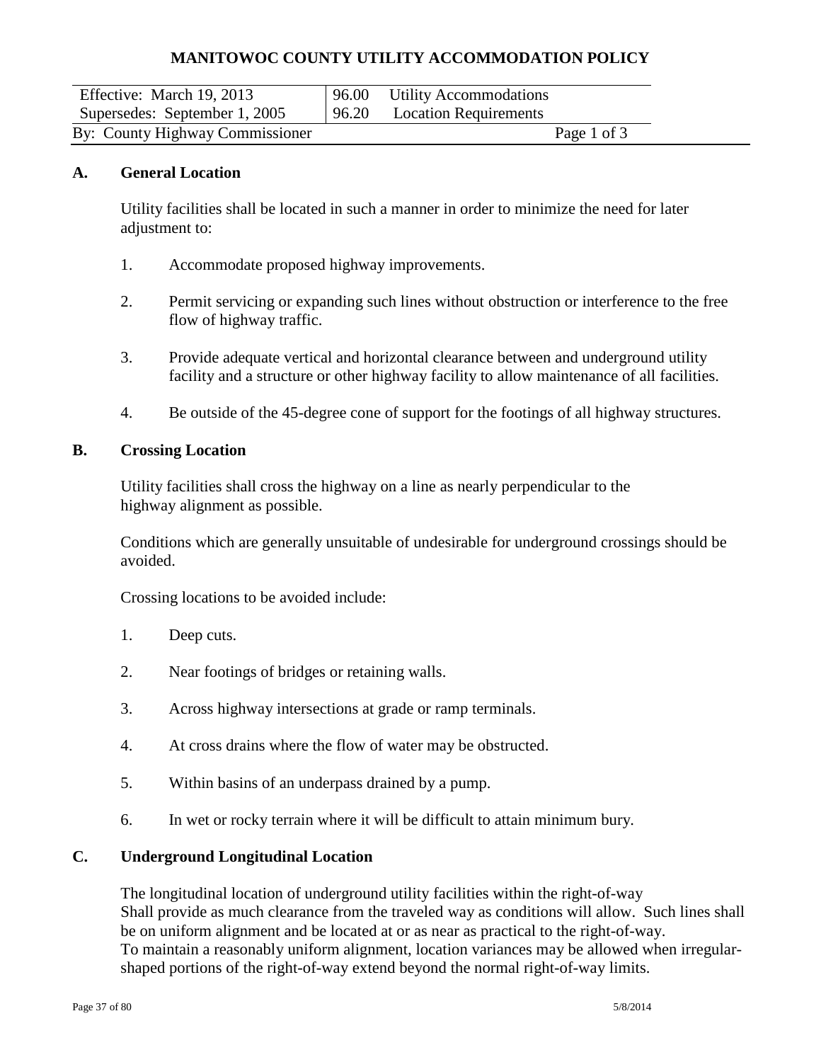# MANITOWOC COUNTY UTILITY ACCOMMODATION POLICY

| Effective: March 19, 2013 | 96.00 Utility Accommodations |
|---|---|
| Supersedes: September 1, 2005 | 96.20 Location Requirements |
| By: County Highway Commissioner | Page 1 of 3 |

## A. General Location

Utility facilities shall be located in such a manner in order to minimize the need for later adjustment to:

1. Accommodate proposed highway improvements.
2. Permit servicing or expanding such lines without obstruction or interference to the free flow of highway traffic.
3. Provide adequate vertical and horizontal clearance between and underground utility facility and a structure or other highway facility to allow maintenance of all facilities.
4. Be outside of the 45-degree cone of support for the footings of all highway structures.

## B. Crossing Location

Utility facilities shall cross the highway on a line as nearly perpendicular to the highway alignment as possible.

Conditions which are generally unsuitable of undesirable for underground crossings should be avoided.

Crossing locations to be avoided include:

1. Deep cuts.
2. Near footings of bridges or retaining walls.
3. Across highway intersections at grade or ramp terminals.
4. At cross drains where the flow of water may be obstructed.
5. Within basins of an underpass drained by a pump.
6. In wet or rocky terrain where it will be difficult to attain minimum bury.

## C. Underground Longitudinal Location

The longitudinal location of underground utility facilities within the right-of-way Shall provide as much clearance from the traveled way as conditions will allow. Such lines shall be on uniform alignment and be located at or as near as practical to the right-of-way. To maintain a reasonably uniform alignment, location variances may be allowed when irregular-shaped portions of the right-of-way extend beyond the normal right-of-way limits.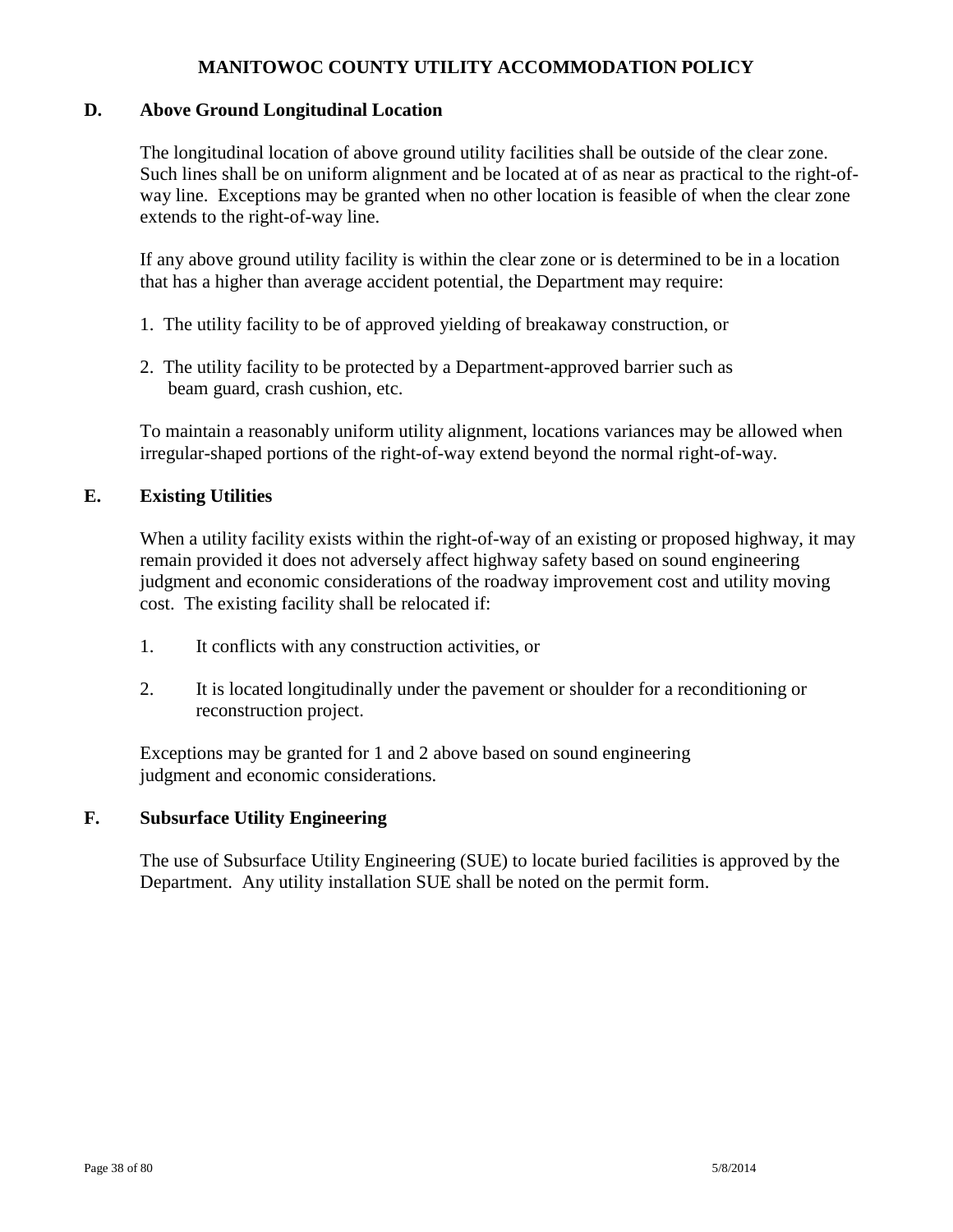## D. Above Ground Longitudinal Location

The longitudinal location of above ground utility facilities shall be outside of the clear zone. Such lines shall be on uniform alignment and be located at of as near as practical to the right-of-way line. Exceptions may be granted when no other location is feasible of when the clear zone extends to the right-of-way line.

If any above ground utility facility is within the clear zone or is determined to be in a location that has a higher than average accident potential, the Department may require:

1. The utility facility to be of approved yielding of breakaway construction, or
2. The utility facility to be protected by a Department-approved barrier such as beam guard, crash cushion, etc.

To maintain a reasonably uniform utility alignment, locations variances may be allowed when irregular-shaped portions of the right-of-way extend beyond the normal right-of-way.

## E. Existing Utilities

When a utility facility exists within the right-of-way of an existing or proposed highway, it may remain provided it does not adversely affect highway safety based on sound engineering judgment and economic considerations of the roadway improvement cost and utility moving cost. The existing facility shall be relocated if:

1. It conflicts with any construction activities, or
2. It is located longitudinally under the pavement or shoulder for a reconditioning or reconstruction project.

Exceptions may be granted for 1 and 2 above based on sound engineering judgment and economic considerations.

## F. Subsurface Utility Engineering

The use of Subsurface Utility Engineering (SUE) to locate buried facilities is approved by the Department. Any utility installation SUE shall be noted on the permit form.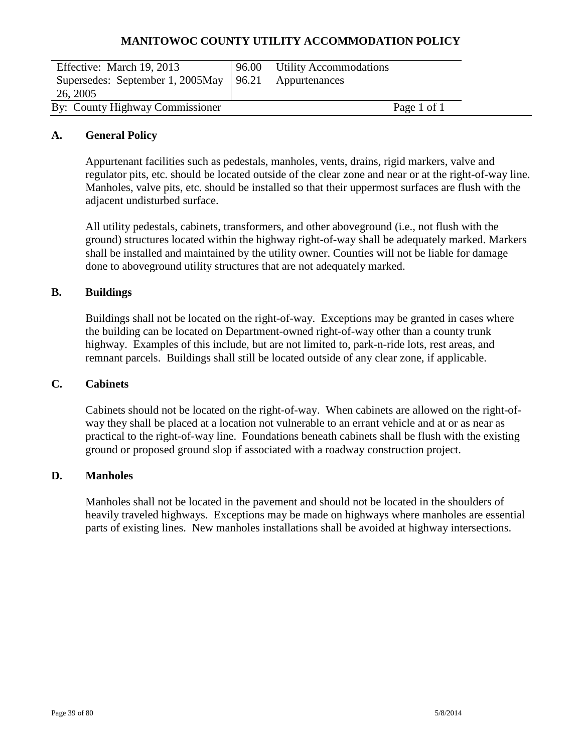# MANITOWOC COUNTY UTILITY ACCOMMODATION POLICY

| Effective: March 19, 2013 | 96.00 Utility Accommodations |
| --- | --- |
| Supersedes: September 1, 2005May 26, 2005 | 96.21 Appurtenances |
| By: County Highway Commissioner | Page 1 of 1 |

## A. General Policy

Appurtenant facilities such as pedestals, manholes, vents, drains, rigid markers, valve and regulator pits, etc. should be located outside of the clear zone and near or at the right-of-way line. Manholes, valve pits, etc. should be installed so that their uppermost surfaces are flush with the adjacent undisturbed surface.

All utility pedestals, cabinets, transformers, and other aboveground (i.e., not flush with the ground) structures located within the highway right-of-way shall be adequately marked. Markers shall be installed and maintained by the utility owner. Counties will not be liable for damage done to aboveground utility structures that are not adequately marked.

## B. Buildings

Buildings shall not be located on the right-of-way. Exceptions may be granted in cases where the building can be located on Department-owned right-of-way other than a county trunk highway. Examples of this include, but are not limited to, park-n-ride lots, rest areas, and remnant parcels. Buildings shall still be located outside of any clear zone, if applicable.

## C. Cabinets

Cabinets should not be located on the right-of-way. When cabinets are allowed on the right-of-way they shall be placed at a location not vulnerable to an errant vehicle and at or as near as practical to the right-of-way line. Foundations beneath cabinets shall be flush with the existing ground or proposed ground slop if associated with a roadway construction project.

## D. Manholes

Manholes shall not be located in the pavement and should not be located in the shoulders of heavily traveled highways. Exceptions may be made on highways where manholes are essential parts of existing lines. New manholes installations shall be avoided at highway intersections.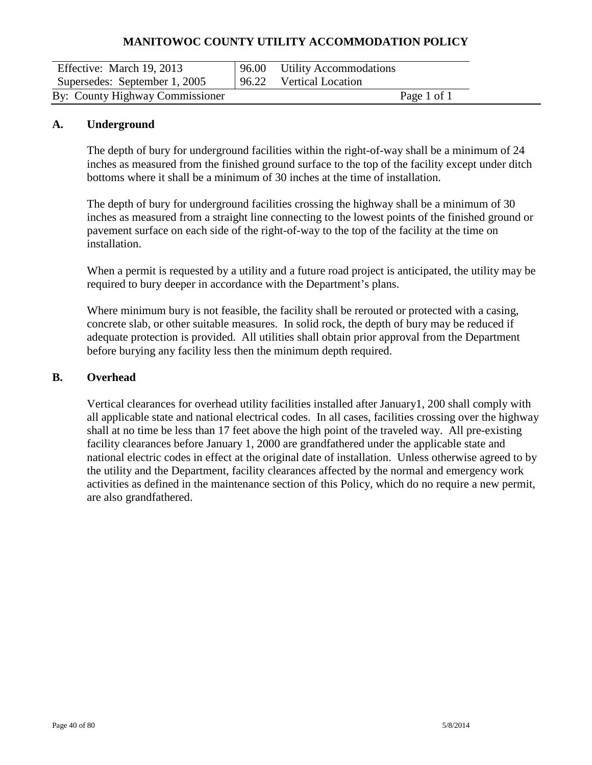# MANITOWOC COUNTY UTILITY ACCOMMODATION POLICY

| Effective: March 19, 2013 | 96.00 Utility Accommodations |
|---|---|
| Supersedes: September 1, 2005 | 96.22 Vertical Location |
| By: County Highway Commissioner | Page 1 of 1 |

## A. Underground

The depth of bury for underground facilities within the right-of-way shall be a minimum of 24 inches as measured from the finished ground surface to the top of the facility except under ditch bottoms where it shall be a minimum of 30 inches at the time of installation.

The depth of bury for underground facilities crossing the highway shall be a minimum of 30 inches as measured from a straight line connecting to the lowest points of the finished ground or pavement surface on each side of the right-of-way to the top of the facility at the time on installation.

When a permit is requested by a utility and a future road project is anticipated, the utility may be required to bury deeper in accordance with the Department's plans.

Where minimum bury is not feasible, the facility shall be rerouted or protected with a casing, concrete slab, or other suitable measures. In solid rock, the depth of bury may be reduced if adequate protection is provided. All utilities shall obtain prior approval from the Department before burying any facility less then the minimum depth required.

## B. Overhead

Vertical clearances for overhead utility facilities installed after January1, 200 shall comply with all applicable state and national electrical codes. In all cases, facilities crossing over the highway shall at no time be less than 17 feet above the high point of the traveled way. All pre-existing facility clearances before January 1, 2000 are grandfathered under the applicable state and national electric codes in effect at the original date of installation. Unless otherwise agreed to by the utility and the Department, facility clearances affected by the normal and emergency work activities as defined in the maintenance section of this Policy, which do no require a new permit, are also grandfathered.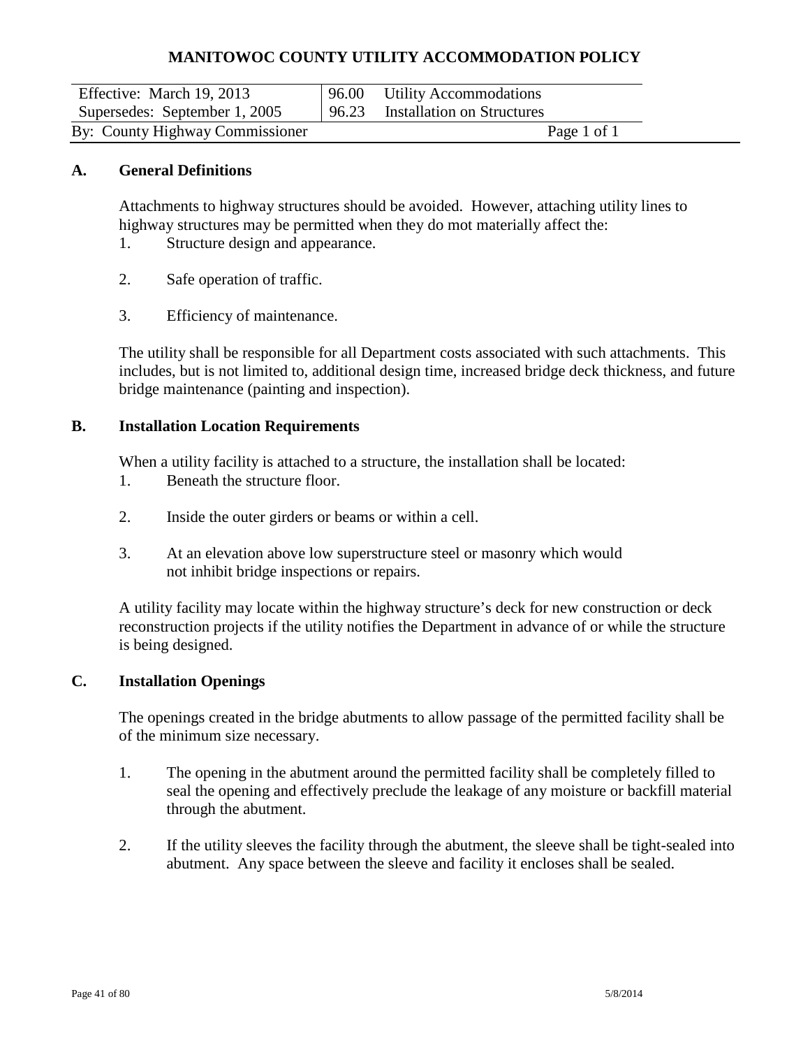# MANITOWOC COUNTY UTILITY ACCOMMODATION POLICY

| Effective: March 19, 2013 | 96.00 Utility Accommodations |
|---|---|
| Supersedes: September 1, 2005 | 96.23 Installation on Structures |
| By: County Highway Commissioner | Page 1 of 1 |

## A. General Definitions

Attachments to highway structures should be avoided. However, attaching utility lines to highway structures may be permitted when they do mot materially affect the:

1. Structure design and appearance.

2. Safe operation of traffic.

3. Efficiency of maintenance.

The utility shall be responsible for all Department costs associated with such attachments. This includes, but is not limited to, additional design time, increased bridge deck thickness, and future bridge maintenance (painting and inspection).

## B. Installation Location Requirements

When a utility facility is attached to a structure, the installation shall be located:

1. Beneath the structure floor.

2. Inside the outer girders or beams or within a cell.

3. At an elevation above low superstructure steel or masonry which would not inhibit bridge inspections or repairs.

A utility facility may locate within the highway structure's deck for new construction or deck reconstruction projects if the utility notifies the Department in advance of or while the structure is being designed.

## C. Installation Openings

The openings created in the bridge abutments to allow passage of the permitted facility shall be of the minimum size necessary.

1. The opening in the abutment around the permitted facility shall be completely filled to seal the opening and effectively preclude the leakage of any moisture or backfill material through the abutment.

2. If the utility sleeves the facility through the abutment, the sleeve shall be tight-sealed into abutment. Any space between the sleeve and facility it encloses shall be sealed.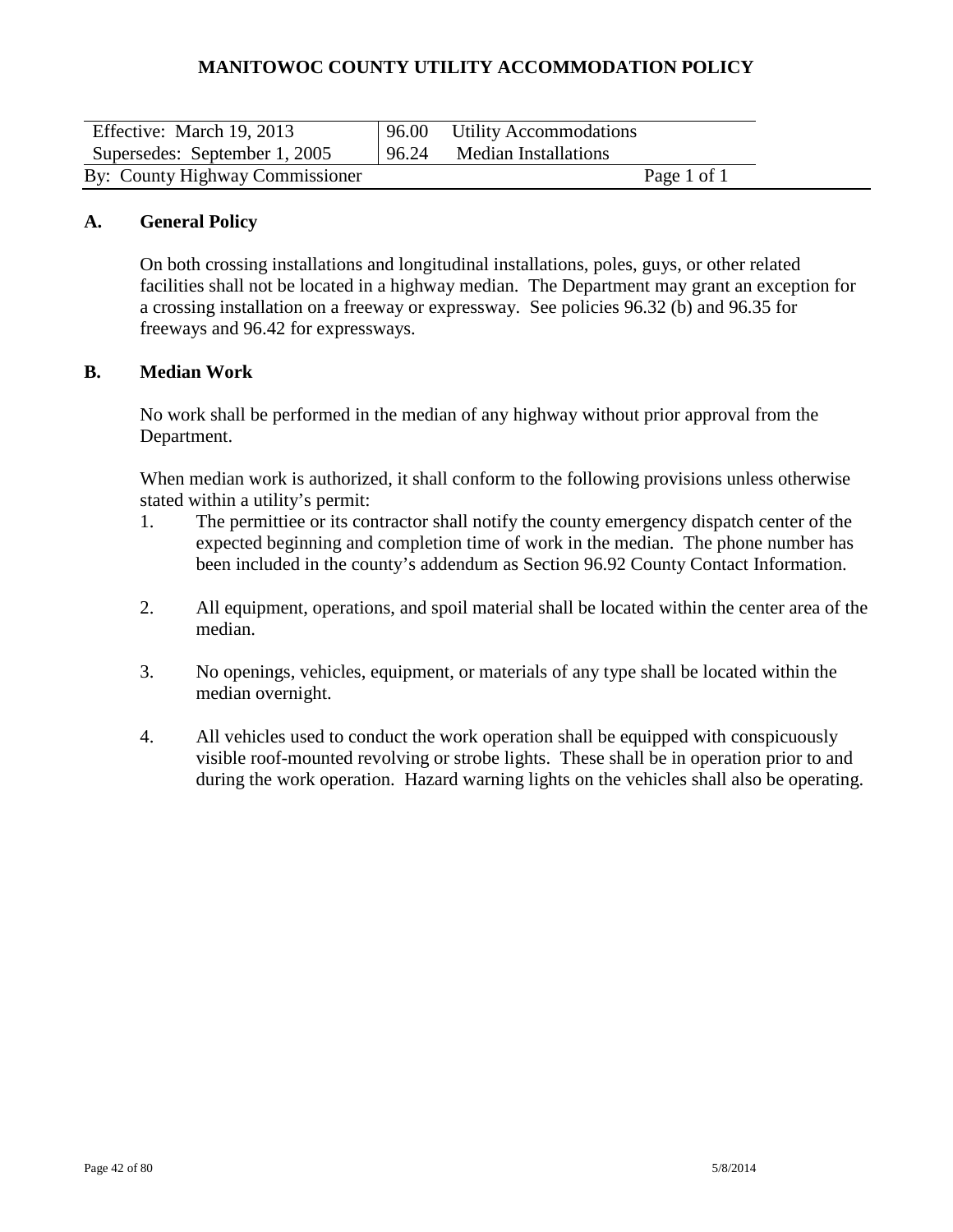# MANITOWOC COUNTY UTILITY ACCOMMODATION POLICY

| Effective: March 19, 2013 | 96.00 Utility Accommodations |
|---|---|
| Supersedes: September 1, 2005 | 96.24 Median Installations |
| By: County Highway Commissioner | Page 1 of 1 |

## A. General Policy

On both crossing installations and longitudinal installations, poles, guys, or other related facilities shall not be located in a highway median. The Department may grant an exception for a crossing installation on a freeway or expressway. See policies 96.32 (b) and 96.35 for freeways and 96.42 for expressways.

## B. Median Work

No work shall be performed in the median of any highway without prior approval from the Department.

When median work is authorized, it shall conform to the following provisions unless otherwise stated within a utility's permit:

1. The permittiee or its contractor shall notify the county emergency dispatch center of the expected beginning and completion time of work in the median. The phone number has been included in the county's addendum as Section 96.92 County Contact Information.

2. All equipment, operations, and spoil material shall be located within the center area of the median.

3. No openings, vehicles, equipment, or materials of any type shall be located within the median overnight.

4. All vehicles used to conduct the work operation shall be equipped with conspicuously visible roof-mounted revolving or strobe lights. These shall be in operation prior to and during the work operation. Hazard warning lights on the vehicles shall also be operating.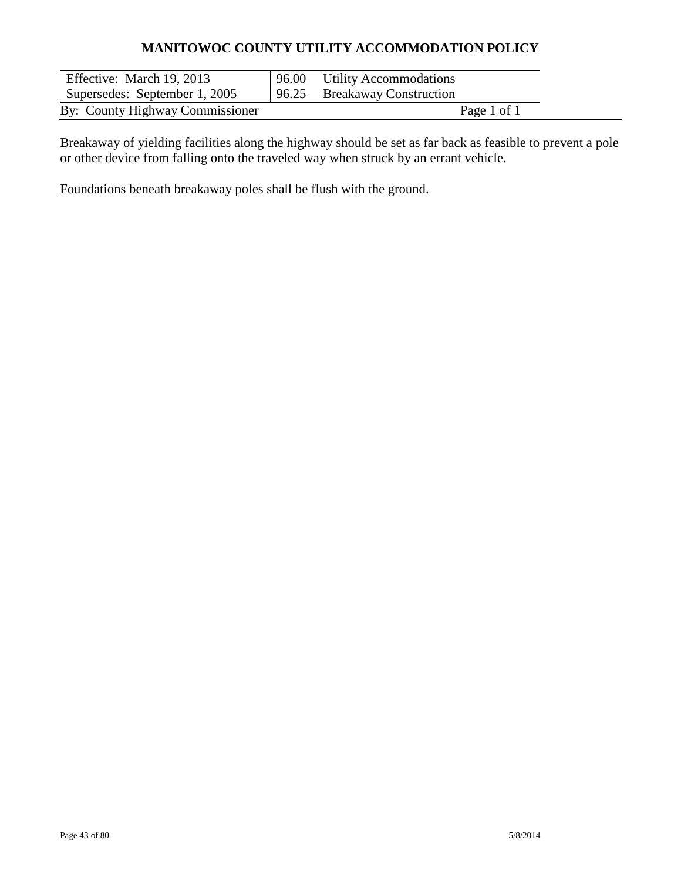# MANITOWOC COUNTY UTILITY ACCOMMODATION POLICY

| Effective: March 19, 2013 | 96.00 Utility Accommodations |
|---|---|
| Supersedes: September 1, 2005 | 96.25 Breakaway Construction |
| By: County Highway Commissioner | Page 1 of 1 |

Breakaway of yielding facilities along the highway should be set as far back as feasible to prevent a pole or other device from falling onto the traveled way when struck by an errant vehicle.

Foundations beneath breakaway poles shall be flush with the ground.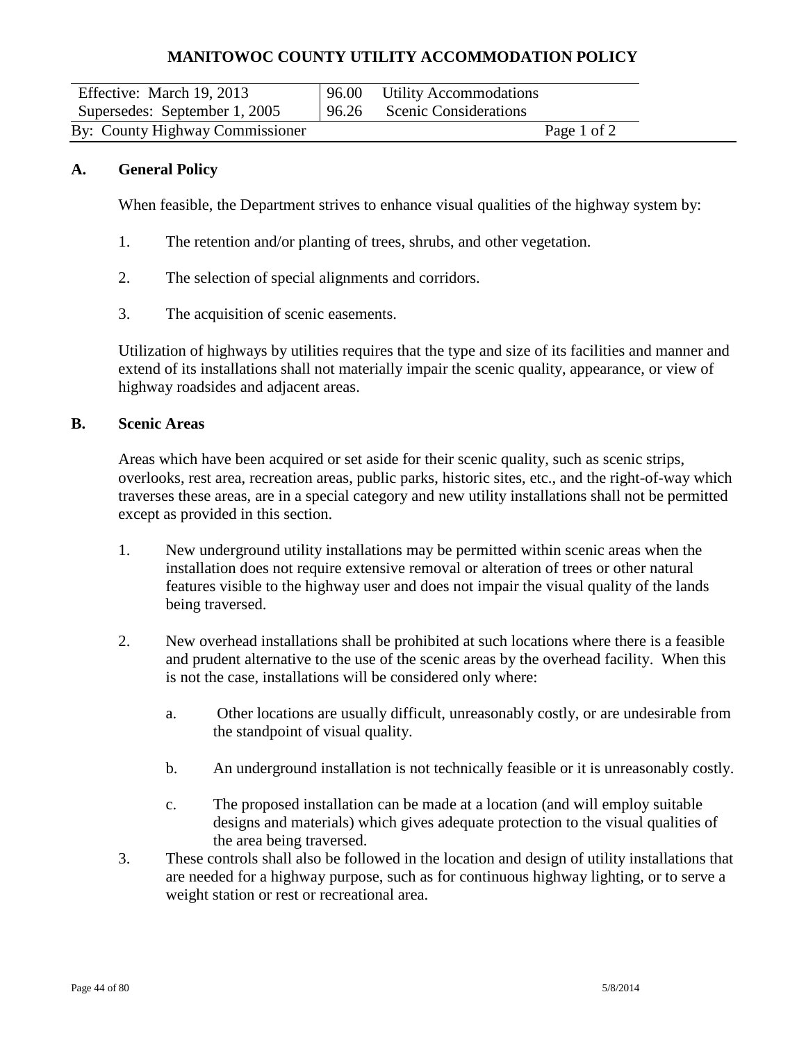# MANITOWOC COUNTY UTILITY ACCOMMODATION POLICY

| Effective: March 19, 2013 | 96.00 Utility Accommodations |
|---|---|
| Supersedes: September 1, 2005 | 96.26 Scenic Considerations |
| By: County Highway Commissioner | Page 1 of 2 |

**A. General Policy**

When feasible, the Department strives to enhance visual qualities of the highway system by:

1. The retention and/or planting of trees, shrubs, and other vegetation.

2. The selection of special alignments and corridors.

3. The acquisition of scenic easements.

Utilization of highways by utilities requires that the type and size of its facilities and manner and extend of its installations shall not materially impair the scenic quality, appearance, or view of highway roadsides and adjacent areas.

**B. Scenic Areas**

Areas which have been acquired or set aside for their scenic quality, such as scenic strips, overlooks, rest area, recreation areas, public parks, historic sites, etc., and the right-of-way which traverses these areas, are in a special category and new utility installations shall not be permitted except as provided in this section.

1. New underground utility installations may be permitted within scenic areas when the installation does not require extensive removal or alteration of trees or other natural features visible to the highway user and does not impair the visual quality of the lands being traversed.

2. New overhead installations shall be prohibited at such locations where there is a feasible and prudent alternative to the use of the scenic areas by the overhead facility. When this is not the case, installations will be considered only where:

   a. Other locations are usually difficult, unreasonably costly, or are undesirable from the standpoint of visual quality.

   b. An underground installation is not technically feasible or it is unreasonably costly.

   c. The proposed installation can be made at a location (and will employ suitable designs and materials) which gives adequate protection to the visual qualities of the area being traversed.

3. These controls shall also be followed in the location and design of utility installations that are needed for a highway purpose, such as for continuous highway lighting, or to serve a weight station or rest or recreational area.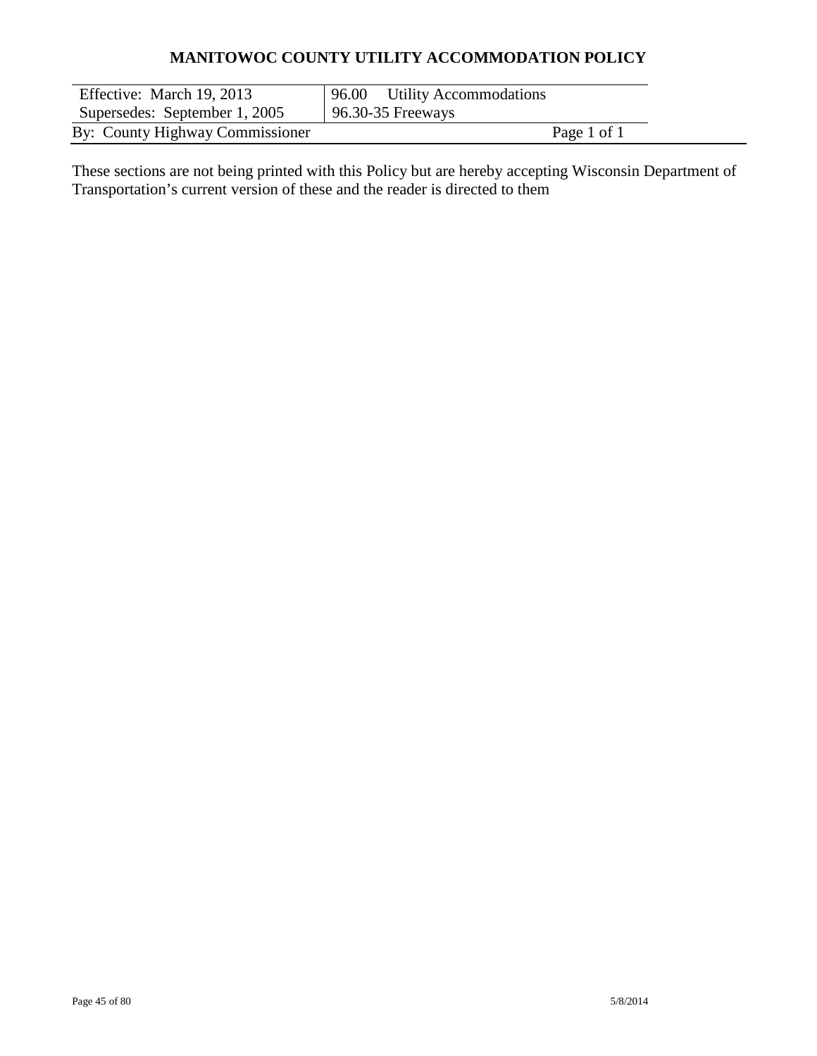# MANITOWOC COUNTY UTILITY ACCOMMODATION POLICY

| Effective: March 19, 2013 | 96.00 Utility Accommodations |
| --- | --- |
| Supersedes: September 1, 2005 | 96.30-35 Freeways |
| By: County Highway Commissioner | Page 1 of 1 |

These sections are not being printed with this Policy but are hereby accepting Wisconsin Department of Transportation's current version of these and the reader is directed to them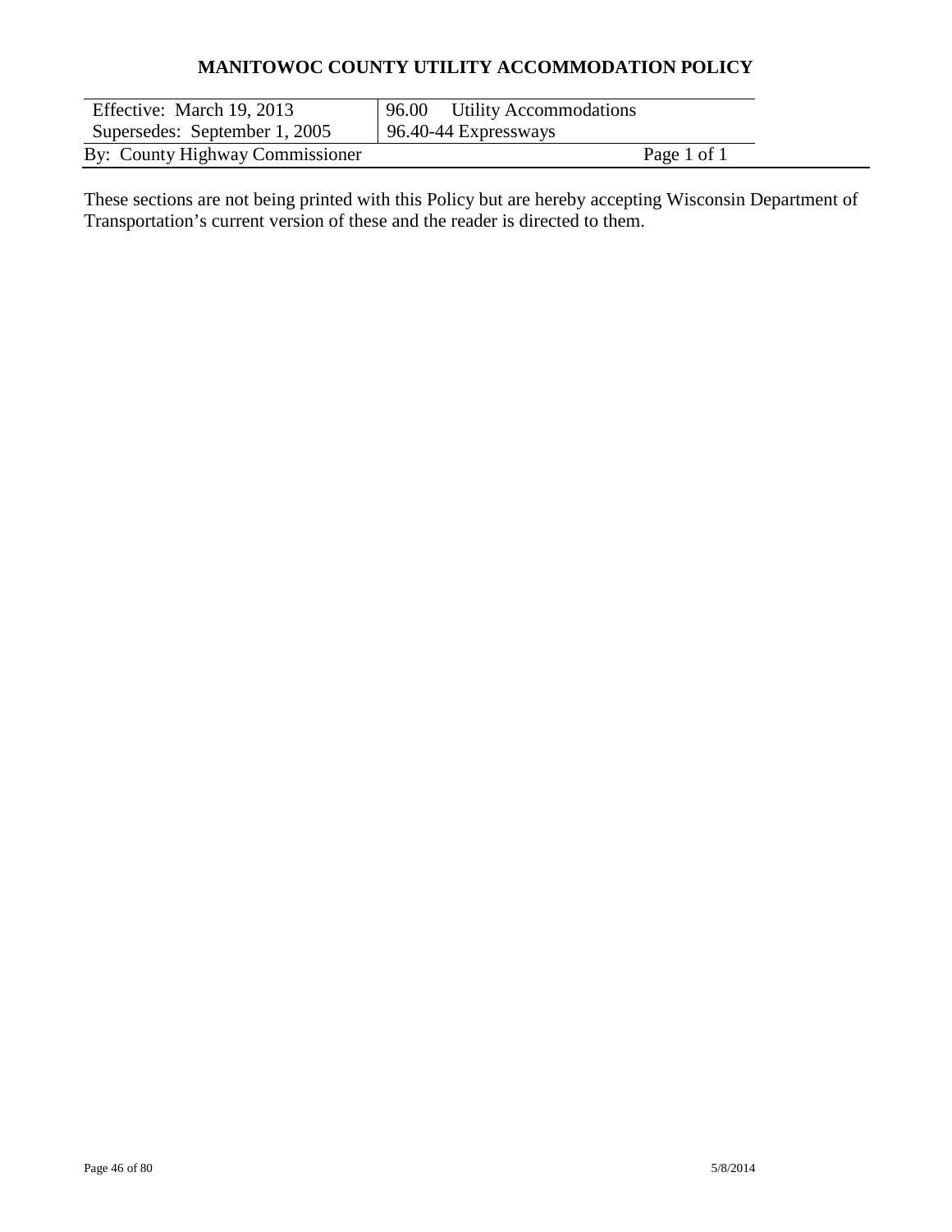# MANITOWOC COUNTY UTILITY ACCOMMODATION POLICY

| Effective: March 19, 2013 | 96.00 Utility Accommodations |
|---|---|
| Supersedes: September 1, 2005 | 96.40-44 Expressways |
| By: County Highway Commissioner | Page 1 of 1 |

These sections are not being printed with this Policy but are hereby accepting Wisconsin Department of Transportation's current version of these and the reader is directed to them.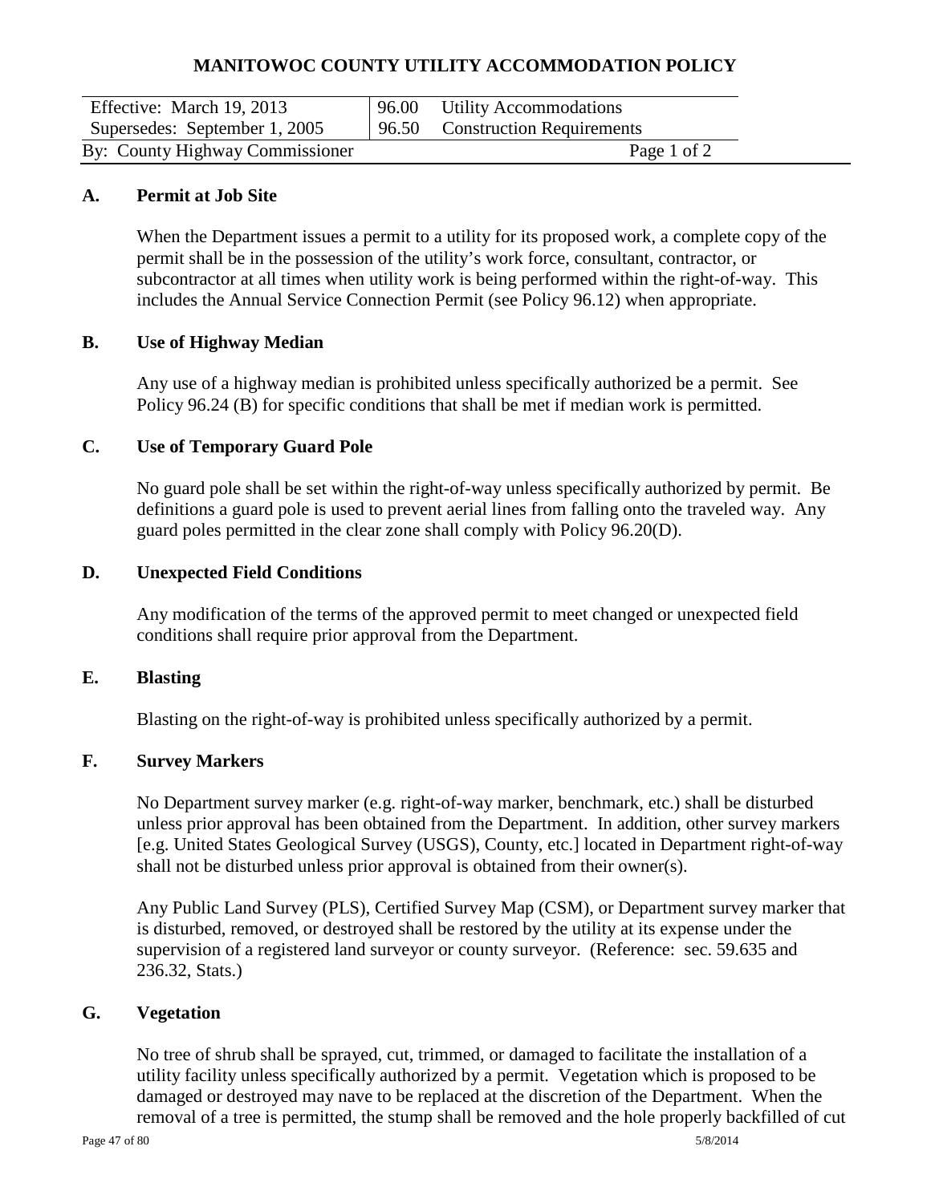# MANITOWOC COUNTY UTILITY ACCOMMODATION POLICY

| Effective: March 19, 2013 | 96.00 Utility Accommodations |
|---|---|
| Supersedes: September 1, 2005 | 96.50 Construction Requirements |
| By: County Highway Commissioner | Page 1 of 2 |

**A. Permit at Job Site**

When the Department issues a permit to a utility for its proposed work, a complete copy of the permit shall be in the possession of the utility's work force, consultant, contractor, or subcontractor at all times when utility work is being performed within the right-of-way. This includes the Annual Service Connection Permit (see Policy 96.12) when appropriate.

**B. Use of Highway Median**

Any use of a highway median is prohibited unless specifically authorized be a permit. See Policy 96.24 (B) for specific conditions that shall be met if median work is permitted.

**C. Use of Temporary Guard Pole**

No guard pole shall be set within the right-of-way unless specifically authorized by permit. Be definitions a guard pole is used to prevent aerial lines from falling onto the traveled way. Any guard poles permitted in the clear zone shall comply with Policy 96.20(D).

**D. Unexpected Field Conditions**

Any modification of the terms of the approved permit to meet changed or unexpected field conditions shall require prior approval from the Department.

**E. Blasting**

Blasting on the right-of-way is prohibited unless specifically authorized by a permit.

**F. Survey Markers**

No Department survey marker (e.g. right-of-way marker, benchmark, etc.) shall be disturbed unless prior approval has been obtained from the Department. In addition, other survey markers [e.g. United States Geological Survey (USGS), County, etc.] located in Department right-of-way shall not be disturbed unless prior approval is obtained from their owner(s).

Any Public Land Survey (PLS), Certified Survey Map (CSM), or Department survey marker that is disturbed, removed, or destroyed shall be restored by the utility at its expense under the supervision of a registered land surveyor or county surveyor. (Reference: sec. 59.635 and 236.32, Stats.)

**G. Vegetation**

No tree of shrub shall be sprayed, cut, trimmed, or damaged to facilitate the installation of a utility facility unless specifically authorized by a permit. Vegetation which is proposed to be damaged or destroyed may nave to be replaced at the discretion of the Department. When the removal of a tree is permitted, the stump shall be removed and the hole properly backfilled of cut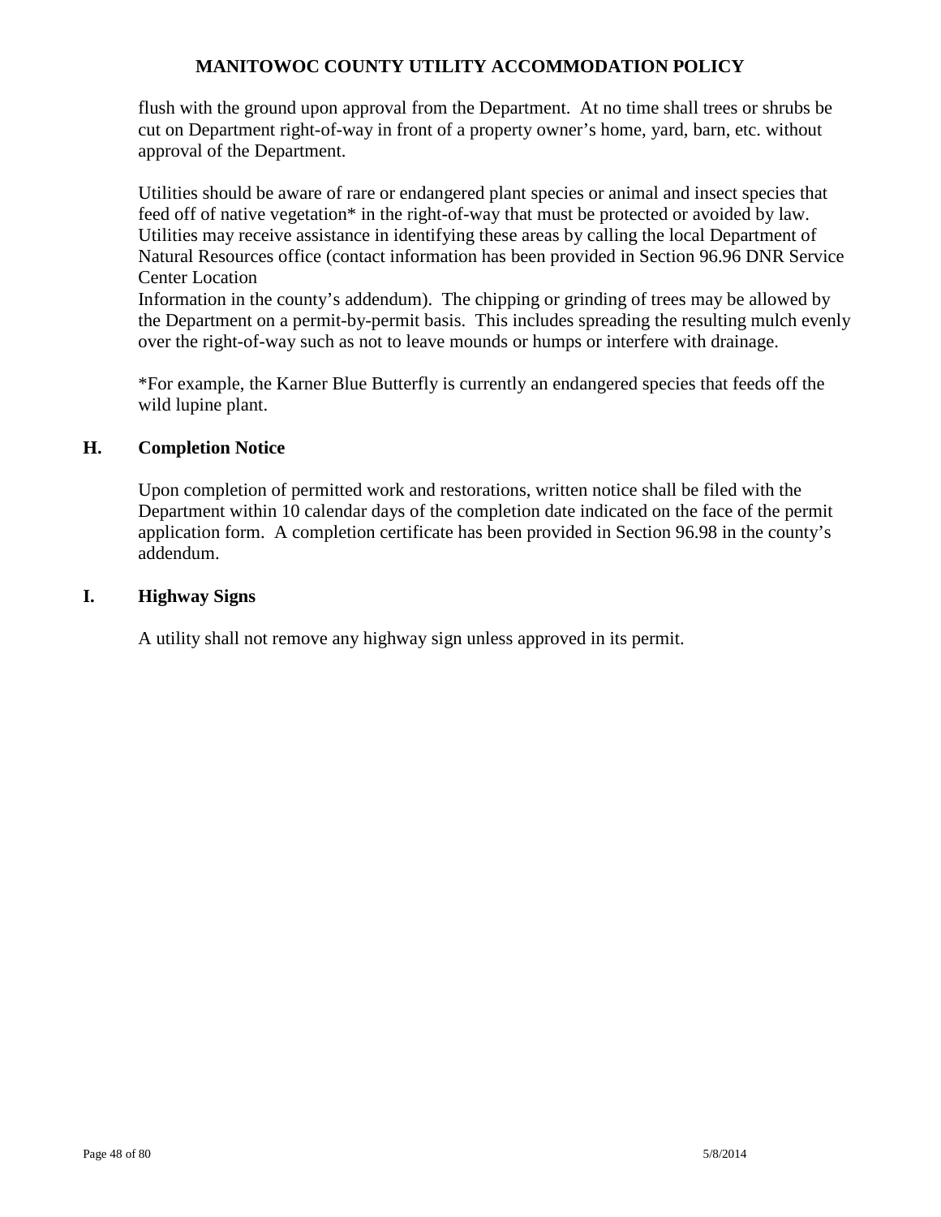flush with the ground upon approval from the Department. At no time shall trees or shrubs be cut on Department right-of-way in front of a property owner's home, yard, barn, etc. without approval of the Department.

Utilities should be aware of rare or endangered plant species or animal and insect species that feed off of native vegetation* in the right-of-way that must be protected or avoided by law. Utilities may receive assistance in identifying these areas by calling the local Department of Natural Resources office (contact information has been provided in Section 96.96 DNR Service Center Location
Information in the county's addendum). The chipping or grinding of trees may be allowed by the Department on a permit-by-permit basis. This includes spreading the resulting mulch evenly over the right-of-way such as not to leave mounds or humps or interfere with drainage.

*For example, the Karner Blue Butterfly is currently an endangered species that feeds off the wild lupine plant.

## H. Completion Notice

Upon completion of permitted work and restorations, written notice shall be filed with the Department within 10 calendar days of the completion date indicated on the face of the permit application form. A completion certificate has been provided in Section 96.98 in the county's addendum.

## I. Highway Signs

A utility shall not remove any highway sign unless approved in its permit.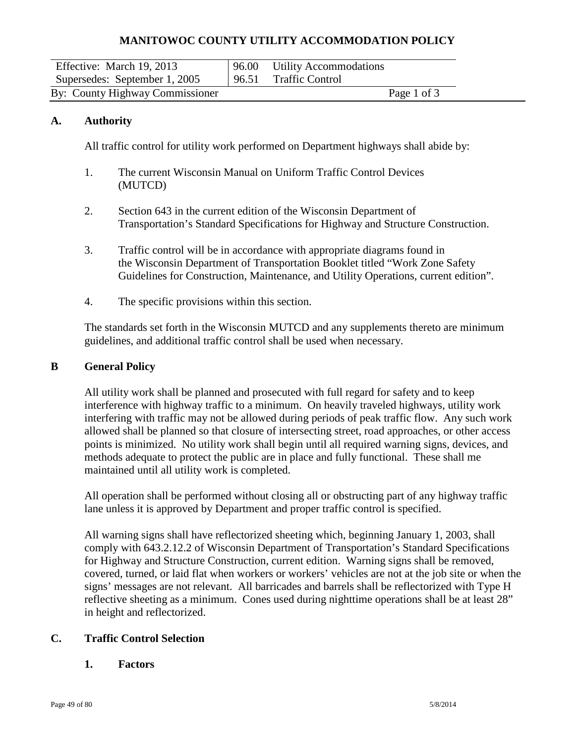# MANITOWOC COUNTY UTILITY ACCOMMODATION POLICY

| Effective: March 19, 2013 | 96.00 Utility Accommodations |
|---|---|
| Supersedes: September 1, 2005 | 96.51 Traffic Control |
| By: County Highway Commissioner | Page 1 of 3 |

## A. Authority

All traffic control for utility work performed on Department highways shall abide by:

1. The current Wisconsin Manual on Uniform Traffic Control Devices (MUTCD)

2. Section 643 in the current edition of the Wisconsin Department of Transportation's Standard Specifications for Highway and Structure Construction.

3. Traffic control will be in accordance with appropriate diagrams found in the Wisconsin Department of Transportation Booklet titled "Work Zone Safety Guidelines for Construction, Maintenance, and Utility Operations, current edition".

4. The specific provisions within this section.

The standards set forth in the Wisconsin MUTCD and any supplements thereto are minimum guidelines, and additional traffic control shall be used when necessary.

## B General Policy

All utility work shall be planned and prosecuted with full regard for safety and to keep interference with highway traffic to a minimum. On heavily traveled highways, utility work interfering with traffic may not be allowed during periods of peak traffic flow. Any such work allowed shall be planned so that closure of intersecting street, road approaches, or other access points is minimized. No utility work shall begin until all required warning signs, devices, and methods adequate to protect the public are in place and fully functional. These shall me maintained until all utility work is completed.

All operation shall be performed without closing all or obstructing part of any highway traffic lane unless it is approved by Department and proper traffic control is specified.

All warning signs shall have reflectorized sheeting which, beginning January 1, 2003, shall comply with 643.2.12.2 of Wisconsin Department of Transportation's Standard Specifications for Highway and Structure Construction, current edition. Warning signs shall be removed, covered, turned, or laid flat when workers or workers' vehicles are not at the job site or when the signs' messages are not relevant. All barricades and barrels shall be reflectorized with Type H reflective sheeting as a minimum. Cones used during nighttime operations shall be at least 28" in height and reflectorized.

## C. Traffic Control Selection

### 1. Factors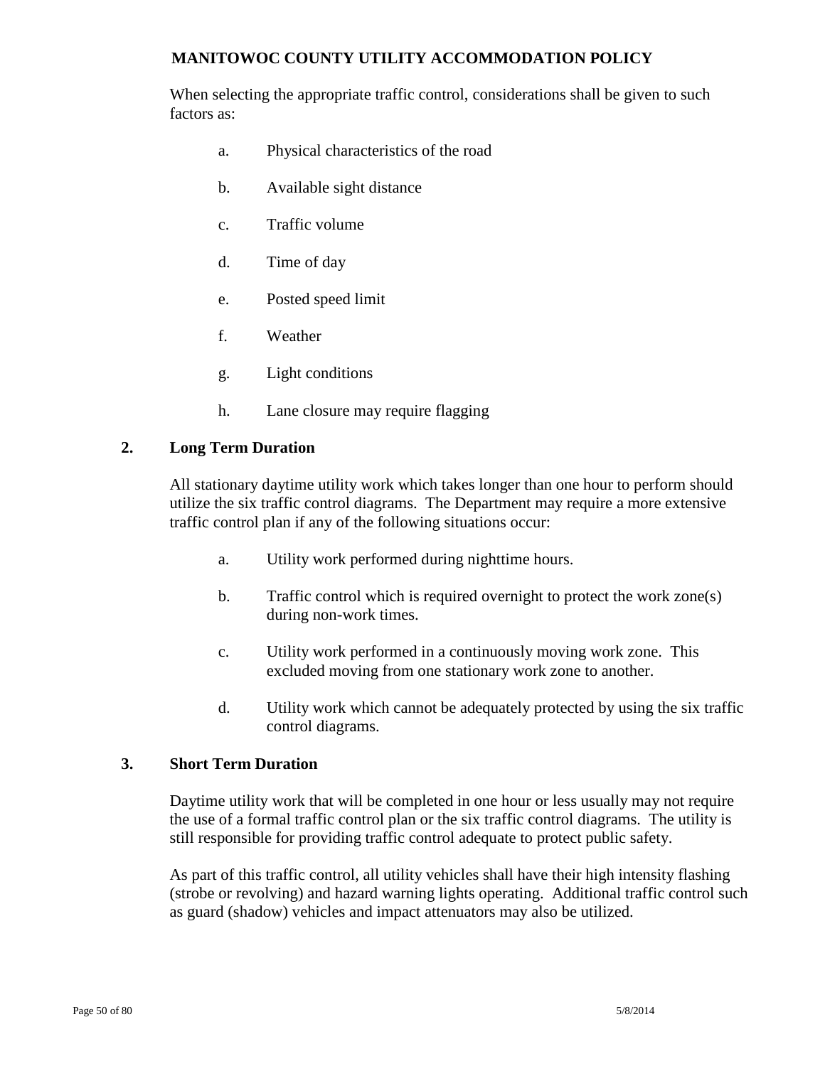When selecting the appropriate traffic control, considerations shall be given to such factors as:

a. Physical characteristics of the road

b. Available sight distance

c. Traffic volume

d. Time of day

e. Posted speed limit

f. Weather

g. Light conditions

h. Lane closure may require flagging

## 2. Long Term Duration

All stationary daytime utility work which takes longer than one hour to perform should utilize the six traffic control diagrams. The Department may require a more extensive traffic control plan if any of the following situations occur:

a. Utility work performed during nighttime hours.

b. Traffic control which is required overnight to protect the work zone(s) during non-work times.

c. Utility work performed in a continuously moving work zone. This excluded moving from one stationary work zone to another.

d. Utility work which cannot be adequately protected by using the six traffic control diagrams.

## 3. Short Term Duration

Daytime utility work that will be completed in one hour or less usually may not require the use of a formal traffic control plan or the six traffic control diagrams. The utility is still responsible for providing traffic control adequate to protect public safety.

As part of this traffic control, all utility vehicles shall have their high intensity flashing (strobe or revolving) and hazard warning lights operating. Additional traffic control such as guard (shadow) vehicles and impact attenuators may also be utilized.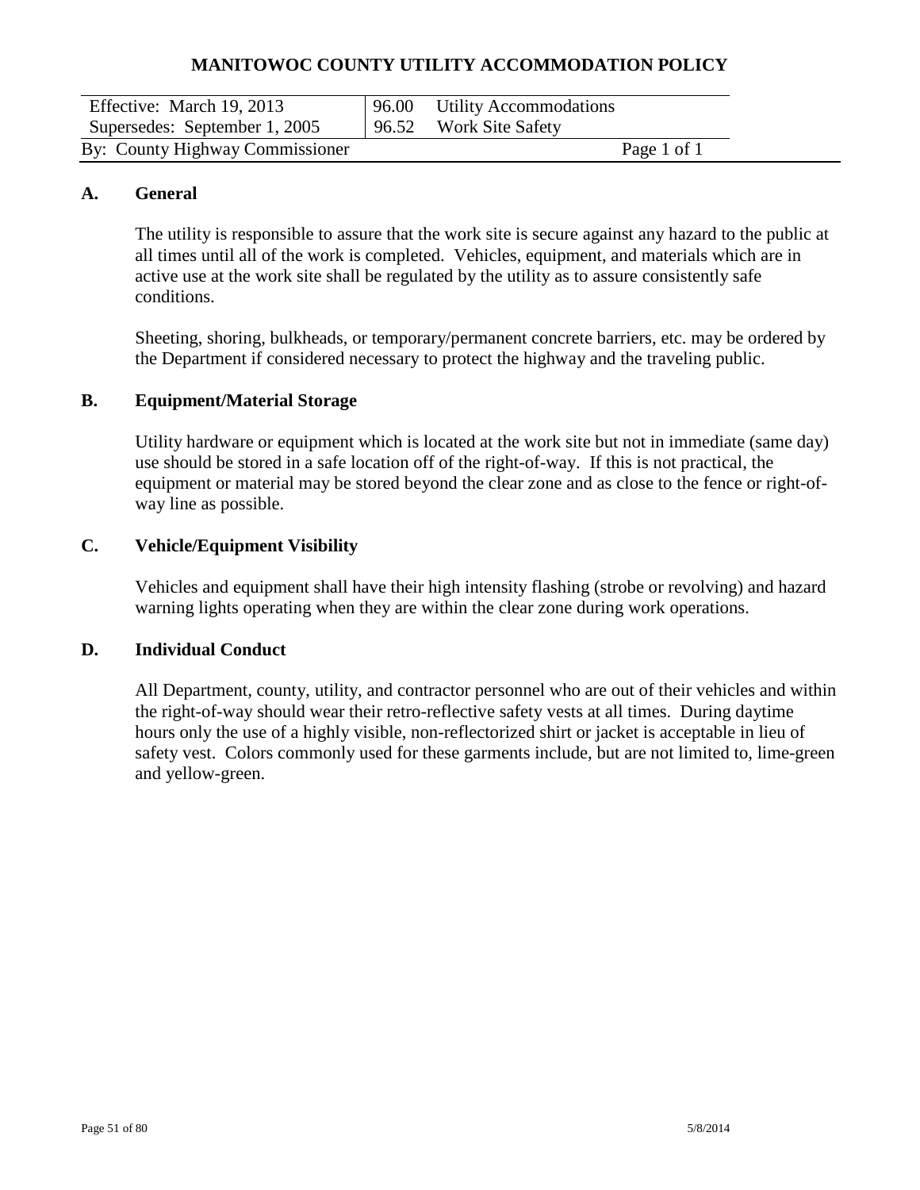# MANITOWOC COUNTY UTILITY ACCOMMODATION POLICY

| Effective: March 19, 2013 | 96.00 Utility Accommodations |
|---|---|
| Supersedes: September 1, 2005 | 96.52 Work Site Safety |
| By: County Highway Commissioner | Page 1 of 1 |

## A. General

The utility is responsible to assure that the work site is secure against any hazard to the public at all times until all of the work is completed. Vehicles, equipment, and materials which are in active use at the work site shall be regulated by the utility as to assure consistently safe conditions.

Sheeting, shoring, bulkheads, or temporary/permanent concrete barriers, etc. may be ordered by the Department if considered necessary to protect the highway and the traveling public.

## B. Equipment/Material Storage

Utility hardware or equipment which is located at the work site but not in immediate (same day) use should be stored in a safe location off of the right-of-way. If this is not practical, the equipment or material may be stored beyond the clear zone and as close to the fence or right-of-way line as possible.

## C. Vehicle/Equipment Visibility

Vehicles and equipment shall have their high intensity flashing (strobe or revolving) and hazard warning lights operating when they are within the clear zone during work operations.

## D. Individual Conduct

All Department, county, utility, and contractor personnel who are out of their vehicles and within the right-of-way should wear their retro-reflective safety vests at all times. During daytime hours only the use of a highly visible, non-reflectorized shirt or jacket is acceptable in lieu of safety vest. Colors commonly used for these garments include, but are not limited to, lime-green and yellow-green.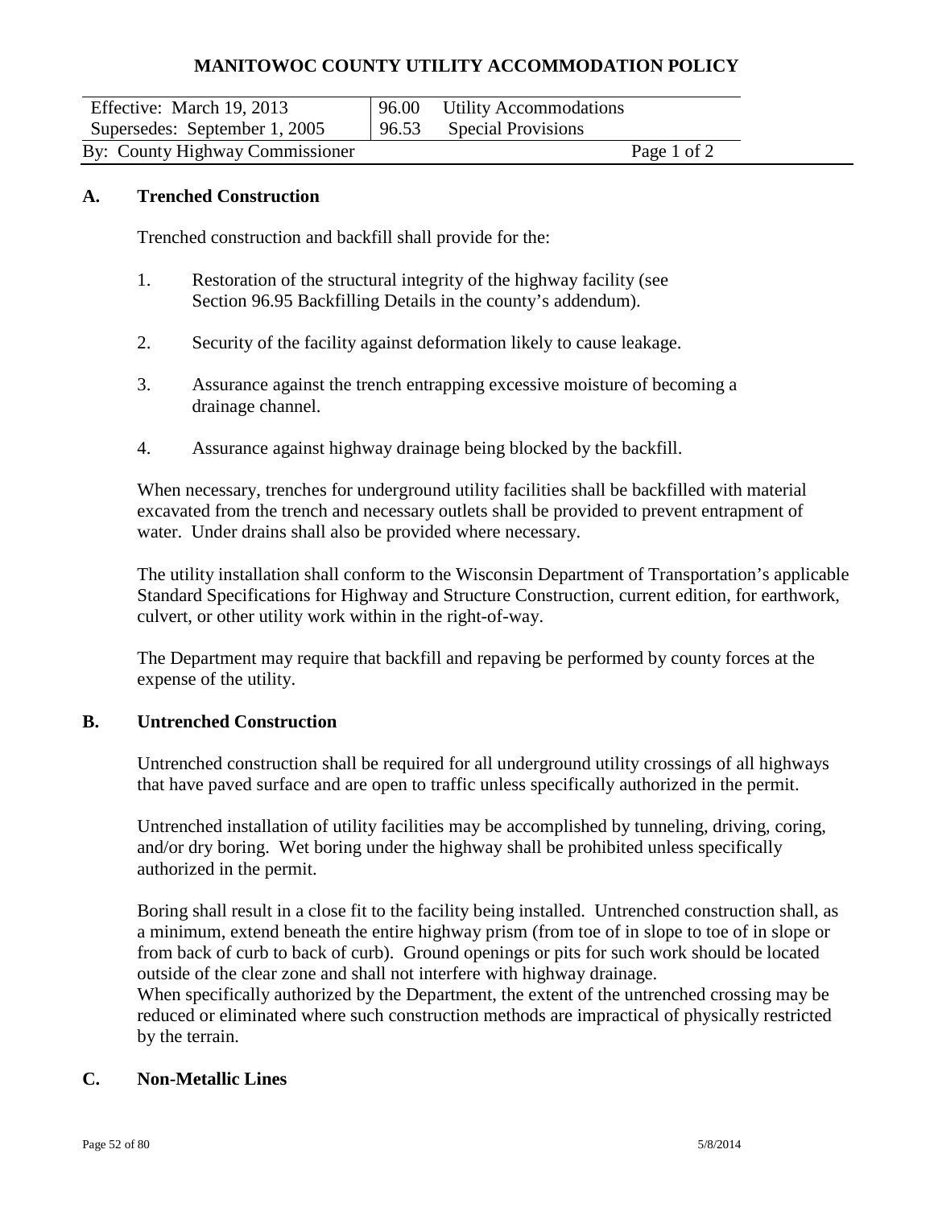# MANITOWOC COUNTY UTILITY ACCOMMODATION POLICY

| Effective: March 19, 2013 | 96.00 Utility Accommodations |
|---|---|
| Supersedes: September 1, 2005 | 96.53 Special Provisions |
| By: County Highway Commissioner | Page 1 of 2 |

## A. Trenched Construction

Trenched construction and backfill shall provide for the:

1. Restoration of the structural integrity of the highway facility (see Section 96.95 Backfilling Details in the county's addendum).
2. Security of the facility against deformation likely to cause leakage.
3. Assurance against the trench entrapping excessive moisture of becoming a drainage channel.
4. Assurance against highway drainage being blocked by the backfill.

When necessary, trenches for underground utility facilities shall be backfilled with material excavated from the trench and necessary outlets shall be provided to prevent entrapment of water. Under drains shall also be provided where necessary.

The utility installation shall conform to the Wisconsin Department of Transportation's applicable Standard Specifications for Highway and Structure Construction, current edition, for earthwork, culvert, or other utility work within in the right-of-way.

The Department may require that backfill and repaving be performed by county forces at the expense of the utility.

## B. Untrenched Construction

Untrenched construction shall be required for all underground utility crossings of all highways that have paved surface and are open to traffic unless specifically authorized in the permit.

Untrenched installation of utility facilities may be accomplished by tunneling, driving, coring, and/or dry boring. Wet boring under the highway shall be prohibited unless specifically authorized in the permit.

Boring shall result in a close fit to the facility being installed. Untrenched construction shall, as a minimum, extend beneath the entire highway prism (from toe of in slope to toe of in slope or from back of curb to back of curb). Ground openings or pits for such work should be located outside of the clear zone and shall not interfere with highway drainage.
When specifically authorized by the Department, the extent of the untrenched crossing may be reduced or eliminated where such construction methods are impractical of physically restricted by the terrain.

## C. Non-Metallic Lines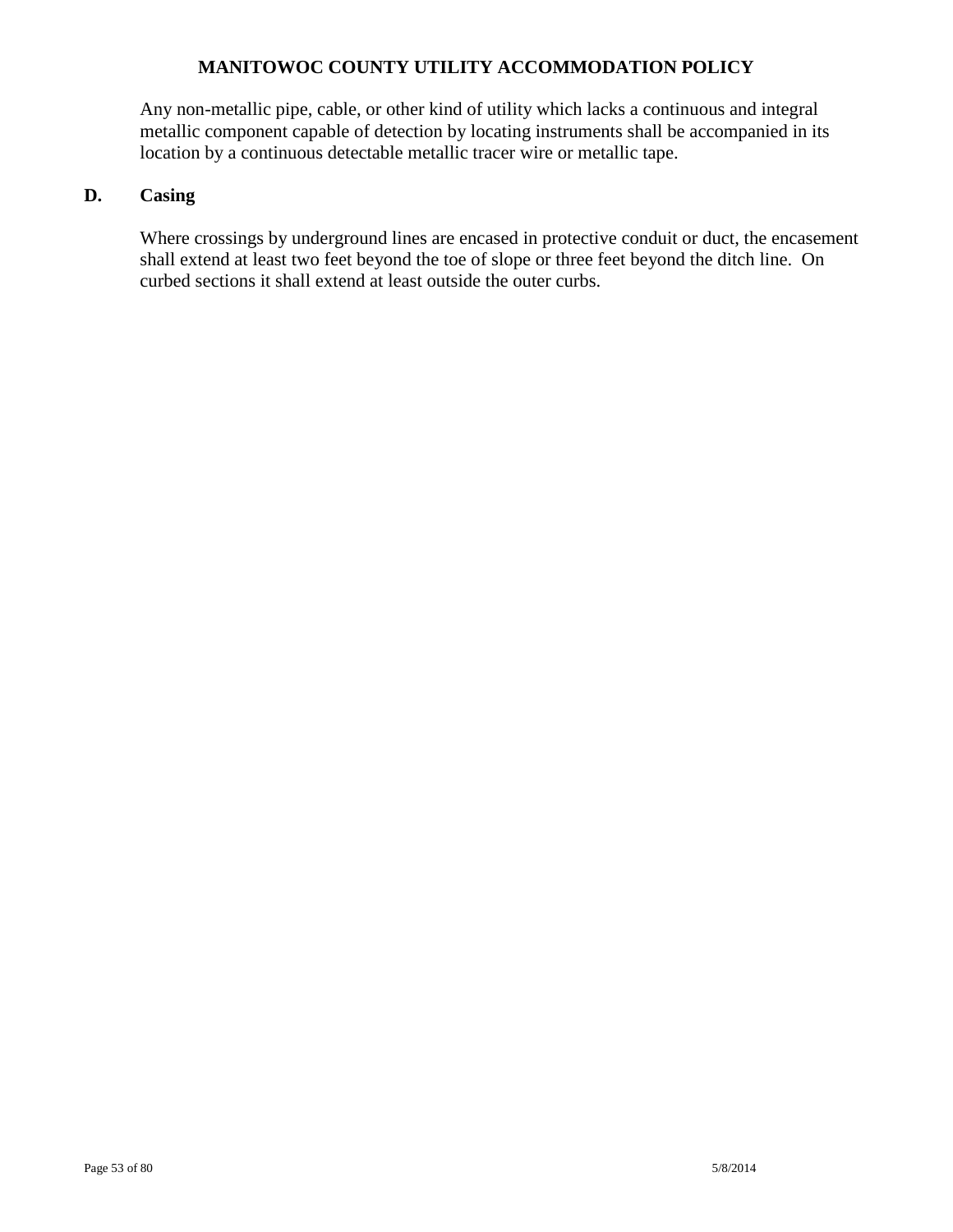Any non-metallic pipe, cable, or other kind of utility which lacks a continuous and integral metallic component capable of detection by locating instruments shall be accompanied in its location by a continuous detectable metallic tracer wire or metallic tape.

### D. Casing

Where crossings by underground lines are encased in protective conduit or duct, the encasement shall extend at least two feet beyond the toe of slope or three feet beyond the ditch line. On curbed sections it shall extend at least outside the outer curbs.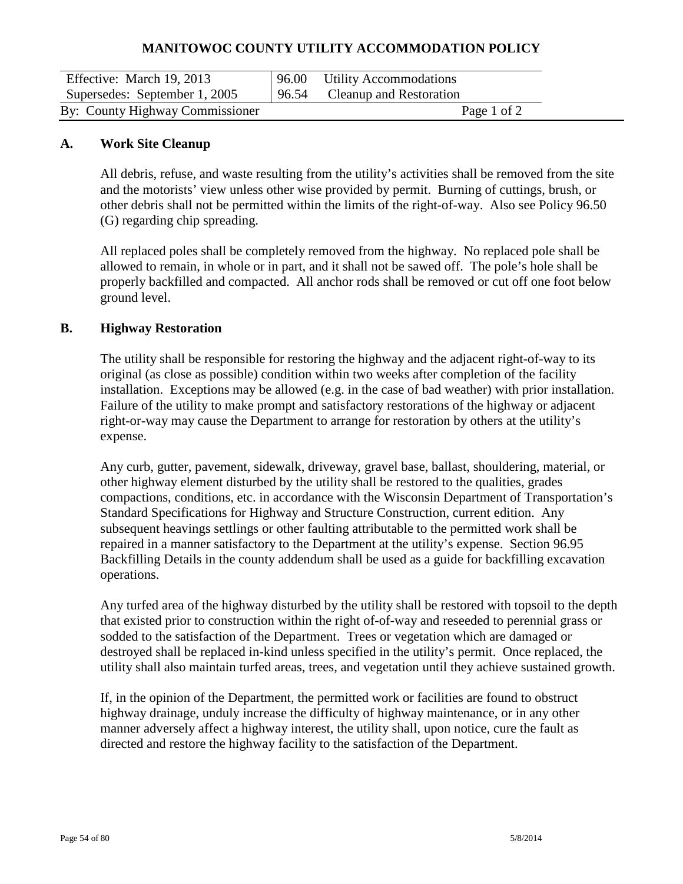# MANITOWOC COUNTY UTILITY ACCOMMODATION POLICY

| Effective: March 19, 2013 | 96.00 Utility Accommodations |
|---|---|
| Supersedes: September 1, 2005 | 96.54 Cleanup and Restoration |
| By: County Highway Commissioner | Page 1 of 2 |

## A. Work Site Cleanup

All debris, refuse, and waste resulting from the utility's activities shall be removed from the site and the motorists' view unless other wise provided by permit. Burning of cuttings, brush, or other debris shall not be permitted within the limits of the right-of-way. Also see Policy 96.50 (G) regarding chip spreading.

All replaced poles shall be completely removed from the highway. No replaced pole shall be allowed to remain, in whole or in part, and it shall not be sawed off. The pole's hole shall be properly backfilled and compacted. All anchor rods shall be removed or cut off one foot below ground level.

## B. Highway Restoration

The utility shall be responsible for restoring the highway and the adjacent right-of-way to its original (as close as possible) condition within two weeks after completion of the facility installation. Exceptions may be allowed (e.g. in the case of bad weather) with prior installation. Failure of the utility to make prompt and satisfactory restorations of the highway or adjacent right-or-way may cause the Department to arrange for restoration by others at the utility's expense.

Any curb, gutter, pavement, sidewalk, driveway, gravel base, ballast, shouldering, material, or other highway element disturbed by the utility shall be restored to the qualities, grades compactions, conditions, etc. in accordance with the Wisconsin Department of Transportation's Standard Specifications for Highway and Structure Construction, current edition. Any subsequent heavings settlings or other faulting attributable to the permitted work shall be repaired in a manner satisfactory to the Department at the utility's expense. Section 96.95 Backfilling Details in the county addendum shall be used as a guide for backfilling excavation operations.

Any turfed area of the highway disturbed by the utility shall be restored with topsoil to the depth that existed prior to construction within the right of-of-way and reseeded to perennial grass or sodded to the satisfaction of the Department. Trees or vegetation which are damaged or destroyed shall be replaced in-kind unless specified in the utility's permit. Once replaced, the utility shall also maintain turfed areas, trees, and vegetation until they achieve sustained growth.

If, in the opinion of the Department, the permitted work or facilities are found to obstruct highway drainage, unduly increase the difficulty of highway maintenance, or in any other manner adversely affect a highway interest, the utility shall, upon notice, cure the fault as directed and restore the highway facility to the satisfaction of the Department.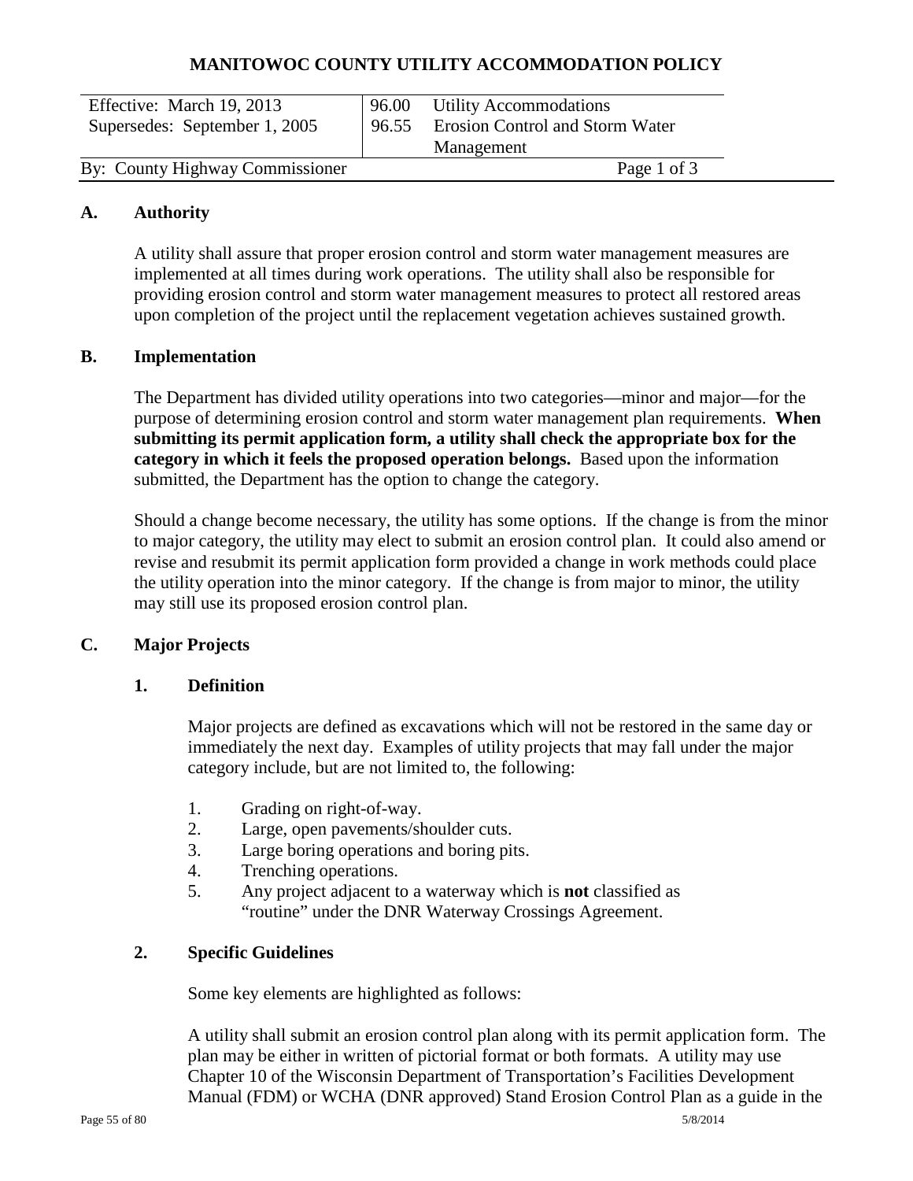**MANITOWOC COUNTY UTILITY ACCOMMODATION POLICY**

| Effective: March 19, 2013 | 96.00 Utility Accommodations |
|---|---|
| Supersedes: September 1, 2005 | 96.55 Erosion Control and Storm Water Management |
| By: County Highway Commissioner | Page 1 of 3 |

## A. Authority

A utility shall assure that proper erosion control and storm water management measures are implemented at all times during work operations. The utility shall also be responsible for providing erosion control and storm water management measures to protect all restored areas upon completion of the project until the replacement vegetation achieves sustained growth.

## B. Implementation

The Department has divided utility operations into two categories—minor and major—for the purpose of determining erosion control and storm water management plan requirements. **When submitting its permit application form, a utility shall check the appropriate box for the category in which it feels the proposed operation belongs.** Based upon the information submitted, the Department has the option to change the category.

Should a change become necessary, the utility has some options. If the change is from the minor to major category, the utility may elect to submit an erosion control plan. It could also amend or revise and resubmit its permit application form provided a change in work methods could place the utility operation into the minor category. If the change is from major to minor, the utility may still use its proposed erosion control plan.

## C. Major Projects

### 1. Definition

Major projects are defined as excavations which will not be restored in the same day or immediately the next day. Examples of utility projects that may fall under the major category include, but are not limited to, the following:

1. Grading on right-of-way.
2. Large, open pavements/shoulder cuts.
3. Large boring operations and boring pits.
4. Trenching operations.
5. Any project adjacent to a waterway which is **not** classified as "routine" under the DNR Waterway Crossings Agreement.

### 2. Specific Guidelines

Some key elements are highlighted as follows:

A utility shall submit an erosion control plan along with its permit application form. The plan may be either in written of pictorial format or both formats. A utility may use Chapter 10 of the Wisconsin Department of Transportation's Facilities Development Manual (FDM) or WCHA (DNR approved) Stand Erosion Control Plan as a guide in the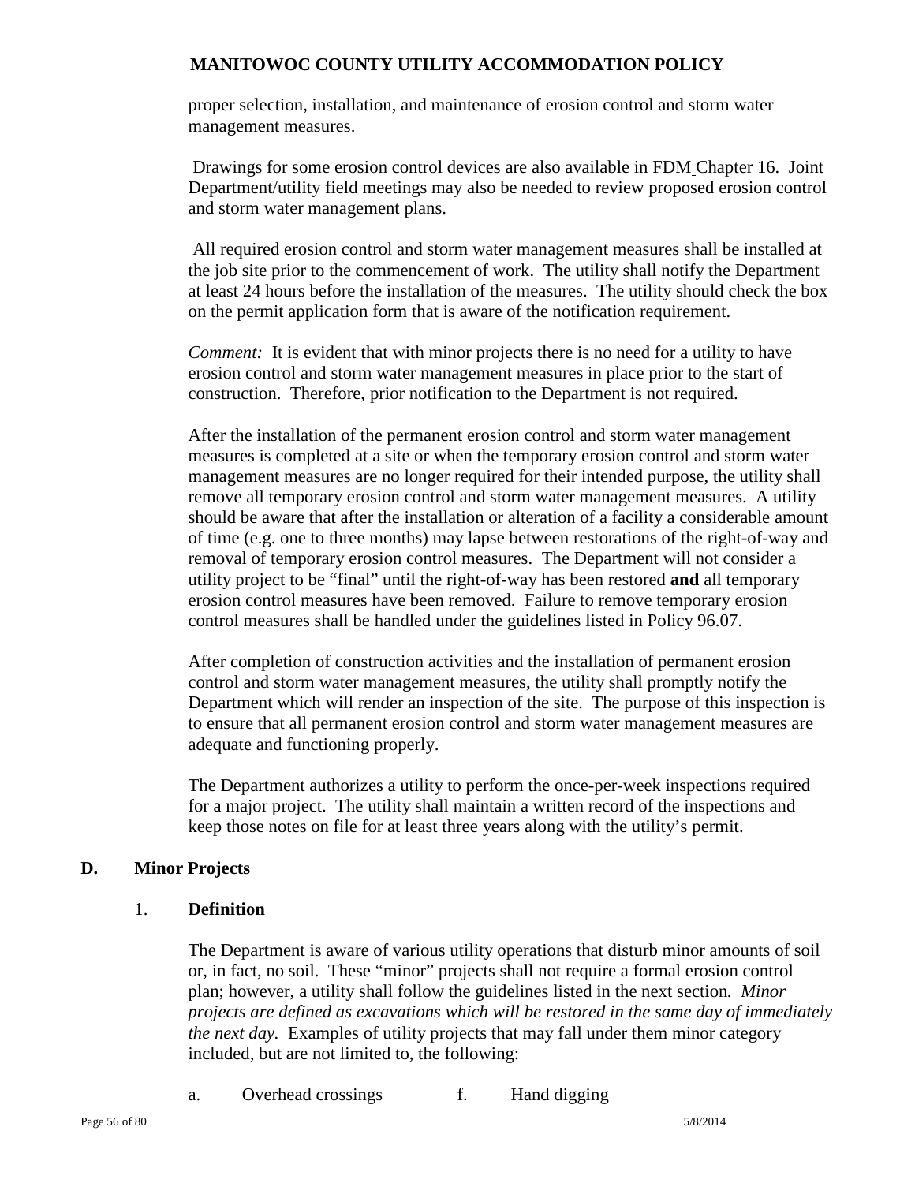proper selection, installation, and maintenance of erosion control and storm water management measures.

Drawings for some erosion control devices are also available in FDM Chapter 16. Joint Department/utility field meetings may also be needed to review proposed erosion control and storm water management plans.

All required erosion control and storm water management measures shall be installed at the job site prior to the commencement of work. The utility shall notify the Department at least 24 hours before the installation of the measures. The utility should check the box on the permit application form that is aware of the notification requirement.

*Comment:* It is evident that with minor projects there is no need for a utility to have erosion control and storm water management measures in place prior to the start of construction. Therefore, prior notification to the Department is not required.

After the installation of the permanent erosion control and storm water management measures is completed at a site or when the temporary erosion control and storm water management measures are no longer required for their intended purpose, the utility shall remove all temporary erosion control and storm water management measures. A utility should be aware that after the installation or alteration of a facility a considerable amount of time (e.g. one to three months) may lapse between restorations of the right-of-way and removal of temporary erosion control measures. The Department will not consider a utility project to be "final" until the right-of-way has been restored **and** all temporary erosion control measures have been removed. Failure to remove temporary erosion control measures shall be handled under the guidelines listed in Policy 96.07.

After completion of construction activities and the installation of permanent erosion control and storm water management measures, the utility shall promptly notify the Department which will render an inspection of the site. The purpose of this inspection is to ensure that all permanent erosion control and storm water management measures are adequate and functioning properly.

The Department authorizes a utility to perform the once-per-week inspections required for a major project. The utility shall maintain a written record of the inspections and keep those notes on file for at least three years along with the utility's permit.

## D. Minor Projects

### 1. Definition

The Department is aware of various utility operations that disturb minor amounts of soil or, in fact, no soil. These "minor" projects shall not require a formal erosion control plan; however, a utility shall follow the guidelines listed in the next section. *Minor projects are defined as excavations which will be restored in the same day of immediately the next day.* Examples of utility projects that may fall under them minor category included, but are not limited to, the following:

a. Overhead crossings

f. Hand digging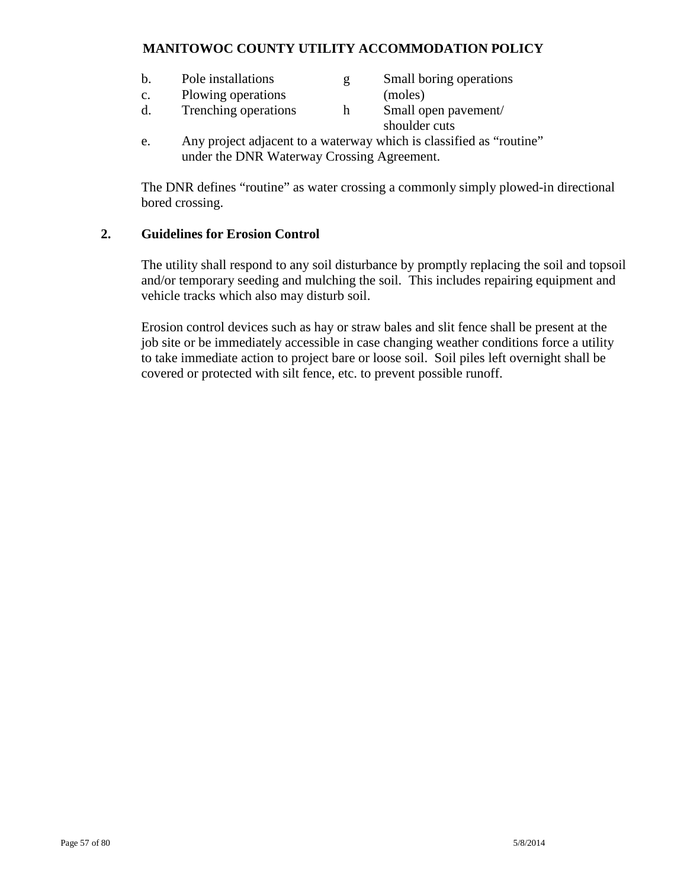b. Pole installations
c. Plowing operations
d. Trenching operations
e. Any project adjacent to a waterway which is classified as "routine" under the DNR Waterway Crossing Agreement.

g Small boring operations (moles)
h Small open pavement/ shoulder cuts

The DNR defines "routine" as water crossing a commonly simply plowed-in directional bored crossing.

**2. Guidelines for Erosion Control**

The utility shall respond to any soil disturbance by promptly replacing the soil and topsoil and/or temporary seeding and mulching the soil. This includes repairing equipment and vehicle tracks which also may disturb soil.

Erosion control devices such as hay or straw bales and slit fence shall be present at the job site or be immediately accessible in case changing weather conditions force a utility to take immediate action to project bare or loose soil. Soil piles left overnight shall be covered or protected with silt fence, etc. to prevent possible runoff.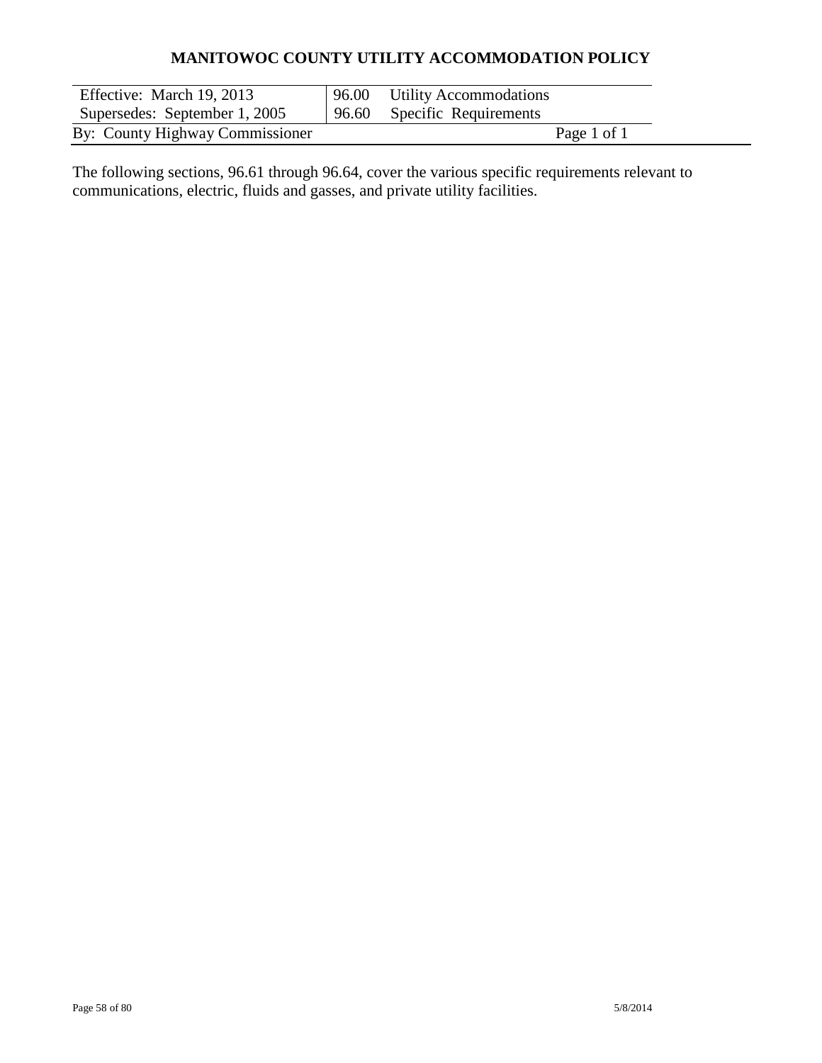# MANITOWOC COUNTY UTILITY ACCOMMODATION POLICY

| Effective: March 19, 2013 | 96.00 Utility Accommodations |
|---|---|
| Supersedes: September 1, 2005 | 96.60 Specific Requirements |
| By: County Highway Commissioner | Page 1 of 1 |

The following sections, 96.61 through 96.64, cover the various specific requirements relevant to communications, electric, fluids and gasses, and private utility facilities.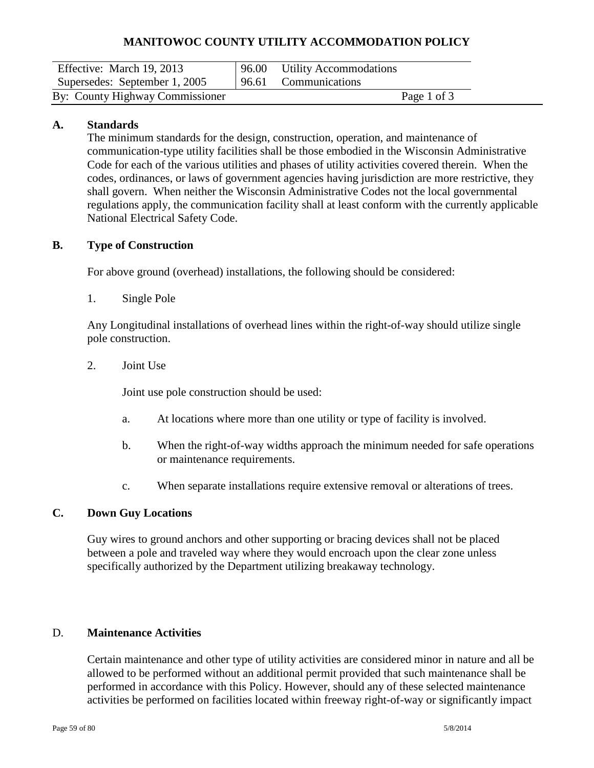# MANITOWOC COUNTY UTILITY ACCOMMODATION POLICY

| Effective: March 19, 2013 | 96.00 Utility Accommodations |
|---|---|
| Supersedes: September 1, 2005 | 96.61 Communications |
| By: County Highway Commissioner | Page 1 of 3 |

**A. Standards**

The minimum standards for the design, construction, operation, and maintenance of communication-type utility facilities shall be those embodied in the Wisconsin Administrative Code for each of the various utilities and phases of utility activities covered therein. When the codes, ordinances, or laws of government agencies having jurisdiction are more restrictive, they shall govern. When neither the Wisconsin Administrative Codes not the local governmental regulations apply, the communication facility shall at least conform with the currently applicable National Electrical Safety Code.

**B. Type of Construction**

For above ground (overhead) installations, the following should be considered:

1. Single Pole

Any Longitudinal installations of overhead lines within the right-of-way should utilize single pole construction.

2. Joint Use

Joint use pole construction should be used:

a. At locations where more than one utility or type of facility is involved.

b. When the right-of-way widths approach the minimum needed for safe operations or maintenance requirements.

c. When separate installations require extensive removal or alterations of trees.

**C. Down Guy Locations**

Guy wires to ground anchors and other supporting or bracing devices shall not be placed between a pole and traveled way where they would encroach upon the clear zone unless specifically authorized by the Department utilizing breakaway technology.

D. **Maintenance Activities**

Certain maintenance and other type of utility activities are considered minor in nature and all be allowed to be performed without an additional permit provided that such maintenance shall be performed in accordance with this Policy. However, should any of these selected maintenance activities be performed on facilities located within freeway right-of-way or significantly impact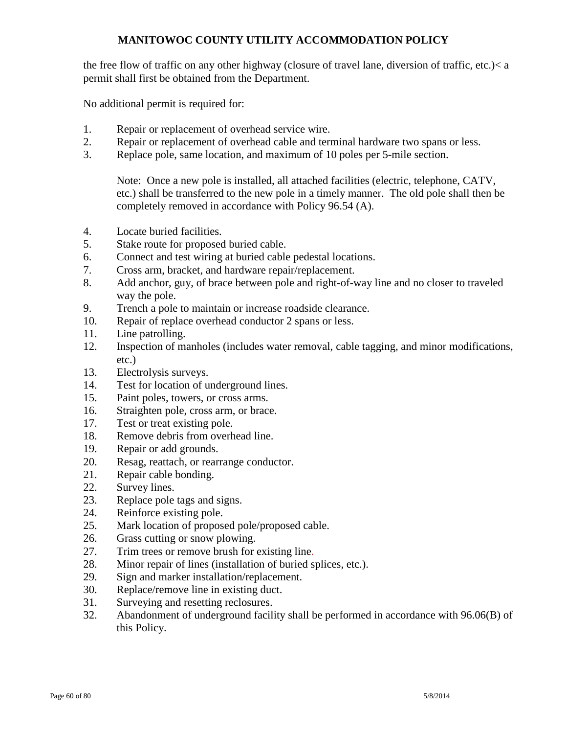the free flow of traffic on any other highway (closure of travel lane, diversion of traffic, etc.)< a permit shall first be obtained from the Department.

No additional permit is required for:

1. Repair or replacement of overhead service wire.
2. Repair or replacement of overhead cable and terminal hardware two spans or less.
3. Replace pole, same location, and maximum of 10 poles per 5-mile section.

   Note: Once a new pole is installed, all attached facilities (electric, telephone, CATV, etc.) shall be transferred to the new pole in a timely manner. The old pole shall then be completely removed in accordance with Policy 96.54 (A).

4. Locate buried facilities.
5. Stake route for proposed buried cable.
6. Connect and test wiring at buried cable pedestal locations.
7. Cross arm, bracket, and hardware repair/replacement.
8. Add anchor, guy, of brace between pole and right-of-way line and no closer to traveled way the pole.
9. Trench a pole to maintain or increase roadside clearance.
10. Repair of replace overhead conductor 2 spans or less.
11. Line patrolling.
12. Inspection of manholes (includes water removal, cable tagging, and minor modifications, etc.)
13. Electrolysis surveys.
14. Test for location of underground lines.
15. Paint poles, towers, or cross arms.
16. Straighten pole, cross arm, or brace.
17. Test or treat existing pole.
18. Remove debris from overhead line.
19. Repair or add grounds.
20. Resag, reattach, or rearrange conductor.
21. Repair cable bonding.
22. Survey lines.
23. Replace pole tags and signs.
24. Reinforce existing pole.
25. Mark location of proposed pole/proposed cable.
26. Grass cutting or snow plowing.
27. Trim trees or remove brush for existing line.
28. Minor repair of lines (installation of buried splices, etc.).
29. Sign and marker installation/replacement.
30. Replace/remove line in existing duct.
31. Surveying and resetting reclosures.
32. Abandonment of underground facility shall be performed in accordance with 96.06(B) of this Policy.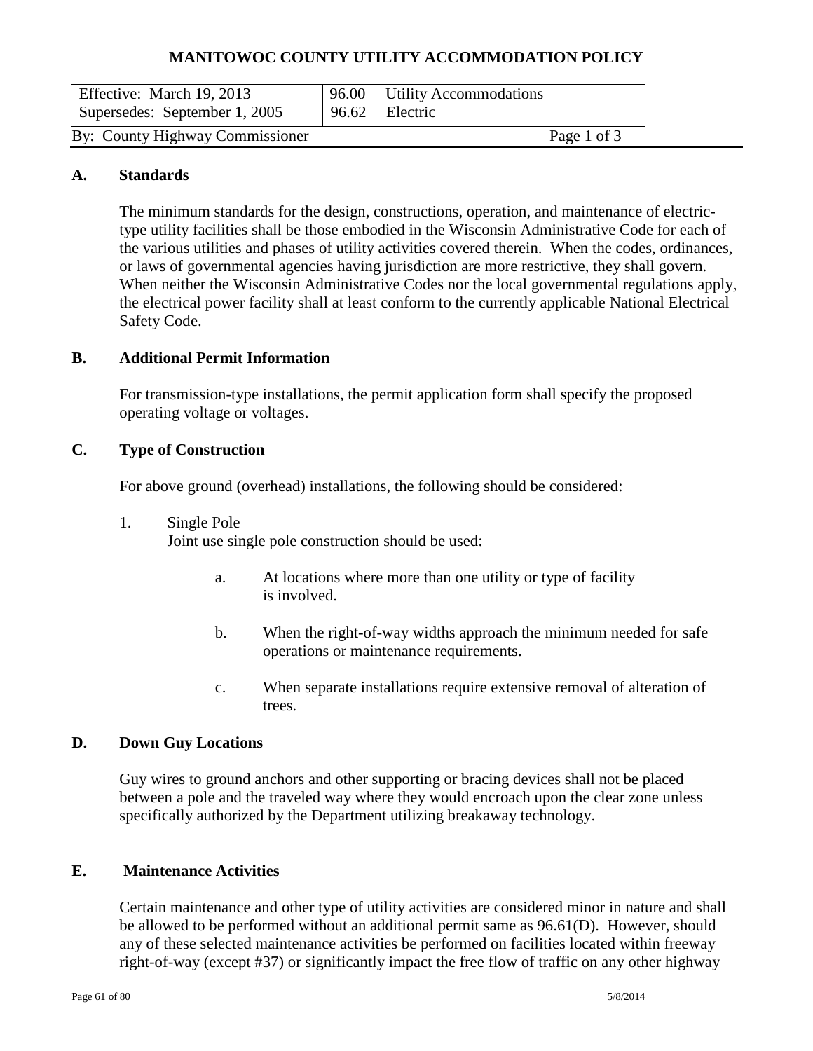# MANITOWOC COUNTY UTILITY ACCOMMODATION POLICY

| Effective: March 19, 2013 | 96.00 Utility Accommodations |
| --- | --- |
| Supersedes: September 1, 2005 | 96.62 Electric |
| By: County Highway Commissioner | Page 1 of 3 |

## A. Standards

The minimum standards for the design, constructions, operation, and maintenance of electric-type utility facilities shall be those embodied in the Wisconsin Administrative Code for each of the various utilities and phases of utility activities covered therein. When the codes, ordinances, or laws of governmental agencies having jurisdiction are more restrictive, they shall govern. When neither the Wisconsin Administrative Codes nor the local governmental regulations apply, the electrical power facility shall at least conform to the currently applicable National Electrical Safety Code.

## B. Additional Permit Information

For transmission-type installations, the permit application form shall specify the proposed operating voltage or voltages.

## C. Type of Construction

For above ground (overhead) installations, the following should be considered:

1. Single Pole
   Joint use single pole construction should be used:

   a. At locations where more than one utility or type of facility is involved.

   b. When the right-of-way widths approach the minimum needed for safe operations or maintenance requirements.

   c. When separate installations require extensive removal of alteration of trees.

## D. Down Guy Locations

Guy wires to ground anchors and other supporting or bracing devices shall not be placed between a pole and the traveled way where they would encroach upon the clear zone unless specifically authorized by the Department utilizing breakaway technology.

## E. Maintenance Activities

Certain maintenance and other type of utility activities are considered minor in nature and shall be allowed to be performed without an additional permit same as 96.61(D). However, should any of these selected maintenance activities be performed on facilities located within freeway right-of-way (except #37) or significantly impact the free flow of traffic on any other highway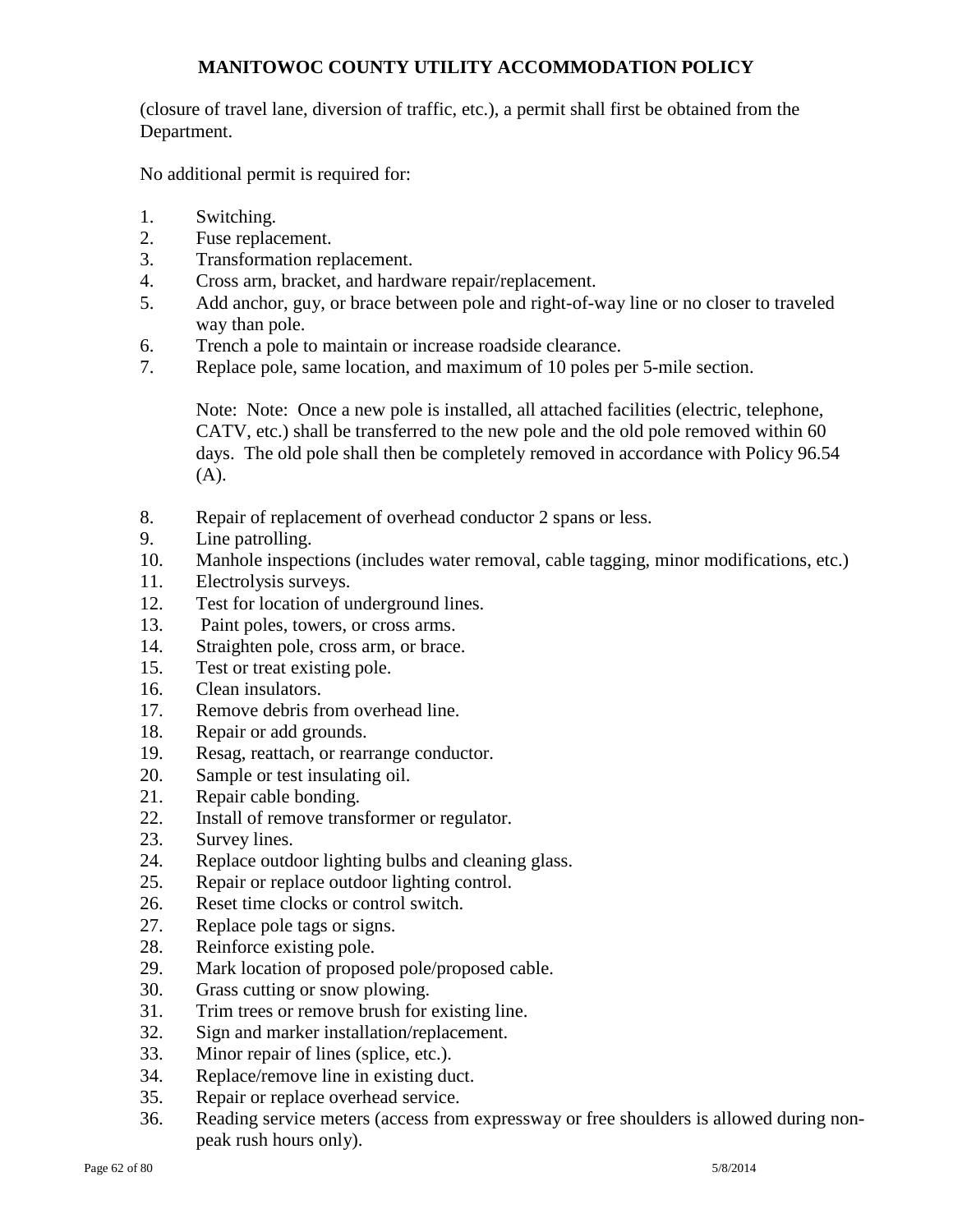(closure of travel lane, diversion of traffic, etc.), a permit shall first be obtained from the Department.

No additional permit is required for:

1. Switching.
2. Fuse replacement.
3. Transformation replacement.
4. Cross arm, bracket, and hardware repair/replacement.
5. Add anchor, guy, or brace between pole and right-of-way line or no closer to traveled way than pole.
6. Trench a pole to maintain or increase roadside clearance.
7. Replace pole, same location, and maximum of 10 poles per 5-mile section.

   Note: Note: Once a new pole is installed, all attached facilities (electric, telephone, CATV, etc.) shall be transferred to the new pole and the old pole removed within 60 days. The old pole shall then be completely removed in accordance with Policy 96.54 (A).

8. Repair of replacement of overhead conductor 2 spans or less.
9. Line patrolling.
10. Manhole inspections (includes water removal, cable tagging, minor modifications, etc.)
11. Electrolysis surveys.
12. Test for location of underground lines.
13. Paint poles, towers, or cross arms.
14. Straighten pole, cross arm, or brace.
15. Test or treat existing pole.
16. Clean insulators.
17. Remove debris from overhead line.
18. Repair or add grounds.
19. Resag, reattach, or rearrange conductor.
20. Sample or test insulating oil.
21. Repair cable bonding.
22. Install of remove transformer or regulator.
23. Survey lines.
24. Replace outdoor lighting bulbs and cleaning glass.
25. Repair or replace outdoor lighting control.
26. Reset time clocks or control switch.
27. Replace pole tags or signs.
28. Reinforce existing pole.
29. Mark location of proposed pole/proposed cable.
30. Grass cutting or snow plowing.
31. Trim trees or remove brush for existing line.
32. Sign and marker installation/replacement.
33. Minor repair of lines (splice, etc.).
34. Replace/remove line in existing duct.
35. Repair or replace overhead service.
36. Reading service meters (access from expressway or free shoulders is allowed during non-peak rush hours only).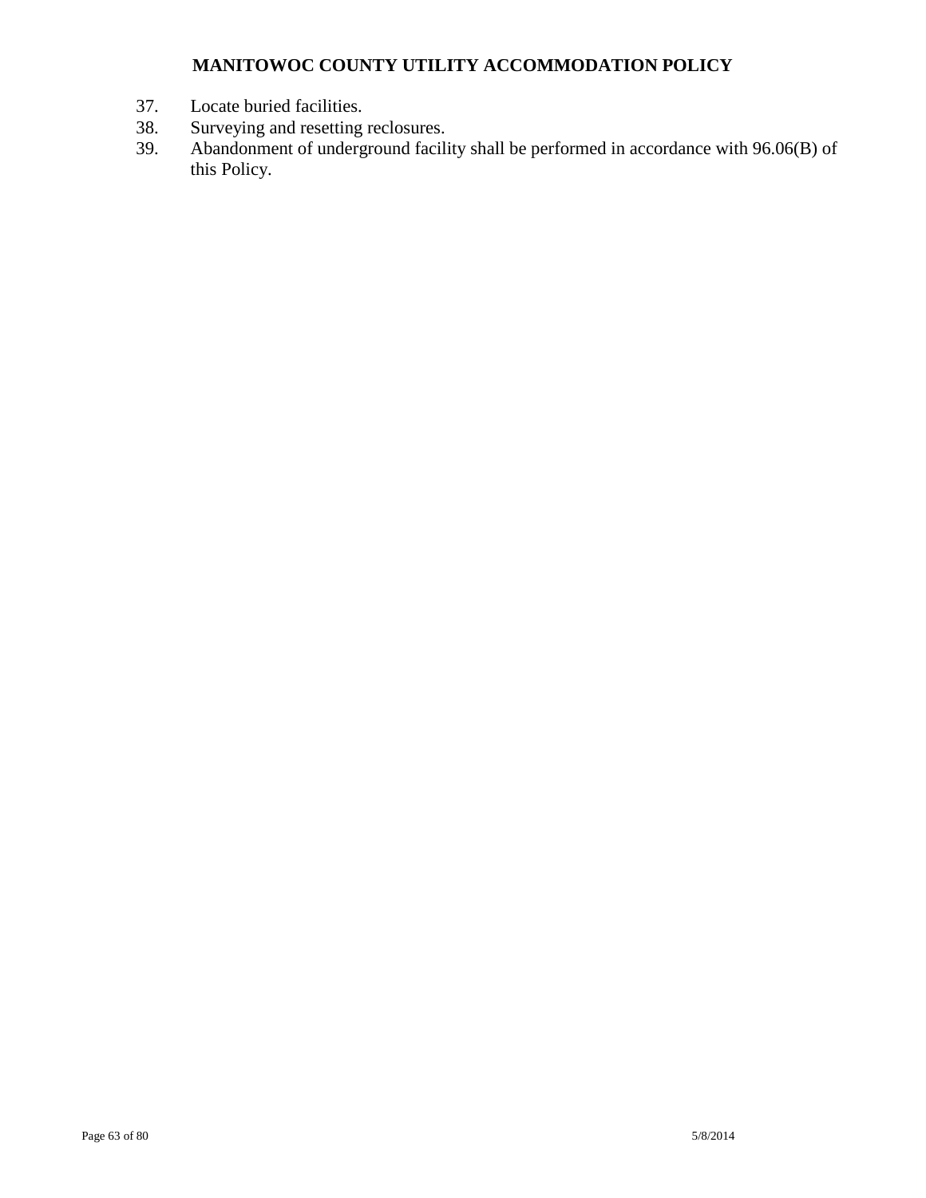37. Locate buried facilities.
38. Surveying and resetting reclosures.
39. Abandonment of underground facility shall be performed in accordance with 96.06(B) of this Policy.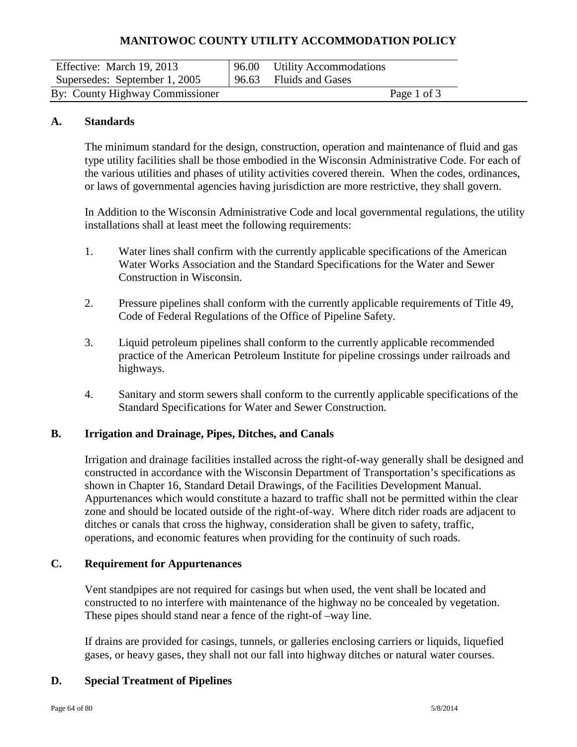# MANITOWOC COUNTY UTILITY ACCOMMODATION POLICY

| Effective: March 19, 2013 | 96.00 Utility Accommodations |
| --- | --- |
| Supersedes: September 1, 2005 | 96.63 Fluids and Gases |
| By: County Highway Commissioner | Page 1 of 3 |

## A. Standards

The minimum standard for the design, construction, operation and maintenance of fluid and gas type utility facilities shall be those embodied in the Wisconsin Administrative Code. For each of the various utilities and phases of utility activities covered therein. When the codes, ordinances, or laws of governmental agencies having jurisdiction are more restrictive, they shall govern.

In Addition to the Wisconsin Administrative Code and local governmental regulations, the utility installations shall at least meet the following requirements:

1. Water lines shall confirm with the currently applicable specifications of the American Water Works Association and the Standard Specifications for the Water and Sewer Construction in Wisconsin.

2. Pressure pipelines shall conform with the currently applicable requirements of Title 49, Code of Federal Regulations of the Office of Pipeline Safety.

3. Liquid petroleum pipelines shall conform to the currently applicable recommended practice of the American Petroleum Institute for pipeline crossings under railroads and highways.

4. Sanitary and storm sewers shall conform to the currently applicable specifications of the Standard Specifications for Water and Sewer Construction.

## B. Irrigation and Drainage, Pipes, Ditches, and Canals

Irrigation and drainage facilities installed across the right-of-way generally shall be designed and constructed in accordance with the Wisconsin Department of Transportation's specifications as shown in Chapter 16, Standard Detail Drawings, of the Facilities Development Manual. Appurtenances which would constitute a hazard to traffic shall not be permitted within the clear zone and should be located outside of the right-of-way. Where ditch rider roads are adjacent to ditches or canals that cross the highway, consideration shall be given to safety, traffic, operations, and economic features when providing for the continuity of such roads.

## C. Requirement for Appurtenances

Vent standpipes are not required for casings but when used, the vent shall be located and constructed to no interfere with maintenance of the highway no be concealed by vegetation. These pipes should stand near a fence of the right-of –way line.

If drains are provided for casings, tunnels, or galleries enclosing carriers or liquids, liquefied gases, or heavy gases, they shall not our fall into highway ditches or natural water courses.

## D. Special Treatment of Pipelines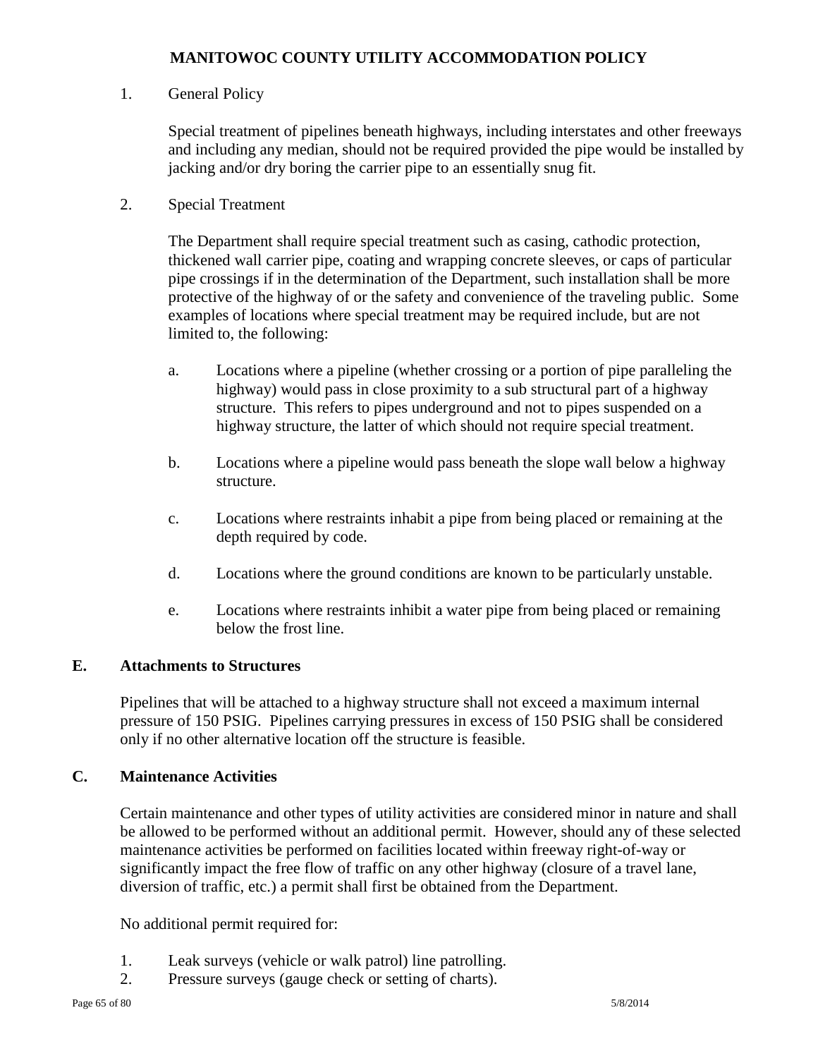# MANITOWOC COUNTY UTILITY ACCOMMODATION POLICY

1. General Policy

   Special treatment of pipelines beneath highways, including interstates and other freeways and including any median, should not be required provided the pipe would be installed by jacking and/or dry boring the carrier pipe to an essentially snug fit.

2. Special Treatment

   The Department shall require special treatment such as casing, cathodic protection, thickened wall carrier pipe, coating and wrapping concrete sleeves, or caps of particular pipe crossings if in the determination of the Department, such installation shall be more protective of the highway of or the safety and convenience of the traveling public. Some examples of locations where special treatment may be required include, but are not limited to, the following:

   a. Locations where a pipeline (whether crossing or a portion of pipe paralleling the highway) would pass in close proximity to a sub structural part of a highway structure. This refers to pipes underground and not to pipes suspended on a highway structure, the latter of which should not require special treatment.

   b. Locations where a pipeline would pass beneath the slope wall below a highway structure.

   c. Locations where restraints inhabit a pipe from being placed or remaining at the depth required by code.

   d. Locations where the ground conditions are known to be particularly unstable.

   e. Locations where restraints inhibit a water pipe from being placed or remaining below the frost line.

## E. Attachments to Structures

Pipelines that will be attached to a highway structure shall not exceed a maximum internal pressure of 150 PSIG. Pipelines carrying pressures in excess of 150 PSIG shall be considered only if no other alternative location off the structure is feasible.

## C. Maintenance Activities

Certain maintenance and other types of utility activities are considered minor in nature and shall be allowed to be performed without an additional permit. However, should any of these selected maintenance activities be performed on facilities located within freeway right-of-way or significantly impact the free flow of traffic on any other highway (closure of a travel lane, diversion of traffic, etc.) a permit shall first be obtained from the Department.

No additional permit required for:

1. Leak surveys (vehicle or walk patrol) line patrolling.
2. Pressure surveys (gauge check or setting of charts).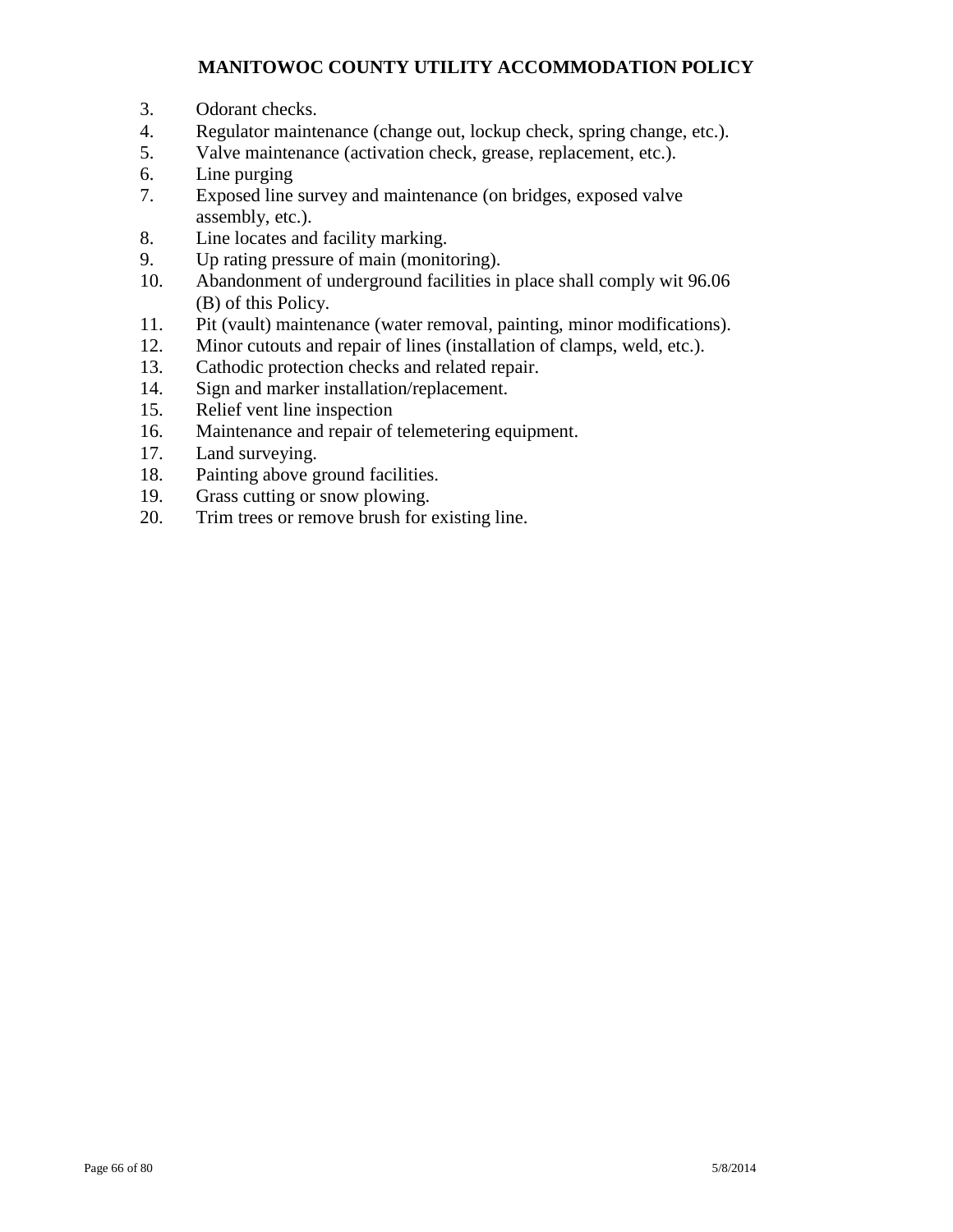3. Odorant checks.
4. Regulator maintenance (change out, lockup check, spring change, etc.).
5. Valve maintenance (activation check, grease, replacement, etc.).
6. Line purging
7. Exposed line survey and maintenance (on bridges, exposed valve assembly, etc.).
8. Line locates and facility marking.
9. Up rating pressure of main (monitoring).
10. Abandonment of underground facilities in place shall comply wit 96.06 (B) of this Policy.
11. Pit (vault) maintenance (water removal, painting, minor modifications).
12. Minor cutouts and repair of lines (installation of clamps, weld, etc.).
13. Cathodic protection checks and related repair.
14. Sign and marker installation/replacement.
15. Relief vent line inspection
16. Maintenance and repair of telemetering equipment.
17. Land surveying.
18. Painting above ground facilities.
19. Grass cutting or snow plowing.
20. Trim trees or remove brush for existing line.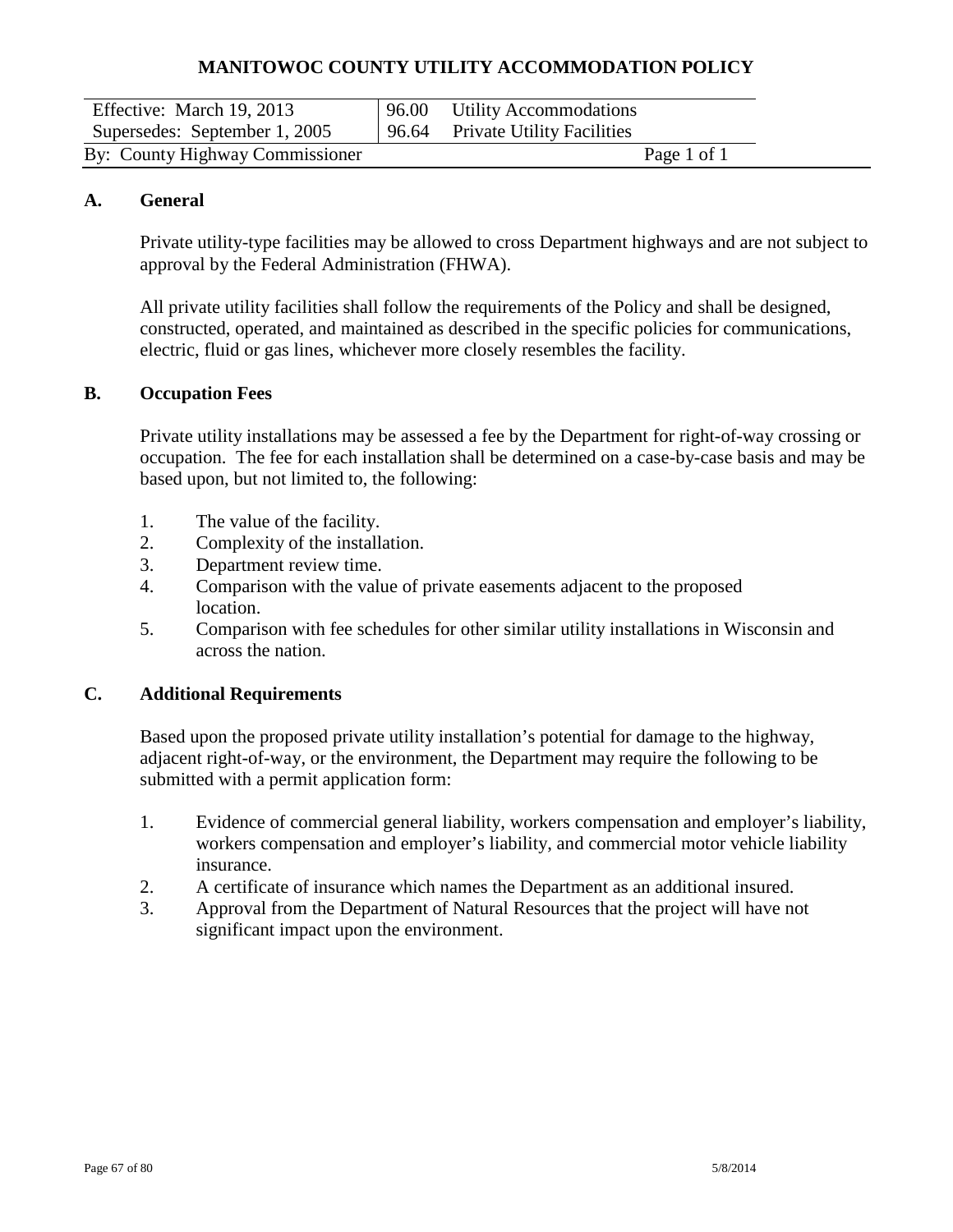## MANITOWOC COUNTY UTILITY ACCOMMODATION POLICY

| Effective: March 19, 2013 | 96.00 Utility Accommodations |
|---|---|
| Supersedes: September 1, 2005 | 96.64 Private Utility Facilities |
| By: County Highway Commissioner | Page 1 of 1 |

### A. General

Private utility-type facilities may be allowed to cross Department highways and are not subject to approval by the Federal Administration (FHWA).

All private utility facilities shall follow the requirements of the Policy and shall be designed, constructed, operated, and maintained as described in the specific policies for communications, electric, fluid or gas lines, whichever more closely resembles the facility.

### B. Occupation Fees

Private utility installations may be assessed a fee by the Department for right-of-way crossing or occupation. The fee for each installation shall be determined on a case-by-case basis and may be based upon, but not limited to, the following:

1. The value of the facility.
2. Complexity of the installation.
3. Department review time.
4. Comparison with the value of private easements adjacent to the proposed location.
5. Comparison with fee schedules for other similar utility installations in Wisconsin and across the nation.

### C. Additional Requirements

Based upon the proposed private utility installation's potential for damage to the highway, adjacent right-of-way, or the environment, the Department may require the following to be submitted with a permit application form:

1. Evidence of commercial general liability, workers compensation and employer's liability, workers compensation and employer's liability, and commercial motor vehicle liability insurance.
2. A certificate of insurance which names the Department as an additional insured.
3. Approval from the Department of Natural Resources that the project will have not significant impact upon the environment.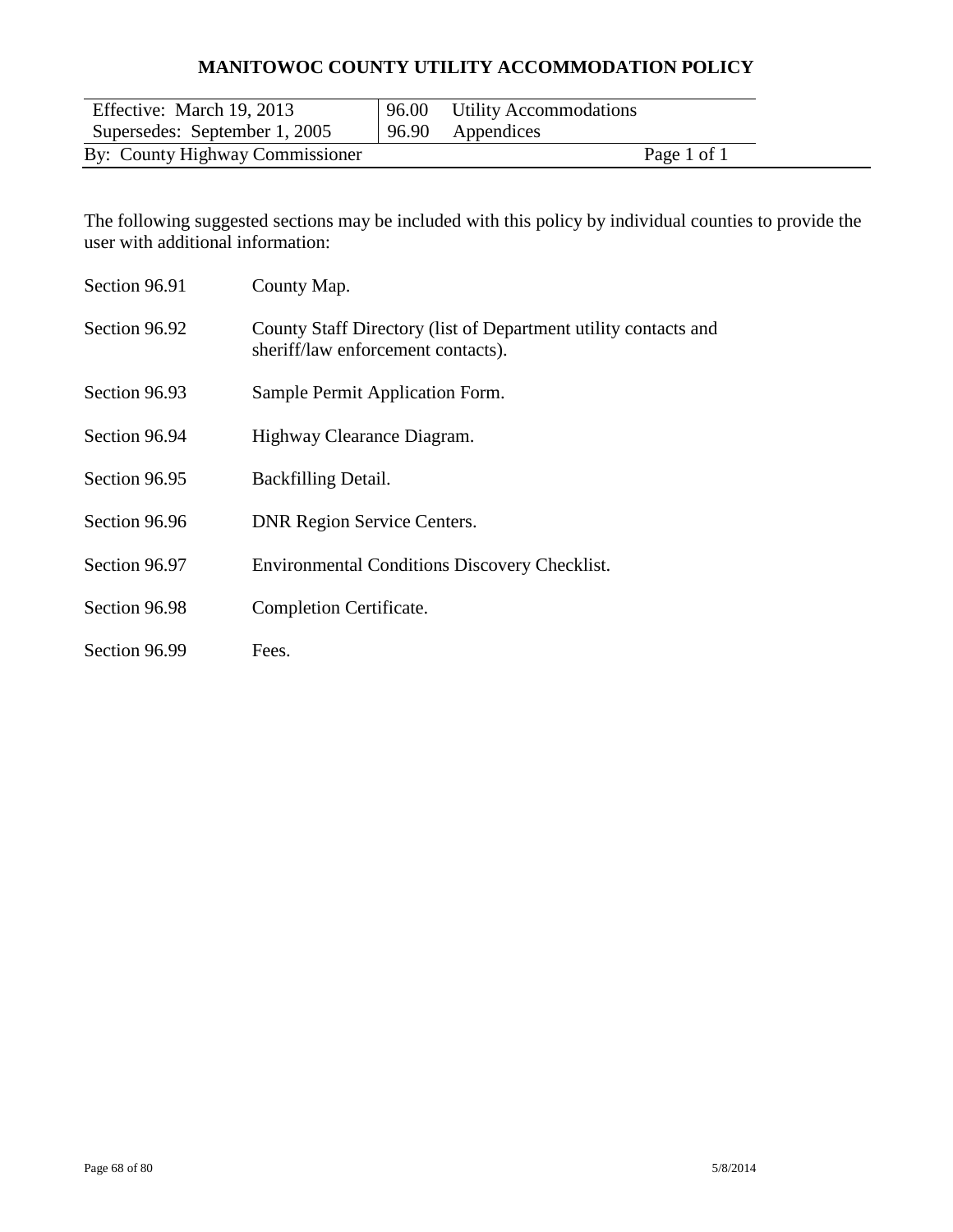# MANITOWOC COUNTY UTILITY ACCOMMODATION POLICY

| Effective: March 19, 2013 | 96.00 Utility Accommodations |
|---|---|
| Supersedes: September 1, 2005 | 96.90 Appendices |
| By: County Highway Commissioner | Page 1 of 1 |

The following suggested sections may be included with this policy by individual counties to provide the user with additional information:

| | |
|---|---|
| Section 96.91 | County Map. |
| Section 96.92 | County Staff Directory (list of Department utility contacts and sheriff/law enforcement contacts). |
| Section 96.93 | Sample Permit Application Form. |
| Section 96.94 | Highway Clearance Diagram. |
| Section 96.95 | Backfilling Detail. |
| Section 96.96 | DNR Region Service Centers. |
| Section 96.97 | Environmental Conditions Discovery Checklist. |
| Section 96.98 | Completion Certificate. |
| Section 96.99 | Fees. |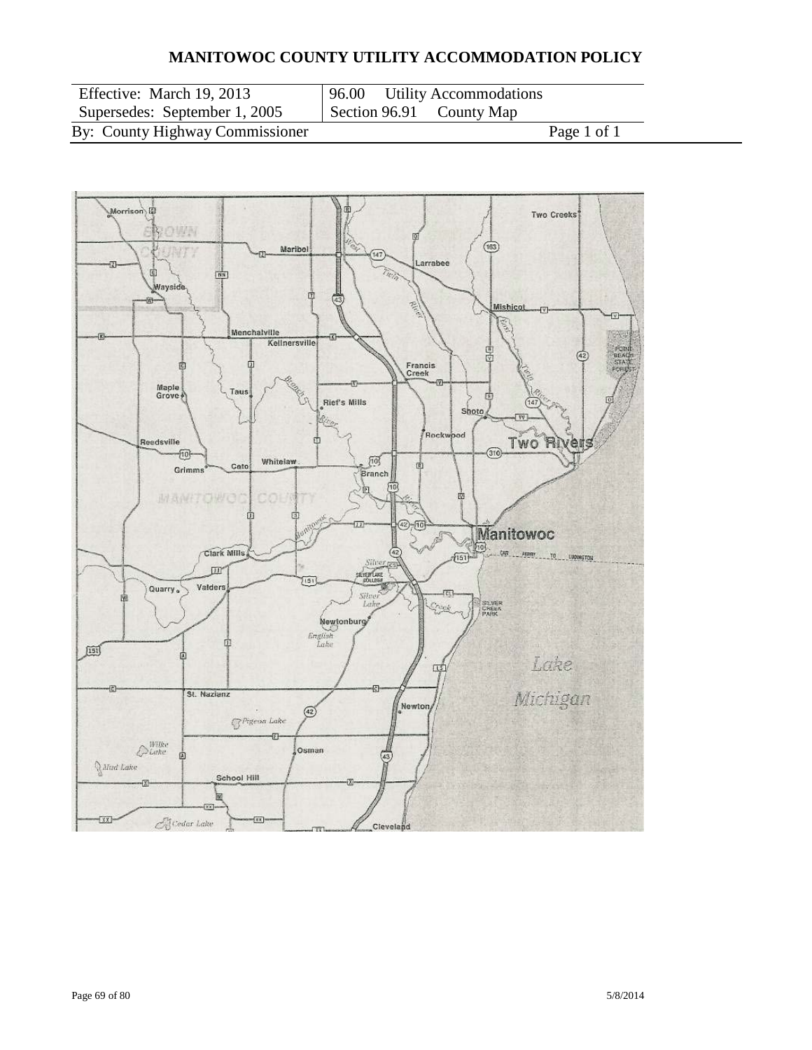# MANITOWOC COUNTY UTILITY ACCOMMODATION POLICY

| Effective: March 19, 2013 | 96.00 Utility Accommodations |
| --- | --- |
| Supersedes: September 1, 2005 | Section 96.91 County Map |
| By: County Highway Commissioner | Page 1 of 1 |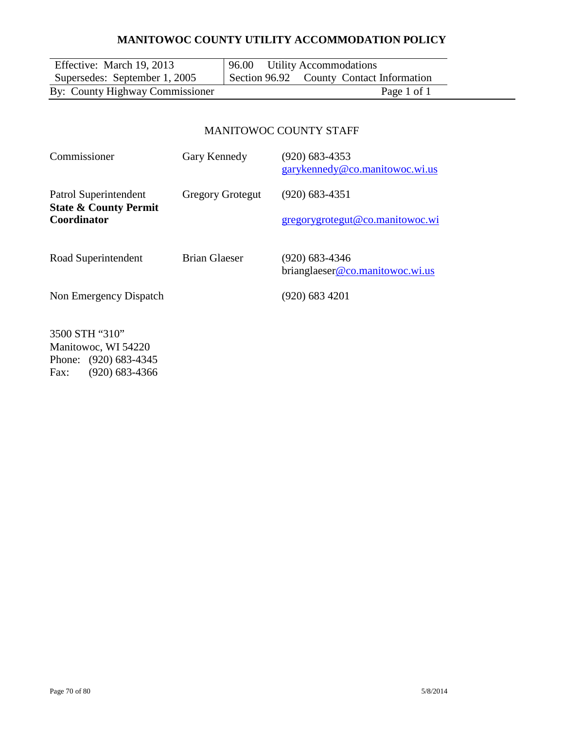# MANITOWOC COUNTY UTILITY ACCOMMODATION POLICY

| Effective: March 19, 2013 | 96.00 Utility Accommodations |
|---|---|
| Supersedes: September 1, 2005 | Section 96.92 County Contact Information |
| By: County Highway Commissioner | Page 1 of 1 |

## MANITOWOC COUNTY STAFF

| | | |
|---|---|---|
| Commissioner | Gary Kennedy | (920) 683-4353<br>garykennedy@co.manitowoc.wi.us |
| Patrol Superintendent<br>**State & County Permit Coordinator** | Gregory Grotegut | (920) 683-4351<br>gregorygrotegut@co.manitowoc.wi |
| Road Superintendent | Brian Glaeser | (920) 683-4346<br>brianglaeser@co.manitowoc.wi.us |
| Non Emergency Dispatch | | (920) 683 4201 |

3500 STH "310"
Manitowoc, WI 54220
Phone: (920) 683-4345
Fax: (920) 683-4366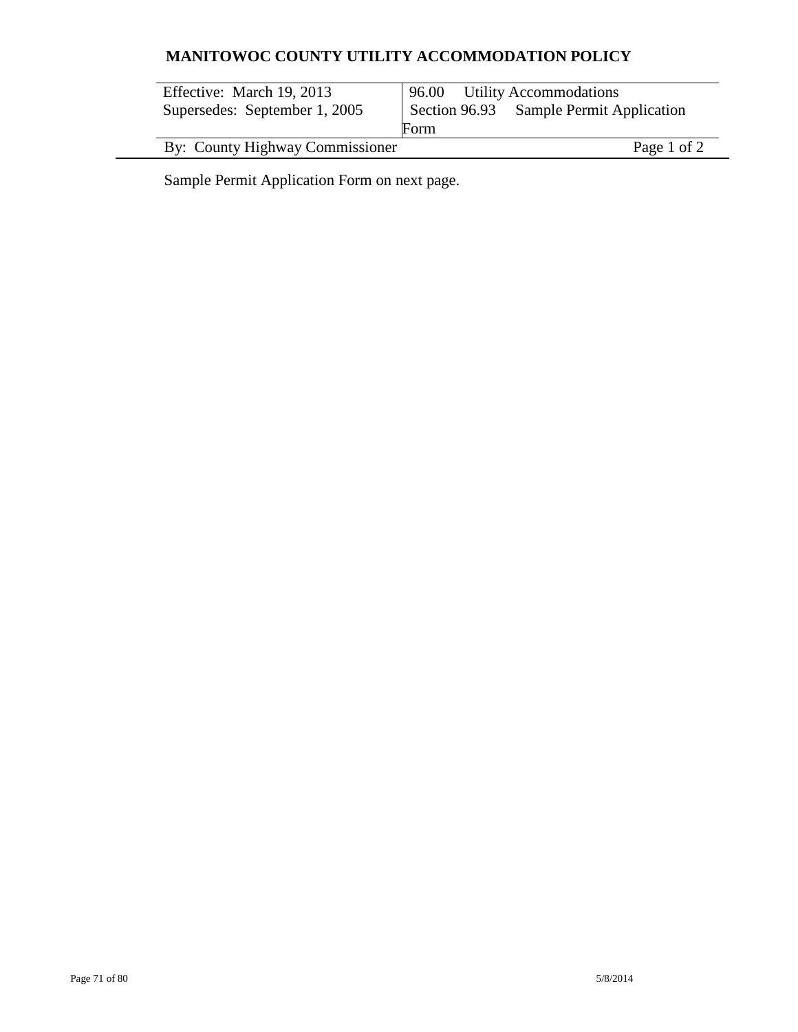# MANITOWOC COUNTY UTILITY ACCOMMODATION POLICY

| Effective: March 19, 2013<br>Supersedes: September 1, 2005 | 96.00 Utility Accommodations<br>Section 96.93 Sample Permit Application Form |
| --- | --- |
| By: County Highway Commissioner | Page 1 of 2 |

Sample Permit Application Form on next page.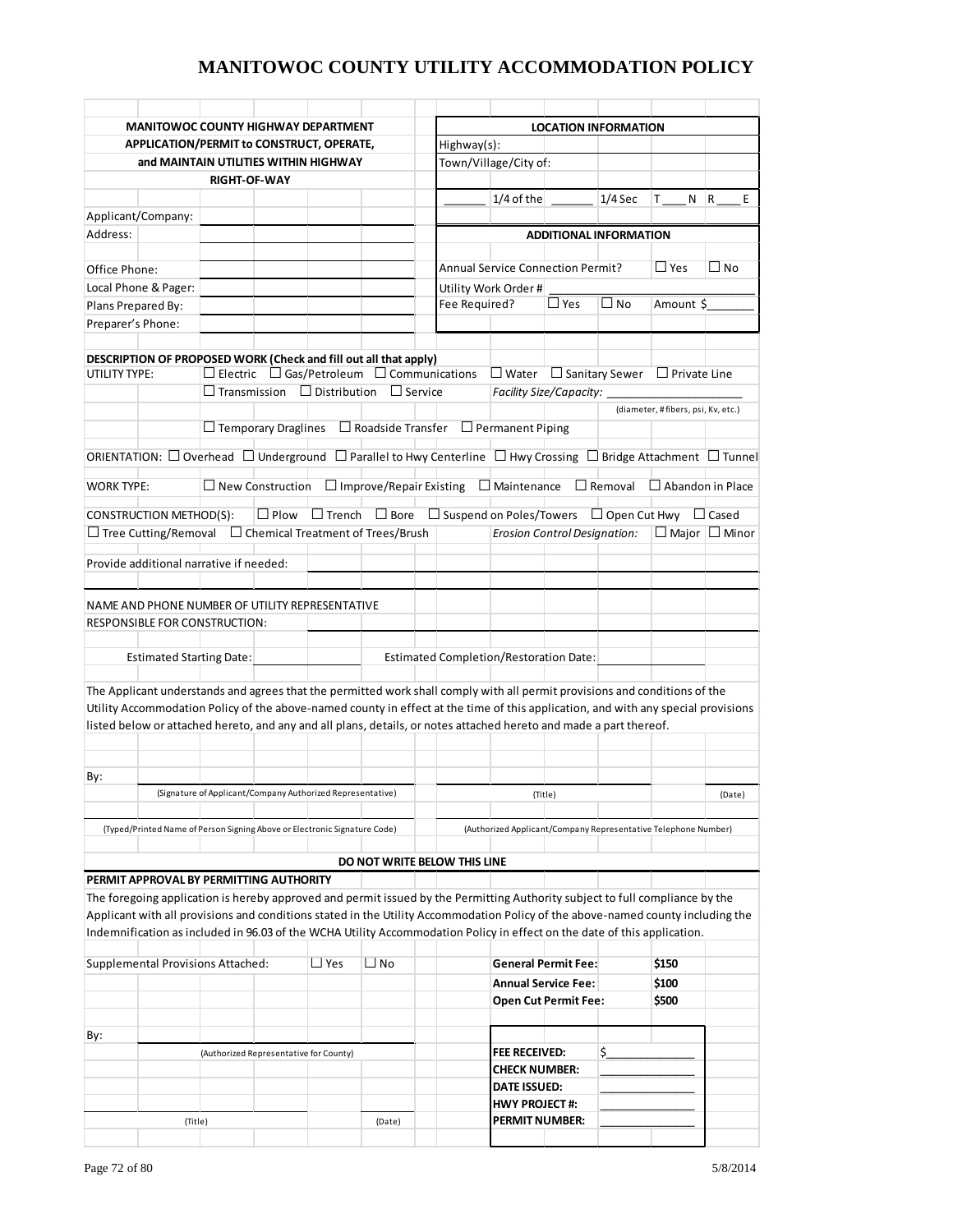# MANITOWOC COUNTY UTILITY ACCOMMODATION POLICY

**MANITOWOC COUNTY HIGHWAY DEPARTMENT**
**APPLICATION/PERMIT to CONSTRUCT, OPERATE, and MAINTAIN UTILITIES WITHIN HIGHWAY RIGHT-OF-WAY**

Applicant/Company:
Address:
Office Phone:
Local Phone & Pager:
Plans Prepared By:
Preparer's Phone:

**LOCATION INFORMATION**

Highway(s):
Town/Village/City of:
_______ 1/4 of the _______ 1/4 Sec T____ N R____ E

**ADDITIONAL INFORMATION**

Annual Service Connection Permit? ☐ Yes ☐ No
Utility Work Order # ____________________
Fee Required? ☐ Yes ☐ No Amount $_______

**DESCRIPTION OF PROPOSED WORK (Check and fill out all that apply)**

UTILITY TYPE: ☐ Electric ☐ Gas/Petroleum ☐ Communications ☐ Water ☐ Sanitary Sewer ☐ Private Line
☐ Transmission ☐ Distribution ☐ Service *Facility Size/Capacity:* ____________________
(diameter, # fibers, psi, Kv, etc.)
☐ Temporary Draglines ☐ Roadside Transfer ☐ Permanent Piping

ORIENTATION: ☐ Overhead ☐ Underground ☐ Parallel to Hwy Centerline ☐ Hwy Crossing ☐ Bridge Attachment ☐ Tunnel

WORK TYPE: ☐ New Construction ☐ Improve/Repair Existing ☐ Maintenance ☐ Removal ☐ Abandon in Place

CONSTRUCTION METHOD(S): ☐ Plow ☐ Trench ☐ Bore ☐ Suspend on Poles/Towers ☐ Open Cut Hwy ☐ Cased
☐ Tree Cutting/Removal ☐ Chemical Treatment of Trees/Brush *Erosion Control Designation:* ☐ Major ☐ Minor

Provide additional narrative if needed: ____________________

NAME AND PHONE NUMBER OF UTILITY REPRESENTATIVE
RESPONSIBLE FOR CONSTRUCTION: ____________________

Estimated Starting Date: ____________ Estimated Completion/Restoration Date: ____________

The Applicant understands and agrees that the permitted work shall comply with all permit provisions and conditions of the Utility Accommodation Policy of the above-named county in effect at the time of this application, and with any special provisions listed below or attached hereto, and any and all plans, details, or notes attached hereto and made a part thereof.

By: ______________________________ ______________________________ ____________
(Signature of Applicant/Company Authorized Representative) (Title) (Date)

______________________________ ______________________________
(Typed/Printed Name of Person Signing Above or Electronic Signature Code) (Authorized Applicant/Company Representative Telephone Number)

**DO NOT WRITE BELOW THIS LINE**

**PERMIT APPROVAL BY PERMITTING AUTHORITY**

The foregoing application is hereby approved and permit issued by the Permitting Authority subject to full compliance by the Applicant with all provisions and conditions stated in the Utility Accommodation Policy of the above-named county including the Indemnification as included in 96.03 of the WCHA Utility Accommodation Policy in effect on the date of this application.

Supplemental Provisions Attached: ☐ Yes ☐ No

| | |
|---|---|
| **General Permit Fee:** | **$150** |
| **Annual Service Fee:** | **$100** |
| **Open Cut Permit Fee:** | **$500** |

By: ______________________________
(Authorized Representative for County)

______________________________ ____________
(Title) (Date)

| | |
|---|---|
| **FEE RECEIVED:** | $______________ |
| **CHECK NUMBER:** | ______________ |
| **DATE ISSUED:** | ______________ |
| **HWY PROJECT #:** | ______________ |
| **PERMIT NUMBER:** | ______________ |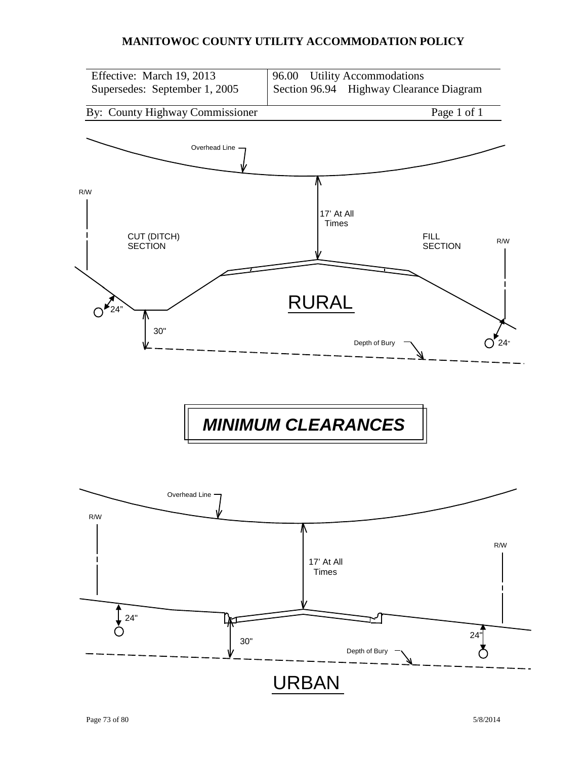# MANITOWOC COUNTY UTILITY ACCOMMODATION POLICY

| Effective: March 19, 2013 | 96.00 Utility Accommodations |
|---|---|
| Supersedes: September 1, 2005 | Section 96.94 Highway Clearance Diagram |
| By: County Highway Commissioner | Page 1 of 1 |

Overhead Line

R/W

17' At All Times

CUT (DITCH) SECTION

FILL SECTION

R/W

RURAL

24"

30"

Depth of Bury

24"

## *MINIMUM CLEARANCES*

Overhead Line

R/W

R/W

17' At All Times

24"

30"

24"

Depth of Bury

URBAN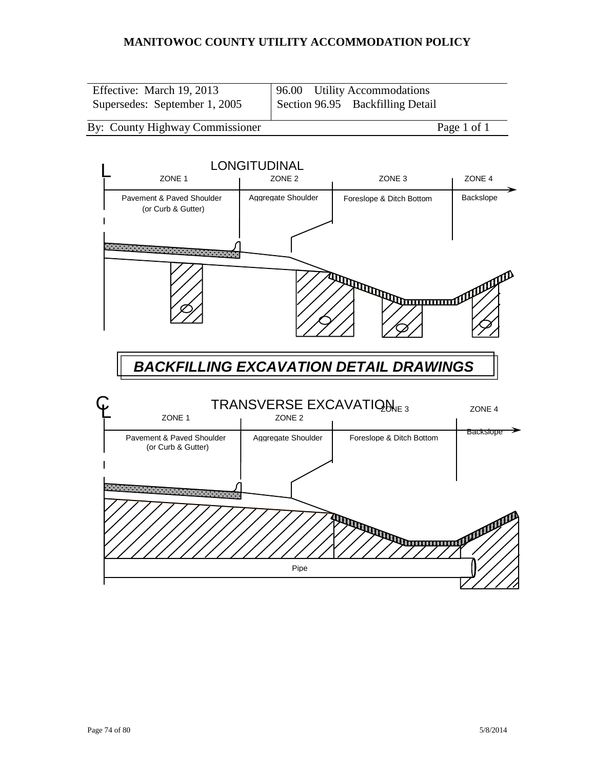**MANITOWOC COUNTY UTILITY ACCOMMODATION POLICY**

| Effective: March 19, 2013<br>Supersedes: September 1, 2005 | 96.00 Utility Accommodations<br>Section 96.95 Backfilling Detail |
|---|---|
| By: County Highway Commissioner | Page 1 of 1 |

## LONGITUDINAL

| ZONE 1 | ZONE 2 | ZONE 3 | ZONE 4 |
|---|---|---|---|
| Pavement & Paved Shoulder (or Curb & Gutter) | Aggregate Shoulder | Foreslope & Ditch Bottom | Backslope |

## *BACKFILLING EXCAVATION DETAIL DRAWINGS*

## TRANSVERSE EXCAVATION

| ZONE 1 | ZONE 2 | ZONE 3 | ZONE 4 |
|---|---|---|---|
| Pavement & Paved Shoulder (or Curb & Gutter) | Aggregate Shoulder | Foreslope & Ditch Bottom | Backslope |

Pipe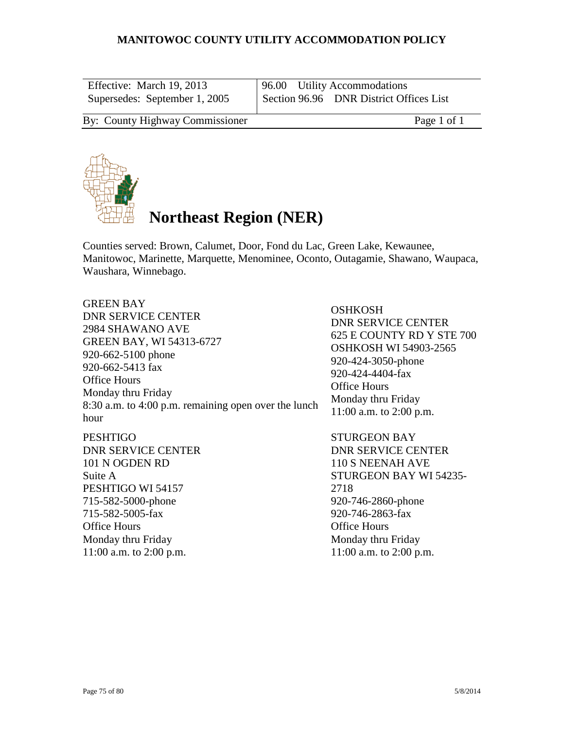# MANITOWOC COUNTY UTILITY ACCOMMODATION POLICY

| Effective: March 19, 2013 | 96.00 Utility Accommodations |
|---|---|
| Supersedes: September 1, 2005 | Section 96.96 DNR District Offices List |
| By: County Highway Commissioner | Page 1 of 1 |

## Northeast Region (NER)

Counties served: Brown, Calumet, Door, Fond du Lac, Green Lake, Kewaunee, Manitowoc, Marinette, Marquette, Menominee, Oconto, Outagamie, Shawano, Waupaca, Waushara, Winnebago.

GREEN BAY
DNR SERVICE CENTER
2984 SHAWANO AVE
GREEN BAY, WI 54313-6727
920-662-5100 phone
920-662-5413 fax
Office Hours
Monday thru Friday
8:30 a.m. to 4:00 p.m. remaining open over the lunch hour

OSHKOSH
DNR SERVICE CENTER
625 E COUNTY RD Y STE 700
OSHKOSH WI 54903-2565
920-424-3050-phone
920-424-4404-fax
Office Hours
Monday thru Friday
11:00 a.m. to 2:00 p.m.

PESHTIGO
DNR SERVICE CENTER
101 N OGDEN RD
Suite A
PESHTIGO WI 54157
715-582-5000-phone
715-582-5005-fax
Office Hours
Monday thru Friday
11:00 a.m. to 2:00 p.m.

STURGEON BAY
DNR SERVICE CENTER
110 S NEENAH AVE
STURGEON BAY WI 54235-2718
920-746-2860-phone
920-746-2863-fax
Office Hours
Monday thru Friday
11:00 a.m. to 2:00 p.m.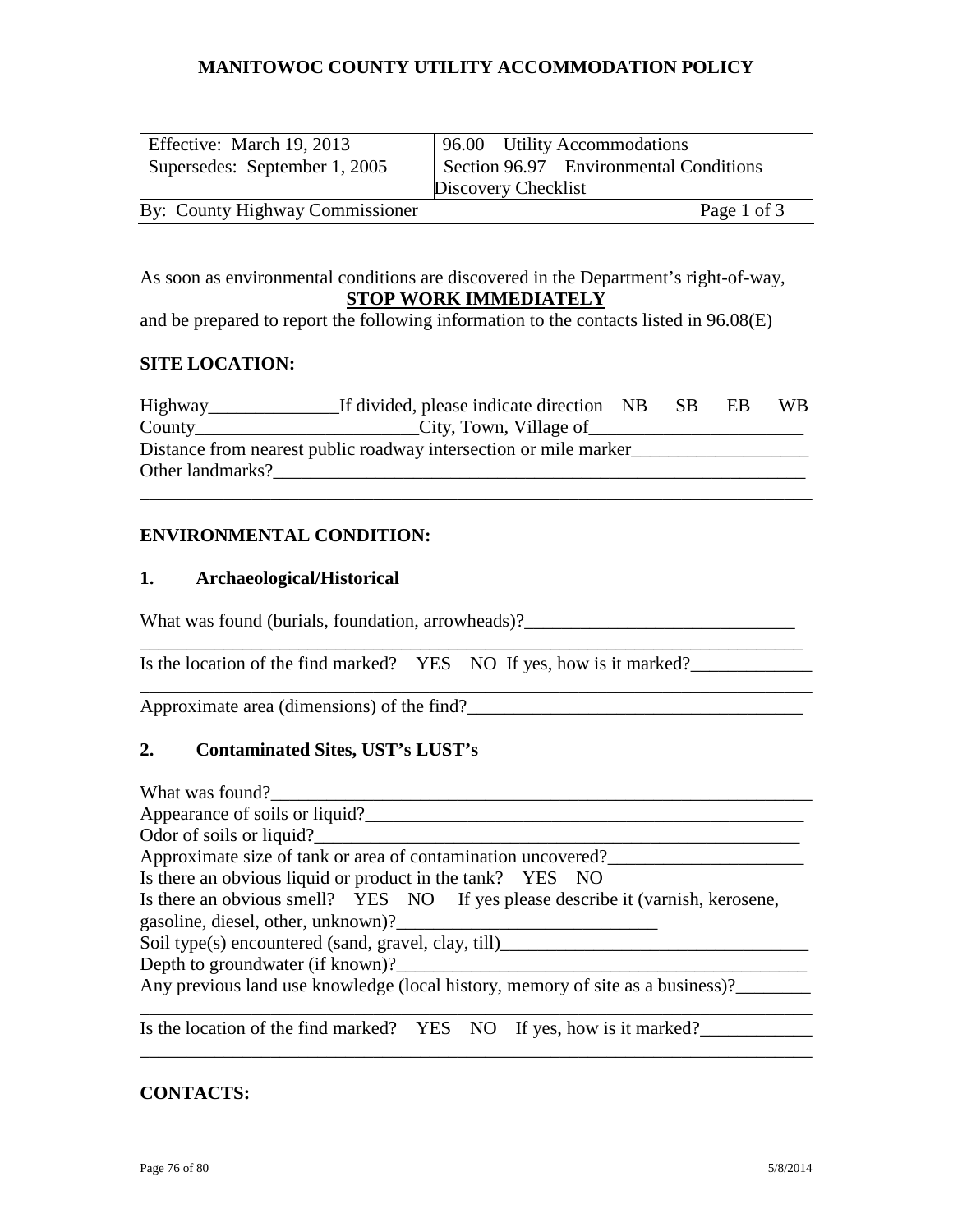# MANITOWOC COUNTY UTILITY ACCOMMODATION POLICY

| Effective: March 19, 2013 | 96.00 Utility Accommodations |
|---|---|
| Supersedes: September 1, 2005 | Section 96.97 Environmental Conditions Discovery Checklist |
| By: County Highway Commissioner | Page 1 of 3 |

As soon as environmental conditions are discovered in the Department's right-of-way,

**STOP WORK IMMEDIATELY**

and be prepared to report the following information to the contacts listed in 96.08(E)

## SITE LOCATION:

Highway______________If divided, please indicate direction NB SB EB WB
County________________________City, Town, Village of_______________________
Distance from nearest public roadway intersection or mile marker___________________
Other landmarks?___________________________________________________________
_________________________________________________________________________

## ENVIRONMENTAL CONDITION:

### 1. Archaeological/Historical

What was found (burials, foundation, arrowheads)?_____________________________
_________________________________________________________________________
Is the location of the find marked? YES NO If yes, how is it marked?_____________
_________________________________________________________________________
Approximate area (dimensions) of the find?___________________________________

### 2. Contaminated Sites, UST's LUST's

What was found?____________________________________________________________
Appearance of soils or liquid?_________________________________________________
Odor of soils or liquid?_______________________________________________________
Approximate size of tank or area of contamination uncovered?_____________________
Is there an obvious liquid or product in the tank? YES NO
Is there an obvious smell? YES NO If yes please describe it (varnish, kerosene, gasoline, diesel, other, unknown)?___________________________
Soil type(s) encountered (sand, gravel, clay, till)_________________________________
Depth to groundwater (if known)?______________________________________________
Any previous land use knowledge (local history, memory of site as a business)?________
_________________________________________________________________________
Is the location of the find marked? YES NO If yes, how is it marked?____________
_________________________________________________________________________

## CONTACTS: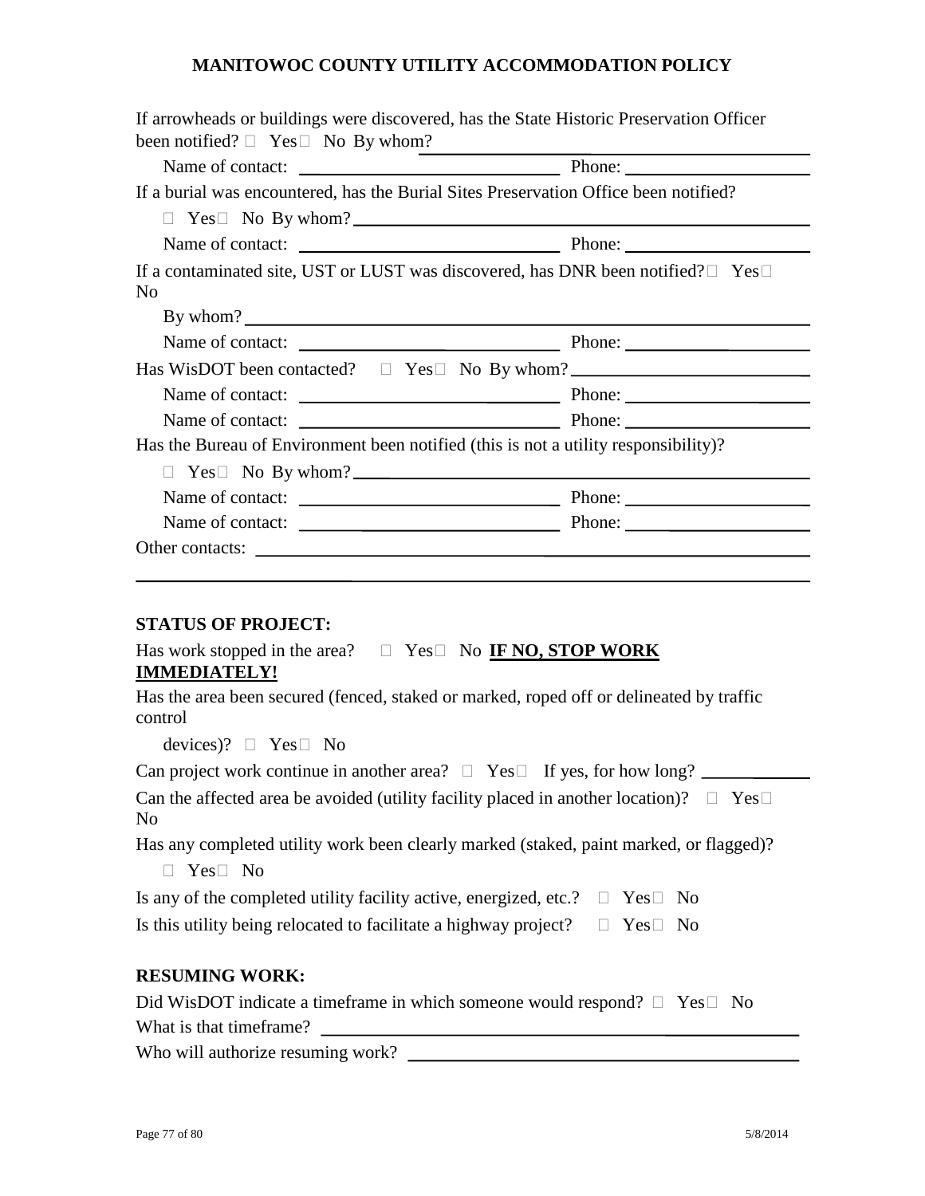If arrowheads or buildings were discovered, has the State Historic Preservation Officer been notified? ☐ Yes☐ No By whom? ______________________________

Name of contact: ______________________________ Phone: ____________________

If a burial was encountered, has the Burial Sites Preservation Office been notified?

☐ Yes☐ No By whom? ______________________________

Name of contact: ______________________________ Phone: ____________________

If a contaminated site, UST or LUST was discovered, has DNR been notified?☐ Yes☐ No

By whom? ______________________________

Name of contact: ______________________________ Phone: ____________________

Has WisDOT been contacted? ☐ Yes☐ No By whom? ______________________________

Name of contact: ______________________________ Phone: ____________________

Name of contact: ______________________________ Phone: ____________________

Has the Bureau of Environment been notified (this is not a utility responsibility)?

☐ Yes☐ No By whom? ______________________________

Name of contact: ______________________________ Phone: ____________________

Name of contact: ______________________________ Phone: ____________________

Other contacts: ______________________________

______________________________

**STATUS OF PROJECT:**

Has work stopped in the area? ☐ Yes☐ No **IF NO, STOP WORK IMMEDIATELY!**

Has the area been secured (fenced, staked or marked, roped off or delineated by traffic control devices)? ☐ Yes☐ No

Can project work continue in another area? ☐ Yes☐ If yes, for how long? ____________

Can the affected area be avoided (utility facility placed in another location)? ☐ Yes☐ No

Has any completed utility work been clearly marked (staked, paint marked, or flagged)?

☐ Yes☐ No

Is any of the completed utility facility active, energized, etc.? ☐ Yes☐ No

Is this utility being relocated to facilitate a highway project? ☐ Yes☐ No

**RESUMING WORK:**

Did WisDOT indicate a timeframe in which someone would respond? ☐ Yes☐ No

What is that timeframe? ______________________________

Who will authorize resuming work? ______________________________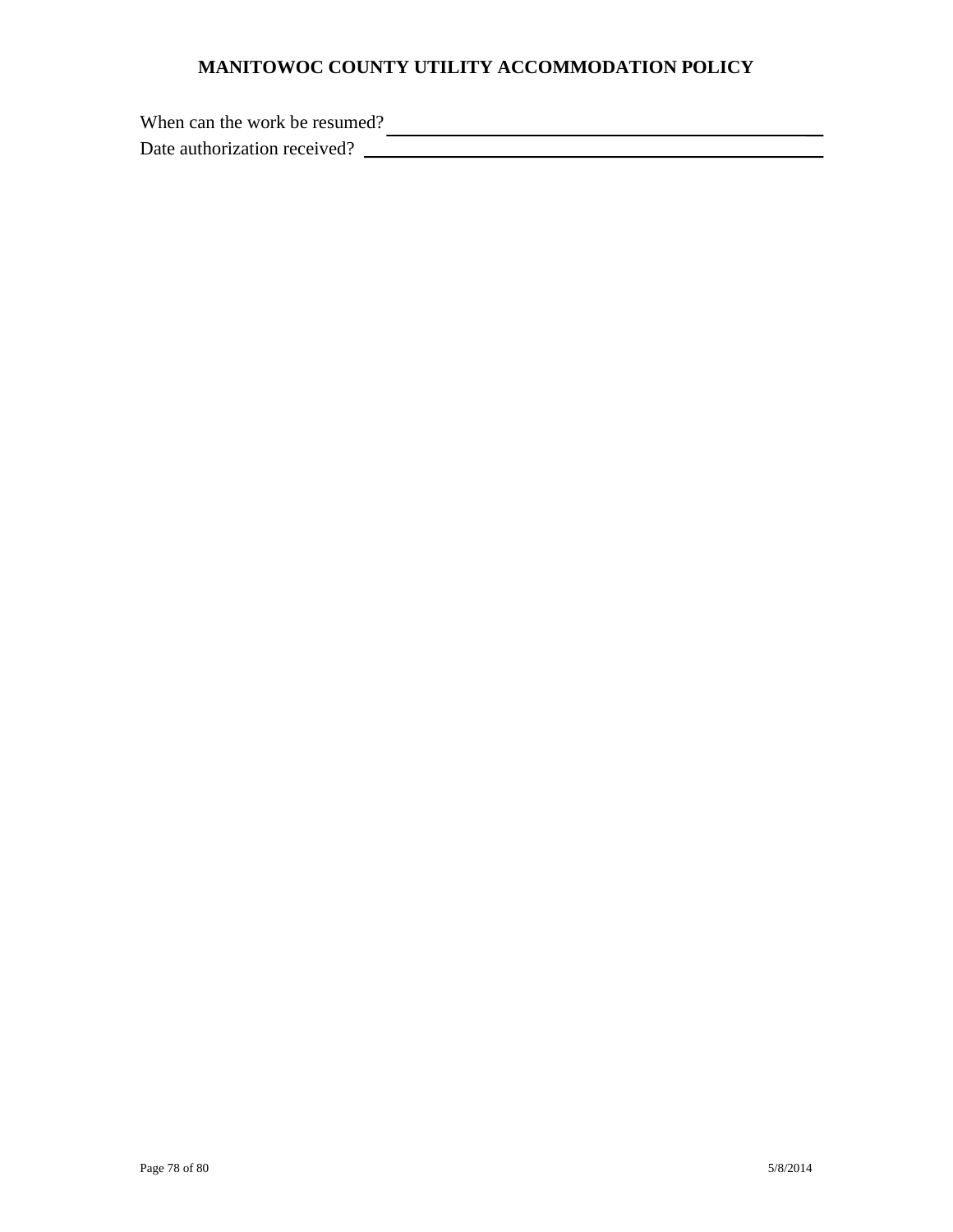When can the work be resumed? ______________________________________________

Date authorization received? ______________________________________________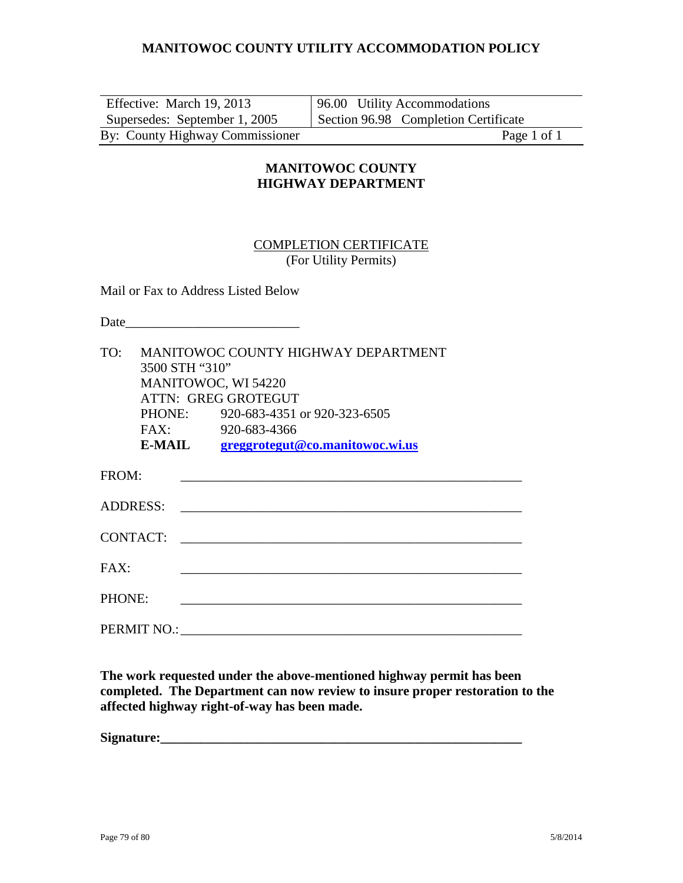# MANITOWOC COUNTY UTILITY ACCOMMODATION POLICY

| Effective: March 19, 2013 | 96.00 Utility Accommodations |
|---|---|
| Supersedes: September 1, 2005 | Section 96.98 Completion Certificate |
| By: County Highway Commissioner | Page 1 of 1 |

## MANITOWOC COUNTY HIGHWAY DEPARTMENT

### COMPLETION CERTIFICATE
(For Utility Permits)

Mail or Fax to Address Listed Below

Date_________________________

TO: MANITOWOC COUNTY HIGHWAY DEPARTMENT
3500 STH "310"
MANITOWOC, WI 54220
ATTN: GREG GROTEGUT
PHONE: 920-683-4351 or 920-323-6505
FAX: 920-683-4366
**E-MAIL** **greggrotegut@co.manitowoc.wi.us**

FROM: ____________________________________________________

ADDRESS: ____________________________________________________

CONTACT: ____________________________________________________

FAX: ____________________________________________________

PHONE: ____________________________________________________

PERMIT NO.: ____________________________________________________

**The work requested under the above-mentioned highway permit has been completed. The Department can now review to insure proper restoration to the affected highway right-of-way has been made.**

**Signature:_______________________________________________________**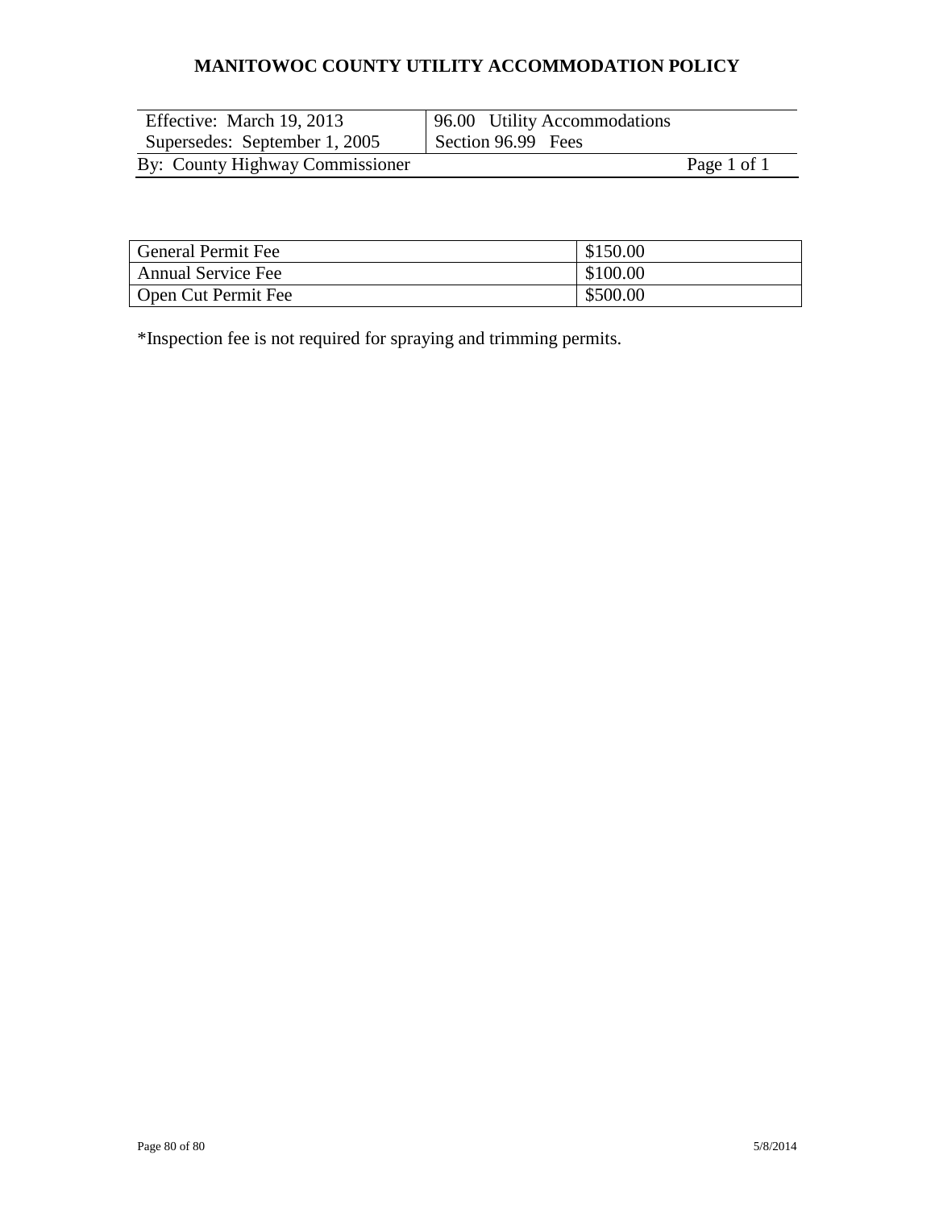# MANITOWOC COUNTY UTILITY ACCOMMODATION POLICY

| Effective: March 19, 2013 | 96.00 Utility Accommodations |
|---|---|
| Supersedes: September 1, 2005 | Section 96.99 Fees |
| By: County Highway Commissioner | Page 1 of 1 |

| | |
|---|---|
| General Permit Fee | $150.00 |
| Annual Service Fee | $100.00 |
| Open Cut Permit Fee | $500.00 |

*Inspection fee is not required for spraying and trimming permits.